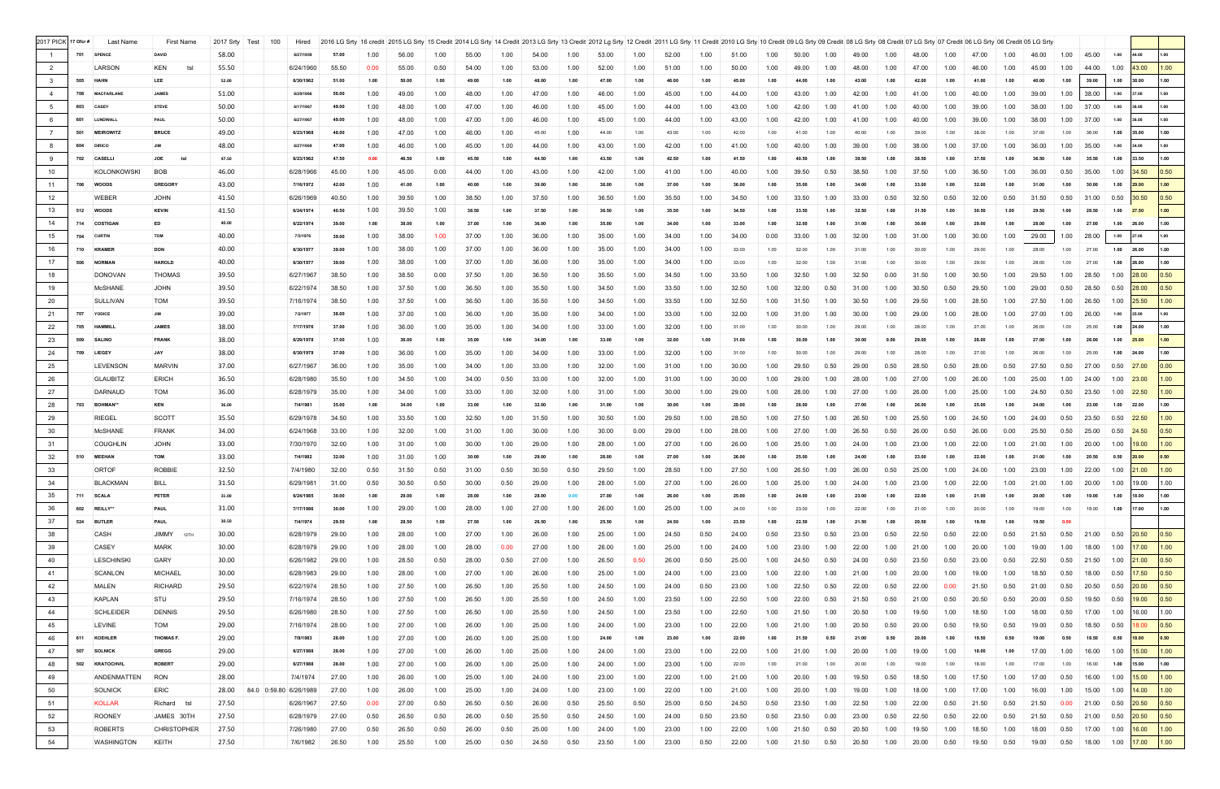| 2017 PICK | 17 Ofcr # | Last Name | First Name | 2017 Srty | Test | 100 | Hired | 2016 LG Srty | 16 credit | 2015 LG Srty | 15 Credit | 2014 LG Srty | 14 Credit | 2013 LG Srty | 13 Credit | 2012 Lg Srty | 12 Credit | 2011 LG Srty | 11 Credit | 2010 LG Srty | 10 Credit | 09 LG Srty | 09 Credit | 08 LG Srty | 08 Credit | 07 LG Srty | 07 Credit | 06 LG Srty | 06 Credit | 05 LG Srty | | | | |
|---|---|---|---|---|---|---|---|---|---|---|---|---|---|---|---|---|---|---|---|---|---|---|---|---|---|---|---|---|---|---|---|---|---|---|
| 1 | 701 | SPENCE | DAVID | 58.00 | | | 6/27/1959 | 57.00 | 1.00 | 56.00 | 1.00 | 55.00 | 1.00 | 54.00 | 1.00 | 53.00 | 1.00 | 52.00 | 1.00 | 51.00 | 1.00 | 50.00 | 1.00 | 49.00 | 1.00 | 48.00 | 1.00 | 47.00 | 1.00 | 46.00 | 1.00 | 45.00 | 1.00 | 44.00 | 1.00 |
| 2 | | LARSON | KEN tsl | 55.50 | | | 6/24/1960 | 55.50 | 0.00 | 55.00 | 0.50 | 54.00 | 1.00 | 53.00 | 1.00 | 52.00 | 1.00 | 51.00 | 1.00 | 50.00 | 1.00 | 49.00 | 1.00 | 48.00 | 1.00 | 47.00 | 1.00 | 46.00 | 1.00 | 45.00 | 1.00 | 44.00 | 1.00 | 43.00 | 1.00 |
| 3 | 505 | HAHN | LEE | 52.00 | | | 6/30/1962 | 51.00 | 1.00 | 50.00 | 1.00 | 49.00 | 1.00 | 48.00 | 1.00 | 47.00 | 1.00 | 46.00 | 1.00 | 45.00 | 1.00 | 44.00 | 1.00 | 43.00 | 1.00 | 42.00 | 1.00 | 41.00 | 1.00 | 40.00 | 1.00 | 39.00 | 1.00 | 38.00 | 1.00 |
| 4 | 708 | MACFARLANE | JAMES | 51.00 | | | 6/20/1966 | 50.00 | 1.00 | 49.00 | 1.00 | 48.00 | 1.00 | 47.00 | 1.00 | 46.00 | 1.00 | 45.00 | 1.00 | 44.00 | 1.00 | 43.00 | 1.00 | 42.00 | 1.00 | 41.00 | 1.00 | 40.00 | 1.00 | 39.00 | 1.00 | 38.00 | 1.00 | 37.00 | 1.00 |
| 5 | 603 | CASEY | STEVE | 50.00 | | | 6/17/1967 | 49.00 | 1.00 | 48.00 | 1.00 | 47.00 | 1.00 | 46.00 | 1.00 | 45.00 | 1.00 | 44.00 | 1.00 | 43.00 | 1.00 | 42.00 | 1.00 | 41.00 | 1.00 | 40.00 | 1.00 | 39.00 | 1.00 | 38.00 | 1.00 | 37.00 | 1.00 | 36.00 | 1.00 |
| 6 | 601 | LUNDWALL | PAUL | 50.00 | | | 6/27/1967 | 49.00 | 1.00 | 48.00 | 1.00 | 47.00 | 1.00 | 46.00 | 1.00 | 45.00 | 1.00 | 44.00 | 1.00 | 43.00 | 1.00 | 42.00 | 1.00 | 41.00 | 1.00 | 40.00 | 1.00 | 39.00 | 1.00 | 38.00 | 1.00 | 37.00 | 1.00 | 36.00 | 1.00 |
| 7 | 501 | MEIROWITZ | BRUCE | 49.00 | | | 6/23/1968 | 48.00 | 1.00 | 47.00 | 1.00 | 46.00 | 1.00 | 45.00 | 1.00 | 44.00 | 1.00 | 43.00 | 1.00 | 42.00 | 1.00 | 41.00 | 1.00 | 40.00 | 1.00 | 39.00 | 1.00 | 38.00 | 1.00 | 37.00 | 1.00 | 36.00 | 1.00 | 35.00 | 1.00 |
| 8 | 604 | DIRICO | JIM | 48.00 | | | 6/27/1969 | 47.00 | 1.00 | 46.00 | 1.00 | 45.00 | 1.00 | 44.00 | 1.00 | 43.00 | 1.00 | 42.00 | 1.00 | 41.00 | 1.00 | 40.00 | 1.00 | 39.00 | 1.00 | 38.00 | 1.00 | 37.00 | 1.00 | 36.00 | 1.00 | 35.00 | 1.00 | 34.00 | 1.00 |
| 9 | 702 | CASELLI | JOE tsl | 47.50 | | | 6/23/1962 | 47.50 | 0.00 | 46.50 | 1.00 | 45.50 | 1.00 | 44.50 | 1.00 | 43.50 | 1.00 | 42.50 | 1.00 | 41.50 | 1.00 | 40.50 | 1.00 | 39.50 | 1.00 | 38.50 | 1.00 | 37.50 | 1.00 | 36.50 | 1.00 | 35.50 | 1.00 | 33.50 | 1.00 |
| 10 | | KOLONKOWSKI | BOB | 46.00 | | | 6/28/1966 | 45.00 | 1.00 | 45.00 | 0.00 | 44.00 | 1.00 | 43.00 | 1.00 | 42.00 | 1.00 | 41.00 | 1.00 | 40.00 | 1.00 | 39.50 | 0.50 | 38.50 | 1.00 | 37.50 | 1.00 | 36.50 | 1.00 | 36.00 | 0.50 | 35.00 | 1.00 | 34.50 | 0.50 |
| 11 | 706 | WOODS | GREGORY | 43.00 | | | 7/16/1972 | 42.00 | 1.00 | 41.00 | 1.00 | 40.00 | 1.00 | 39.00 | 1.00 | 38.00 | 1.00 | 37.00 | 1.00 | 36.00 | 1.00 | 35.00 | 1.00 | 34.00 | 1.00 | 33.00 | 1.00 | 32.00 | 1.00 | 31.00 | 1.00 | 30.00 | 1.00 | 29.00 | 1.00 |
| 12 | | WEBER | JOHN | 41.50 | | | 6/28/1969 | 40.50 | 1.00 | 39.50 | 1.00 | 38.50 | 1.00 | 37.50 | 1.00 | 36.50 | 1.00 | 35.50 | 1.00 | 34.50 | 1.00 | 33.50 | 1.00 | 33.00 | 0.50 | 32.50 | 0.50 | 32.00 | 0.50 | 31.50 | 0.50 | 31.00 | 0.50 | 30.50 | 0.50 |
| 13 | 512 | WOODS | KEVIN | 41.50 | | | 6/24/1974 | 40.50 | 1.00 | 39.50 | 1.00 | 38.50 | 1.00 | 37.50 | 1.00 | 36.50 | 1.00 | 35.50 | 1.00 | 34.50 | 1.00 | 33.50 | 1.00 | 32.50 | 1.00 | 31.50 | 1.00 | 30.50 | 1.00 | 29.50 | 1.00 | 28.50 | 1.00 | 27.50 | 1.00 |
| 14 | 714 | COSTIGAN | ED | 40.00 | | | 6/22/1974 | 39.00 | 1.00 | 38.00 | 1.00 | 37.00 | 1.00 | 36.00 | 1.00 | 35.00 | 1.00 | 34.00 | 1.00 | 33.00 | 1.00 | 32.00 | 1.00 | 31.00 | 1.00 | 30.00 | 1.00 | 29.00 | 1.00 | 28.00 | 1.00 | 27.00 | 1.00 | 26.00 | 1.00 |
| 15 | 704 | CURTIN | TOM | 40.00 | | | 7/3/1976 | 39.00 | 1.00 | 38.00 | 1.00 | 37.00 | 1.00 | 36.00 | 1.00 | 35.00 | 1.00 | 34.00 | 1.00 | 34.00 | 0.00 | 33.00 | 1.00 | 32.00 | 1.00 | 31.00 | 1.00 | 30.00 | 1.00 | 29.00 | 1.00 | 28.00 | 1.00 | 27.00 | 1.00 |
| 16 | 710 | KRAMER | DON | 40.00 | | | 6/30/1977 | 39.00 | 1.00 | 38.00 | 1.00 | 37.00 | 1.00 | 36.00 | 1.00 | 35.00 | 1.00 | 34.00 | 1.00 | 33.00 | 1.00 | 32.00 | 1.00 | 31.00 | 1.00 | 30.00 | 1.00 | 29.00 | 1.00 | 28.00 | 1.00 | 27.00 | 1.00 | 26.00 | 1.00 |
| 17 | 506 | NORMAN | HAROLD | 40.00 | | | 6/30/1977 | 39.00 | 1.00 | 38.00 | 1.00 | 37.00 | 1.00 | 36.00 | 1.00 | 35.00 | 1.00 | 34.00 | 1.00 | 33.00 | 1.00 | 32.00 | 1.00 | 31.00 | 1.00 | 30.00 | 1.00 | 29.00 | 1.00 | 28.00 | 1.00 | 27.00 | 1.00 | 26.00 | 1.00 |
| 18 | | DONOVAN | THOMAS | 39.50 | | | 6/27/1967 | 38.50 | 1.00 | 38.50 | 0.00 | 37.50 | 1.00 | 36.50 | 1.00 | 35.50 | 1.00 | 34.50 | 1.00 | 33.50 | 1.00 | 32.50 | 1.00 | 32.50 | 0.00 | 31.50 | 1.00 | 30.50 | 1.00 | 29.50 | 1.00 | 28.50 | 1.00 | 28.00 | 0.50 |
| 19 | | McSHANE | JOHN | 39.50 | | | 6/22/1974 | 38.50 | 1.00 | 37.50 | 1.00 | 36.50 | 1.00 | 35.50 | 1.00 | 34.50 | 1.00 | 33.50 | 1.00 | 32.50 | 1.00 | 32.00 | 0.50 | 31.00 | 1.00 | 30.50 | 0.50 | 29.50 | 1.00 | 29.00 | 0.50 | 28.50 | 0.50 | 28.00 | 0.50 |
| 20 | | SULLIVAN | TOM | 39.50 | | | 7/16/1974 | 38.50 | 1.00 | 37.50 | 1.00 | 36.50 | 1.00 | 35.50 | 1.00 | 34.50 | 1.00 | 33.50 | 1.00 | 32.50 | 1.00 | 31.50 | 1.00 | 30.50 | 1.00 | 29.50 | 1.00 | 28.50 | 1.00 | 27.50 | 1.00 | 26.50 | 1.00 | 25.50 | 1.00 |
| 21 | 707 | YODICE | JIM | 39.00 | | | 7/2/1977 | 38.00 | 1.00 | 37.00 | 1.00 | 36.00 | 1.00 | 35.00 | 1.00 | 34.00 | 1.00 | 33.00 | 1.00 | 32.00 | 1.00 | 31.00 | 1.00 | 30.00 | 1.00 | 29.00 | 1.00 | 28.00 | 1.00 | 27.00 | 1.00 | 26.00 | 1.00 | 25.00 | 1.00 |
| 22 | 705 | HAMMILL | JAMES | 38.00 | | | 7/17/1976 | 37.00 | 1.00 | 36.00 | 1.00 | 35.00 | 1.00 | 34.00 | 1.00 | 33.00 | 1.00 | 32.00 | 1.00 | 31.00 | 1.00 | 30.00 | 1.00 | 29.00 | 1.00 | 28.00 | 1.00 | 27.00 | 1.00 | 26.00 | 1.00 | 25.00 | 1.00 | 24.00 | 1.00 |
| 23 | 509 | SALINO | FRANK | 38.00 | | | 6/29/1978 | 37.00 | 1.00 | 36.00 | 1.00 | 35.00 | 1.00 | 34.00 | 1.00 | 33.00 | 1.00 | 32.00 | 1.00 | 31.00 | 1.00 | 30.00 | 1.00 | 30.00 | 0.00 | 29.00 | 1.00 | 28.00 | 1.00 | 27.00 | 1.00 | 26.00 | 1.00 | 25.00 | 1.00 |
| 24 | 709 | LIEGEY | JAY | 38.00 | | | 6/30/1979 | 37.00 | 1.00 | 36.00 | 1.00 | 35.00 | 1.00 | 34.00 | 1.00 | 33.00 | 1.00 | 32.00 | 1.00 | 31.00 | 1.00 | 30.00 | 1.00 | 29.00 | 1.00 | 28.00 | 1.00 | 27.00 | 1.00 | 26.00 | 1.00 | 25.00 | 1.00 | 24.00 | 1.00 |
| 25 | | LEVENSON | MARVIN | 37.00 | | | 6/27/1967 | 36.00 | 1.00 | 35.00 | 1.00 | 34.00 | 1.00 | 33.00 | 1.00 | 32.00 | 1.00 | 31.00 | 1.00 | 30.00 | 1.00 | 29.50 | 0.50 | 29.00 | 0.50 | 28.50 | 0.50 | 28.00 | 0.50 | 27.50 | 0.50 | 27.00 | 0.50 | 27.00 | 0.00 |
| 26 | | GLAUBITZ | ERICH | 36.50 | | | 6/28/1980 | 35.50 | 1.00 | 34.50 | 1.00 | 34.00 | 0.50 | 33.00 | 1.00 | 32.00 | 1.00 | 31.00 | 1.00 | 30.00 | 1.00 | 29.00 | 1.00 | 28.00 | 1.00 | 27.00 | 1.00 | 26.00 | 1.00 | 25.00 | 1.00 | 24.00 | 1.00 | 23.00 | 1.00 |
| 27 | | DARNAUD | TOM | 36.00 | | | 6/28/1979 | 35.00 | 1.00 | 34.00 | 1.00 | 33.00 | 1.00 | 32.00 | 1.00 | 31.00 | 1.00 | 30.00 | 1.00 | 29.00 | 1.00 | 28.00 | 1.00 | 27.00 | 1.00 | 26.00 | 1.00 | 25.00 | 1.00 | 24.50 | 0.50 | 23.50 | 1.00 | 22.50 | 1.00 |
| 28 | 703 | BOHMAN** | KEN | 36.00 | | | 7/4/1981 | 35.00 | 1.00 | 34.00 | 1.00 | 33.00 | 1.00 | 32.00 | 1.00 | 31.00 | 1.00 | 30.00 | 1.00 | 29.00 | 1.00 | 28.00 | 1.00 | 27.00 | 1.00 | 26.00 | 1.00 | 25.00 | 1.00 | 24.00 | 1.00 | 23.00 | 1.00 | 22.00 | 1.00 |
| 29 | | RIEGEL | SCOTT | 35.50 | | | 6/29/1978 | 34.50 | 1.00 | 33.50 | 1.00 | 32.50 | 1.00 | 31.50 | 1.00 | 30.50 | 1.00 | 29.50 | 1.00 | 28.50 | 1.00 | 27.50 | 1.00 | 26.50 | 1.00 | 25.50 | 1.00 | 24.50 | 1.00 | 24.00 | 0.50 | 23.50 | 0.50 | 22.50 | 1.00 |
| 30 | | McSHANE | FRANK | 34.00 | | | 6/24/1968 | 33.00 | 1.00 | 32.00 | 1.00 | 31.00 | 1.00 | 30.00 | 1.00 | 30.00 | 0.00 | 29.00 | 1.00 | 28.00 | 1.00 | 27.00 | 1.00 | 26.50 | 0.50 | 26.00 | 0.50 | 26.00 | 0.00 | 25.50 | 0.50 | 25.00 | 0.50 | 24.50 | 0.50 |
| 31 | | COUGHLIN | JOHN | 33.00 | | | 7/30/1970 | 32.00 | 1.00 | 31.00 | 1.00 | 30.00 | 1.00 | 29.00 | 1.00 | 28.00 | 1.00 | 27.00 | 1.00 | 26.00 | 1.00 | 25.00 | 1.00 | 24.00 | 1.00 | 23.00 | 1.00 | 22.00 | 1.00 | 21.00 | 1.00 | 20.00 | 1.00 | 19.00 | 1.00 |
| 32 | 510 | MEEHAN | TOM | 33.00 | | | 7/4/1982 | 32.00 | 1.00 | 31.00 | 1.00 | 30.00 | 1.00 | 29.00 | 1.00 | 28.00 | 1.00 | 27.00 | 1.00 | 26.00 | 1.00 | 25.00 | 1.00 | 24.00 | 1.00 | 23.00 | 1.00 | 22.00 | 1.00 | 21.00 | 1.00 | 20.50 | 0.50 | 20.00 | 0.50 |
| 33 | | ORTOF | ROBBIE | 32.50 | | | 7/4/1980 | 32.00 | 0.50 | 31.50 | 0.50 | 31.00 | 0.50 | 30.50 | 0.50 | 29.50 | 1.00 | 28.50 | 1.00 | 27.50 | 1.00 | 26.50 | 1.00 | 26.00 | 0.50 | 25.00 | 1.00 | 24.00 | 1.00 | 23.00 | 1.00 | 22.00 | 1.00 | 21.00 | 1.00 |
| 34 | | BLACKMAN | BILL | 31.50 | | | 6/29/1981 | 31.00 | 0.50 | 30.50 | 0.50 | 30.00 | 0.50 | 29.00 | 1.00 | 28.00 | 1.00 | 27.00 | 1.00 | 26.00 | 1.00 | 25.00 | 1.00 | 24.00 | 1.00 | 23.00 | 1.00 | 22.00 | 1.00 | 21.00 | 1.00 | 20.00 | 1.00 | 19.00 | 1.00 |
| 35 | 711 | SCALA | PETER | 31.00 | | | 6/24/1985 | 30.00 | 1.00 | 29.00 | 1.00 | 28.00 | 1.00 | 28.00 | 0.00 | 27.00 | 1.00 | 26.00 | 1.00 | 25.00 | 1.00 | 24.00 | 1.00 | 23.00 | 1.00 | 22.00 | 1.00 | 21.00 | 1.00 | 20.00 | 1.00 | 19.00 | 1.00 | 18.00 | 1.00 |
| 36 | 602 | REILLY** | PAUL | 31.00 | | | 7/17/1986 | 30.00 | 1.00 | 29.00 | 1.00 | 28.00 | 1.00 | 27.00 | 1.00 | 26.00 | 1.00 | 25.00 | 1.00 | 24.00 | 1.00 | 23.00 | 1.00 | 22.00 | 1.00 | 21.00 | 1.00 | 20.00 | 1.00 | 19.00 | 1.00 | 18.00 | 1.00 | 17.00 | 1.00 |
| 37 | 524 | BUTLER | PAUL | 30.50 | | | 7/4/1974 | 29.50 | 1.00 | 28.50 | 1.00 | 27.50 | 1.00 | 26.50 | 1.00 | 25.50 | 1.00 | 24.50 | 1.00 | 23.50 | 1.00 | 22.50 | 1.00 | 21.50 | 1.00 | 20.50 | 1.00 | 19.50 | 1.00 | 19.50 | 0.00 | | | | |
| 38 | | CASH | JIMMY 12TH | 30.00 | | | 6/28/1979 | 29.00 | 1.00 | 28.00 | 1.00 | 27.00 | 1.00 | 26.00 | 1.00 | 25.00 | 1.00 | 24.50 | 0.50 | 24.00 | 0.50 | 23.50 | 0.50 | 23.00 | 0.50 | 22.50 | 0.50 | 22.00 | 0.50 | 21.50 | 0.50 | 21.00 | 0.50 | 20.50 | 0.50 |
| 39 | | CASEY | MARK | 30.00 | | | 6/28/1979 | 29.00 | 1.00 | 28.00 | 1.00 | 28.00 | 0.00 | 27.00 | 1.00 | 26.00 | 1.00 | 25.00 | 1.00 | 24.00 | 1.00 | 23.00 | 1.00 | 22.00 | 1.00 | 21.00 | 1.00 | 20.00 | 1.00 | 19.00 | 1.00 | 18.00 | 1.00 | 17.00 | 1.00 |
| 40 | | LESCHINSKI | GARY | 30.00 | | | 6/26/1982 | 29.00 | 1.00 | 28.50 | 0.50 | 28.00 | 0.50 | 27.00 | 1.00 | 26.50 | 0.50 | 26.00 | 0.50 | 25.00 | 1.00 | 24.50 | 0.50 | 24.00 | 0.50 | 23.50 | 0.50 | 23.00 | 0.50 | 22.50 | 0.50 | 21.50 | 1.00 | 21.00 | 0.50 |
| 41 | | SCANLON | MICHAEL | 30.00 | | | 6/28/1983 | 29.00 | 1.00 | 28.00 | 1.00 | 27.00 | 1.00 | 26.00 | 1.00 | 25.00 | 1.00 | 24.00 | 1.00 | 23.00 | 1.00 | 22.00 | 1.00 | 21.00 | 1.00 | 20.00 | 1.00 | 19.00 | 1.00 | 18.50 | 0.50 | 18.00 | 0.50 | 17.50 | 0.50 |
| 42 | | MALEN | RICHARD | 29.50 | | | 6/22/1974 | 28.50 | 1.00 | 27.50 | 1.00 | 26.50 | 1.00 | 25.50 | 1.00 | 24.50 | 1.00 | 24.00 | 0.50 | 23.00 | 1.00 | 22.50 | 0.50 | 22.00 | 0.50 | 22.00 | 0.00 | 21.50 | 0.50 | 21.00 | 0.50 | 20.50 | 0.50 | 20.00 | 0.50 |
| 43 | | KAPLAN | STU | 29.50 | | | 7/16/1974 | 28.50 | 1.00 | 27.50 | 1.00 | 26.50 | 1.00 | 25.50 | 1.00 | 24.50 | 1.00 | 23.50 | 1.00 | 22.50 | 1.00 | 22.00 | 0.50 | 21.50 | 0.50 | 21.00 | 0.50 | 20.50 | 0.50 | 20.00 | 0.50 | 19.50 | 0.50 | 19.00 | 0.50 |
| 44 | | SCHLEIDER | DENNIS | 29.50 | | | 6/26/1980 | 28.50 | 1.00 | 27.50 | 1.00 | 26.50 | 1.00 | 25.50 | 1.00 | 24.50 | 1.00 | 23.50 | 1.00 | 22.50 | 1.00 | 21.50 | 1.00 | 20.50 | 1.00 | 19.50 | 1.00 | 18.50 | 1.00 | 18.00 | 0.50 | 17.00 | 1.00 | 16.00 | 1.00 |
| 45 | | LEVINE | TOM | 29.00 | | | 7/16/1974 | 28.00 | 1.00 | 27.00 | 1.00 | 26.00 | 1.00 | 25.00 | 1.00 | 24.00 | 1.00 | 23.00 | 1.00 | 22.00 | 1.00 | 21.00 | 1.00 | 20.50 | 0.50 | 20.00 | 0.50 | 19.50 | 0.50 | 19.00 | 0.50 | 18.50 | 0.50 | 18.00 | 0.50 |
| 46 | 611 | KOEHLER | THOMAS F. | 29.00 | | | 7/9/1983 | 28.00 | 1.00 | 27.00 | 1.00 | 26.00 | 1.00 | 25.00 | 1.00 | 24.00 | 1.00 | 23.00 | 1.00 | 22.00 | 1.00 | 21.50 | 0.50 | 21.00 | 0.50 | 20.00 | 1.00 | 19.50 | 0.50 | 19.00 | 0.50 | 18.50 | 0.50 | 18.00 | 0.50 |
| 47 | 507 | SOLNICK | GREGG | 29.00 | | | 6/27/1988 | 28.00 | 1.00 | 27.00 | 1.00 | 26.00 | 1.00 | 25.00 | 1.00 | 24.00 | 1.00 | 23.00 | 1.00 | 22.00 | 1.00 | 21.00 | 1.00 | 20.00 | 1.00 | 19.00 | 1.00 | 18.00 | 1.00 | 17.00 | 1.00 | 16.00 | 1.00 | 15.00 | 1.00 |
| 48 | 502 | KRATOCHVIL | ROBERT | 29.00 | | | 6/27/1988 | 28.00 | 1.00 | 27.00 | 1.00 | 26.00 | 1.00 | 25.00 | 1.00 | 24.00 | 1.00 | 23.00 | 1.00 | 22.00 | 1.00 | 21.00 | 1.00 | 20.00 | 1.00 | 19.00 | 1.00 | 18.00 | 1.00 | 17.00 | 1.00 | 16.00 | 1.00 | 15.00 | 1.00 |
| 49 | | ANDENMATTEN | RON | 28.00 | | | 7/4/1974 | 27.00 | 1.00 | 26.00 | 1.00 | 25.00 | 1.00 | 24.00 | 1.00 | 23.00 | 1.00 | 22.00 | 1.00 | 21.00 | 1.00 | 20.00 | 1.00 | 19.50 | 0.50 | 18.50 | 1.00 | 17.50 | 1.00 | 17.00 | 0.50 | 16.00 | 1.00 | 15.00 | 1.00 |
| 50 | | SOLNICK | ERIC | 28.00 | 84.0 | 0:59.80 | 6/28/1989 | 27.00 | 1.00 | 26.00 | 1.00 | 25.00 | 1.00 | 24.00 | 1.00 | 23.00 | 1.00 | 22.00 | 1.00 | 21.00 | 1.00 | 20.00 | 1.00 | 19.00 | 1.00 | 18.00 | 1.00 | 17.00 | 1.00 | 16.00 | 1.00 | 15.00 | 1.00 | 14.00 | 1.00 |
| 51 | | KOLLAR | Richard tsl | 27.50 | | | 6/26/1967 | 27.50 | 0.00 | 27.00 | 0.50 | 26.50 | 0.50 | 26.00 | 0.50 | 25.50 | 0.50 | 25.00 | 0.50 | 24.50 | 0.50 | 23.50 | 1.00 | 22.50 | 1.00 | 22.00 | 0.50 | 21.50 | 0.50 | 21.50 | 0.00 | 21.00 | 0.50 | 20.50 | 0.50 |
| 52 | | ROONEY | JAMES 30TH | 27.50 | | | 6/28/1979 | 27.00 | 0.50 | 26.50 | 0.50 | 26.00 | 0.50 | 25.50 | 0.50 | 24.50 | 1.00 | 24.00 | 0.50 | 23.50 | 0.50 | 23.50 | 0.00 | 23.00 | 0.50 | 22.50 | 0.50 | 22.00 | 0.50 | 21.50 | 0.50 | 21.00 | 0.50 | 20.50 | 0.50 |
| 53 | | ROBERTS | CHRISTOPHER | 27.50 | | | 7/26/1980 | 27.00 | 0.50 | 26.50 | 0.50 | 26.00 | 0.50 | 25.00 | 1.00 | 24.00 | 1.00 | 23.00 | 1.00 | 22.00 | 1.00 | 21.50 | 0.50 | 20.50 | 1.00 | 19.50 | 1.00 | 18.50 | 1.00 | 18.00 | 0.50 | 17.00 | 1.00 | 16.00 | 1.00 |
| 54 | | WASHINGTON | KEITH | 27.50 | | | 7/6/1982 | 26.50 | 1.00 | 25.50 | 1.00 | 25.00 | 0.50 | 24.50 | 0.50 | 23.50 | 1.00 | 23.00 | 0.50 | 22.00 | 1.00 | 21.50 | 0.50 | 20.50 | 1.00 | 20.00 | 0.50 | 19.50 | 0.50 | 19.00 | 0.50 | 18.00 | 1.00 | 17.00 | 1.00 |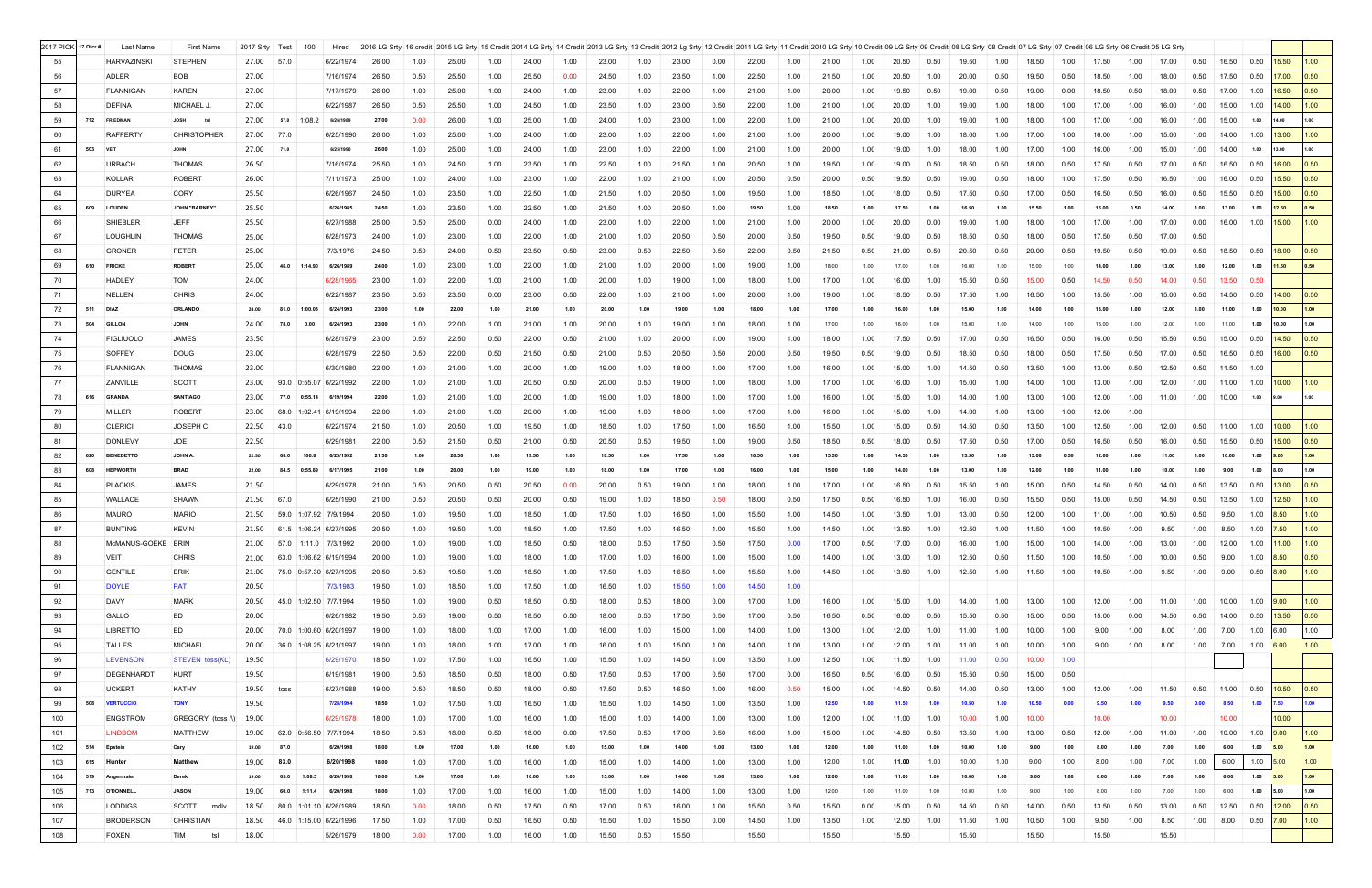| 2017 PICK | 17 Ofcr # | Last Name | First Name | 2017 Srty | Test | 100 | Hired | 2016 LG Srty | 16 credit | 2015 LG Srty | 15 Credit | 2014 LG Srty | 14 Credit | 2013 LG Srty | 13 Credit | 2012 Lg Srty | 12 Credit | 2011 LG Srty | 11 Credit | 2010 LG Srty | 10 Credit | 09 LG Srty | 09 Credit | 08 LG Srty | 08 Credit | 07 LG Srty | 07 Credit | 06 LG Srty | 06 Credit | 05 LG Srty | | | | | |
|---|---|---|---|---|---|---|---|---|---|---|---|---|---|---|---|---|---|---|---|---|---|---|---|---|---|---|---|---|---|---|---|---|---|---|---|
| 55 | | HARVAZINSKI | STEPHEN | 27.00 | 57.0 | | 6/22/1974 | 26.00 | 1.00 | 25.00 | 1.00 | 24.00 | 1.00 | 23.00 | 1.00 | 23.00 | 0.00 | 22.00 | 1.00 | 21.00 | 1.00 | 20.50 | 0.50 | 19.50 | 1.00 | 18.50 | 1.00 | 17.50 | 1.00 | 17.00 | 0.50 | 16.50 | 0.50 | 15.50 | 1.00 |
| 56 | | ADLER | BOB | 27.00 | | | 7/16/1974 | 26.50 | 0.50 | 25.50 | 1.00 | 25.50 | 0.00 | 24.50 | 1.00 | 23.50 | 1.00 | 22.50 | 1.00 | 21.50 | 1.00 | 20.50 | 1.00 | 20.00 | 0.50 | 19.50 | 0.50 | 18.50 | 1.00 | 18.00 | 0.50 | 17.50 | 0.50 | 17.00 | 0.50 |
| 57 | | FLANNIGAN | KAREN | 27.00 | | | 7/17/1979 | 26.00 | 1.00 | 25.00 | 1.00 | 24.00 | 1.00 | 23.00 | 1.00 | 22.00 | 1.00 | 21.00 | 1.00 | 20.00 | 1.00 | 19.50 | 0.50 | 19.00 | 0.50 | 19.00 | 0.00 | 18.50 | 0.50 | 18.00 | 0.50 | 17.00 | 1.00 | 16.50 | 0.50 |
| 58 | | DEFINA | MICHAEL J. | 27.00 | | | 6/22/1987 | 26.50 | 0.50 | 25.50 | 0.50 | 24.50 | 1.00 | 23.50 | 1.00 | 23.00 | 0.50 | 22.00 | 1.00 | 21.00 | 1.00 | 20.00 | 1.00 | 19.00 | 1.00 | 18.00 | 1.00 | 17.00 | 1.00 | 16.00 | 1.00 | 15.00 | 1.00 | 14.00 | 1.00 |
| 59 | 712 | FRIEDMAN | JOSH tsl | 27.00 | 57.0 | 1:08.2 | 6/29/1989 | 27.00 | 0.00 | 26.00 | 1.00 | 25.00 | 1.00 | 24.00 | 1.00 | 23.00 | 1.00 | 22.00 | 1.00 | 21.00 | 1.00 | 20.00 | 1.00 | 19.00 | 1.00 | 18.00 | 1.00 | 17.00 | 1.00 | 16.00 | 1.00 | 15.00 | 1.00 | 14.00 | 1.00 |
| 60 | | RAFFERTY | CHRISTOPHER | 27.00 | 77.0 | | 6/25/1990 | 26.00 | 1.00 | 25.00 | 1.00 | 24.00 | 1.00 | 23.00 | 1.00 | 22.00 | 1.00 | 21.00 | 1.00 | 20.00 | 1.00 | 19.00 | 1.00 | 18.00 | 1.00 | 17.00 | 1.00 | 16.00 | 1.00 | 15.00 | 1.00 | 14.00 | 1.00 | 13.00 | 1.00 |
| 61 | 503 | VEIT | JOHN | 27.00 | 71.0 | | 6/25/1990 | 26.00 | 1.00 | 25.00 | 1.00 | 24.00 | 1.00 | 23.00 | 1.00 | 22.00 | 1.00 | 21.00 | 1.00 | 20.00 | 1.00 | 19.00 | 1.00 | 18.00 | 1.00 | 17.00 | 1.00 | 16.00 | 1.00 | 15.00 | 1.00 | 14.00 | 1.00 | 13.00 | 1.00 |
| 62 | | URBACH | THOMAS | 26.50 | | | 7/16/1974 | 25.50 | 1.00 | 24.50 | 1.00 | 23.50 | 1.00 | 22.50 | 1.00 | 21.50 | 1.00 | 20.50 | 1.00 | 19.50 | 1.00 | 19.00 | 0.50 | 18.50 | 0.50 | 18.00 | 0.50 | 17.50 | 0.50 | 17.00 | 0.50 | 16.50 | 0.50 | 16.00 | 0.50 |
| 63 | | KOLLAR | ROBERT | 26.00 | | | 7/11/1973 | 25.00 | 1.00 | 24.00 | 1.00 | 23.00 | 1.00 | 22.00 | 1.00 | 21.00 | 1.00 | 20.50 | 0.50 | 20.00 | 0.50 | 19.50 | 0.50 | 19.00 | 0.50 | 18.00 | 1.00 | 17.50 | 0.50 | 16.50 | 1.00 | 16.00 | 0.50 | 15.50 | 0.50 |
| 64 | | DURYEA | CORY | 25.50 | | | 6/26/1967 | 24.50 | 1.00 | 23.50 | 1.00 | 22.50 | 1.00 | 21.50 | 1.00 | 20.50 | 1.00 | 19.50 | 1.00 | 18.50 | 1.00 | 18.00 | 0.50 | 17.50 | 0.50 | 17.00 | 0.50 | 16.50 | 0.50 | 16.00 | 0.50 | 15.50 | 0.50 | 15.00 | 0.50 |
| 65 | 609 | LOUDEN | JOHN "BARNEY" | 25.50 | | | 6/26/1985 | 24.50 | 1.00 | 23.50 | 1.00 | 22.50 | 1.00 | 21.50 | 1.00 | 20.50 | 1.00 | 19.50 | 1.00 | 18.50 | 1.00 | 17.50 | 1.00 | 16.50 | 1.00 | 15.50 | 1.00 | 15.00 | 0.50 | 14.00 | 1.00 | 13.00 | 1.00 | 12.50 | 0.50 |
| 66 | | SHIEBLER | JEFF | 25.50 | | | 6/27/1988 | 25.00 | 0.50 | 25.00 | 0.00 | 24.00 | 1.00 | 23.00 | 1.00 | 22.00 | 1.00 | 21.00 | 1.00 | 20.00 | 1.00 | 20.00 | 0.00 | 19.00 | 1.00 | 18.00 | 1.00 | 17.00 | 1.00 | 17.00 | 0.00 | 16.00 | 1.00 | 15.00 | 1.00 |
| 67 | | LOUGHLIN | THOMAS | 25.00 | | | 6/28/1973 | 24.00 | 1.00 | 23.00 | 1.00 | 22.00 | 1.00 | 21.00 | 1.00 | 20.50 | 0.50 | 20.00 | 0.50 | 19.50 | 0.50 | 19.00 | 0.50 | 18.50 | 0.50 | 18.00 | 0.50 | 17.50 | 0.50 | 17.00 | 0.50 | | | | |
| 68 | | GRONER | PETER | 25.00 | | | 7/3/1976 | 24.50 | 0.50 | 24.00 | 0.50 | 23.50 | 0.50 | 23.00 | 0.50 | 22.50 | 0.50 | 22.00 | 0.50 | 21.50 | 0.50 | 21.00 | 0.50 | 20.50 | 0.50 | 20.00 | 0.50 | 19.50 | 0.50 | 19.00 | 0.50 | 18.50 | 0.50 | 18.00 | 0.50 |
| 69 | 610 | FRICKE | ROBERT | 25.00 | 46.0 | 1:14.90 | 6/26/1989 | 24.00 | 1.00 | 23.00 | 1.00 | 22.00 | 1.00 | 21.00 | 1.00 | 20.00 | 1.00 | 19.00 | 1.00 | 18.00 | 1.00 | 17.00 | 1.00 | 16.00 | 1.00 | 15.00 | 1.00 | 14.00 | 1.00 | 13.00 | 1.00 | 12.00 | 1.00 | 11.50 | 0.50 |
| 70 | | HADLEY | TOM | 24.00 | | | 6/28/1965 | 23.00 | 1.00 | 22.00 | 1.00 | 21.00 | 1.00 | 20.00 | 1.00 | 19.00 | 1.00 | 18.00 | 1.00 | 17.00 | 1.00 | 16.00 | 1.00 | 15.50 | 0.50 | 15.00 | 0.50 | 14.50 | 0.50 | 14.00 | 0.50 | 13.50 | 0.50 | | |
| 71 | | NELLEN | CHRIS | 24.00 | | | 6/22/1987 | 23.50 | 0.50 | 23.50 | 0.00 | 23.00 | 0.50 | 22.00 | 1.00 | 21.00 | 1.00 | 20.00 | 1.00 | 19.00 | 1.00 | 18.50 | 0.50 | 17.50 | 1.00 | 16.50 | 1.00 | 15.50 | 1.00 | 15.00 | 0.50 | 14.50 | 0.50 | 14.00 | 0.50 |
| 72 | 511 | DIAZ | ORLANDO | 24.00 | 81.0 | 1:00.03 | 6/24/1993 | 23.00 | 1.00 | 22.00 | 1.00 | 21.00 | 1.00 | 20.00 | 1.00 | 19.00 | 1.00 | 18.00 | 1.00 | 17.00 | 1.00 | 16.00 | 1.00 | 15.00 | 1.00 | 14.00 | 1.00 | 13.00 | 1.00 | 12.00 | 1.00 | 11.00 | 1.00 | 10.00 | 1.00 |
| 73 | 504 | GILLON | JOHN | 24.00 | 78.0 | 0.00 | 6/24/1993 | 23.00 | 1.00 | 22.00 | 1.00 | 21.00 | 1.00 | 20.00 | 1.00 | 19.00 | 1.00 | 18.00 | 1.00 | 17.00 | 1.00 | 16.00 | 1.00 | 15.00 | 1.00 | 14.00 | 1.00 | 13.00 | 1.00 | 12.00 | 1.00 | 11.00 | 1.00 | 10.00 | 1.00 |
| 74 | | FIGLIUOLO | JAMES | 23.50 | | | 6/28/1979 | 23.00 | 0.50 | 22.50 | 0.50 | 22.00 | 0.50 | 21.00 | 1.00 | 20.00 | 1.00 | 19.00 | 1.00 | 18.00 | 1.00 | 17.50 | 0.50 | 17.00 | 0.50 | 16.50 | 0.50 | 16.00 | 0.50 | 15.50 | 0.50 | 15.00 | 0.50 | 14.50 | 0.50 |
| 75 | | SOFFEY | DOUG | 23.00 | | | 6/28/1979 | 22.50 | 0.50 | 22.00 | 0.50 | 21.50 | 0.50 | 21.00 | 0.50 | 20.50 | 0.50 | 20.00 | 0.50 | 19.50 | 0.50 | 19.00 | 0.50 | 18.50 | 0.50 | 18.00 | 0.50 | 17.50 | 0.50 | 17.00 | 0.50 | 16.50 | 0.50 | 16.00 | 0.50 |
| 76 | | FLANNIGAN | THOMAS | 23.00 | | | 6/30/1980 | 22.00 | 1.00 | 21.00 | 1.00 | 20.00 | 1.00 | 19.00 | 1.00 | 18.00 | 1.00 | 17.00 | 1.00 | 16.00 | 1.00 | 15.00 | 1.00 | 14.50 | 0.50 | 13.50 | 1.00 | 13.00 | 0.50 | 12.50 | 0.50 | 11.50 | 1.00 | | |
| 77 | | ZANVILLE | SCOTT | 23.00 | 93.0 | 0:55.07 | 6/22/1992 | 22.00 | 1.00 | 21.00 | 1.00 | 20.50 | 0.50 | 20.00 | 0.50 | 19.00 | 1.00 | 18.00 | 1.00 | 17.00 | 1.00 | 16.00 | 1.00 | 15.00 | 1.00 | 14.00 | 1.00 | 13.00 | 1.00 | 12.00 | 1.00 | 11.00 | 1.00 | 10.00 | 1.00 |
| 78 | 616 | GRANDA | SANTIAGO | 23.00 | 77.0 | 0:55.14 | 6/19/1994 | 22.00 | 1.00 | 21.00 | 1.00 | 20.00 | 1.00 | 19.00 | 1.00 | 18.00 | 1.00 | 17.00 | 1.00 | 16.00 | 1.00 | 15.00 | 1.00 | 14.00 | 1.00 | 13.00 | 1.00 | 12.00 | 1.00 | 11.00 | 1.00 | 10.00 | 1.00 | 9.00 | 1.00 |
| 79 | | MILLER | ROBERT | 23.00 | 68.0 | 1:02.41 | 6/19/1994 | 22.00 | 1.00 | 21.00 | 1.00 | 20.00 | 1.00 | 19.00 | 1.00 | 18.00 | 1.00 | 17.00 | 1.00 | 16.00 | 1.00 | 15.00 | 1.00 | 14.00 | 1.00 | 13.00 | 1.00 | 12.00 | 1.00 | | | | | | |
| 80 | | CLERICI | JOSEPH C. | 22.50 | 43.0 | | 6/22/1974 | 21.50 | 1.00 | 20.50 | 1.00 | 19.50 | 1.00 | 18.50 | 1.00 | 17.50 | 1.00 | 16.50 | 1.00 | 15.50 | 1.00 | 15.00 | 0.50 | 14.50 | 0.50 | 13.50 | 1.00 | 12.50 | 1.00 | 12.00 | 0.50 | 11.00 | 1.00 | 10.00 | 1.00 |
| 81 | | DONLEVY | JOE | 22.50 | | | 6/29/1981 | 22.00 | 0.50 | 21.50 | 0.50 | 21.00 | 0.50 | 20.50 | 0.50 | 19.50 | 1.00 | 19.00 | 0.50 | 18.50 | 0.50 | 18.00 | 0.50 | 17.50 | 0.50 | 17.00 | 0.50 | 16.50 | 0.50 | 16.00 | 0.50 | 15.50 | 0.50 | 15.00 | 0.50 |
| 82 | 620 | BENEDETTO | JOHN A. | 22.50 | 68.0 | 106.8 | 6/23/1992 | 21.50 | 1.00 | 20.50 | 1.00 | 19.50 | 1.00 | 18.50 | 1.00 | 17.50 | 1.00 | 16.50 | 1.00 | 15.50 | 1.00 | 14.50 | 1.00 | 13.50 | 1.00 | 13.00 | 0.50 | 12.00 | 1.00 | 11.00 | 1.00 | 10.00 | 1.00 | 9.00 | 1.00 |
| 83 | 608 | HEPWORTH | BRAD | 22.00 | 84.5 | 0:55.69 | 6/17/1995 | 21.00 | 1.00 | 20.00 | 1.00 | 19.00 | 1.00 | 18.00 | 1.00 | 17.00 | 1.00 | 16.00 | 1.00 | 15.00 | 1.00 | 14.00 | 1.00 | 13.00 | 1.00 | 12.00 | 1.00 | 11.00 | 1.00 | 10.00 | 1.00 | 9.00 | 1.00 | 8.00 | 1.00 |
| 84 | | PLACKIS | JAMES | 21.50 | | | 6/29/1978 | 21.00 | 0.50 | 20.50 | 0.50 | 20.50 | 0.00 | 20.00 | 0.50 | 19.00 | 1.00 | 18.00 | 1.00 | 17.00 | 1.00 | 16.50 | 0.50 | 15.50 | 1.00 | 15.00 | 0.50 | 14.50 | 0.50 | 14.00 | 0.50 | 13.50 | 0.50 | 13.00 | 0.50 |
| 85 | | WALLACE | SHAWN | 21.50 | 67.0 | | 6/25/1990 | 21.00 | 0.50 | 20.50 | 0.50 | 20.00 | 0.50 | 19.00 | 1.00 | 18.50 | 0.50 | 18.00 | 0.50 | 17.50 | 0.50 | 16.50 | 1.00 | 16.00 | 0.50 | 15.50 | 0.50 | 15.00 | 0.50 | 14.50 | 0.50 | 13.50 | 1.00 | 12.50 | 1.00 |
| 86 | | MAURO | MARIO | 21.50 | 59.0 | 1:07.92 | 7/9/1994 | 20.50 | 1.00 | 19.50 | 1.00 | 18.50 | 1.00 | 17.50 | 1.00 | 16.50 | 1.00 | 15.50 | 1.00 | 14.50 | 1.00 | 13.50 | 1.00 | 13.00 | 0.50 | 12.00 | 1.00 | 11.00 | 1.00 | 10.50 | 0.50 | 9.50 | 1.00 | 8.50 | 1.00 |
| 87 | | BUNTING | KEVIN | 21.50 | 61.5 | 1:06.24 | 6/27/1995 | 20.50 | 1.00 | 19.50 | 1.00 | 18.50 | 1.00 | 17.50 | 1.00 | 16.50 | 1.00 | 15.50 | 1.00 | 14.50 | 1.00 | 13.50 | 1.00 | 12.50 | 1.00 | 11.50 | 1.00 | 10.50 | 1.00 | 9.50 | 1.00 | 8.50 | 1.00 | 7.50 | 1.00 |
| 88 | | McMANUS-GOEKE | ERIN | 21.00 | 57.0 | 1:11.0 | 7/3/1992 | 20.00 | 1.00 | 19.00 | 1.00 | 18.50 | 0.50 | 18.00 | 0.50 | 17.50 | 0.50 | 17.50 | 0.00 | 17.00 | 0.50 | 17.00 | 0.00 | 16.00 | 1.00 | 15.00 | 1.00 | 14.00 | 1.00 | 13.00 | 1.00 | 12.00 | 1.00 | 11.00 | 1.00 |
| 89 | | VEIT | CHRIS | 21.00 | 63.0 | 1:06.62 | 6/19/1994 | 20.00 | 1.00 | 19.00 | 1.00 | 18.00 | 1.00 | 17.00 | 1.00 | 16.00 | 1.00 | 15.00 | 1.00 | 14.00 | 1.00 | 13.00 | 1.00 | 12.50 | 0.50 | 11.50 | 1.00 | 10.50 | 1.00 | 10.00 | 0.50 | 9.00 | 1.00 | 8.50 | 0.50 |
| 90 | | GENTILE | ERIK | 21.00 | 75.0 | 0:57.30 | 6/27/1995 | 20.50 | 0.50 | 19.50 | 1.00 | 18.50 | 1.00 | 17.50 | 1.00 | 16.50 | 1.00 | 15.50 | 1.00 | 14.50 | 1.00 | 13.50 | 1.00 | 12.50 | 1.00 | 11.50 | 1.00 | 10.50 | 1.00 | 9.50 | 1.00 | 9.00 | 0.50 | 8.00 | 1.00 |
| 91 | | DOYLE | PAT | 20.50 | | | 7/3/1983 | 19.50 | 1.00 | 18.50 | 1.00 | 17.50 | 1.00 | 16.50 | 1.00 | 15.50 | 1.00 | 14.50 | 1.00 | | | | | | | | | | | | | | | | |
| 92 | | DAVY | MARK | 20.50 | 45.0 | 1:02.50 | 7/7/1994 | 19.50 | 1.00 | 19.00 | 0.50 | 18.50 | 0.50 | 18.00 | 0.50 | 18.00 | 0.00 | 17.00 | 1.00 | 16.00 | 1.00 | 15.00 | 1.00 | 14.00 | 1.00 | 13.00 | 1.00 | 12.00 | 1.00 | 11.00 | 1.00 | 10.00 | 1.00 | 9.00 | 1.00 |
| 93 | | GALLO | ED | 20.00 | | | 6/26/1982 | 19.50 | 0.50 | 19.00 | 0.50 | 18.50 | 0.50 | 18.00 | 0.50 | 17.50 | 0.50 | 17.00 | 0.50 | 16.50 | 0.50 | 16.00 | 0.50 | 15.50 | 0.50 | 15.00 | 0.50 | 15.00 | 0.00 | 14.50 | 0.50 | 14.00 | 0.50 | 13.50 | 0.50 |
| 94 | | LIBRETTO | ED | 20.00 | 70.0 | 1:00.60 | 6/20/1997 | 19.00 | 1.00 | 18.00 | 1.00 | 17.00 | 1.00 | 16.00 | 1.00 | 15.00 | 1.00 | 14.00 | 1.00 | 13.00 | 1.00 | 12.00 | 1.00 | 11.00 | 1.00 | 10.00 | 1.00 | 9.00 | 1.00 | 8.00 | 1.00 | 7.00 | 1.00 | 6.00 | 1.00 |
| 95 | | TALLES | MICHAEL | 20.00 | 36.0 | 1:08.25 | 6/21/1997 | 19.00 | 1.00 | 18.00 | 1.00 | 17.00 | 1.00 | 16.00 | 1.00 | 15.00 | 1.00 | 14.00 | 1.00 | 13.00 | 1.00 | 12.00 | 1.00 | 11.00 | 1.00 | 10.00 | 1.00 | 9.00 | 1.00 | 8.00 | 1.00 | 7.00 | 1.00 | 6.00 | 1.00 |
| 96 | | LEVENSON | STEVEN toss(KL) | 19.50 | | | 6/29/1970 | 18.50 | 1.00 | 17.50 | 1.00 | 16.50 | 1.00 | 15.50 | 1.00 | 14.50 | 1.00 | 13.50 | 1.00 | 12.50 | 1.00 | 11.50 | 1.00 | 11.00 | 0.50 | 10.00 | 1.00 | | | | | | | | |
| 97 | | DEGENHARDT | KURT | 19.50 | | | 6/19/1981 | 19.00 | 0.50 | 18.50 | 0.50 | 18.00 | 0.50 | 17.50 | 0.50 | 17.00 | 0.50 | 17.00 | 0.00 | 16.50 | 0.50 | 16.00 | 0.50 | 15.50 | 0.50 | 15.00 | 0.50 | | | | | | | | |
| 98 | | UCKERT | KATHY | 19.50 | toss | | 6/27/1988 | 19.00 | 0.50 | 18.50 | 0.50 | 18.00 | 0.50 | 17.50 | 0.50 | 16.50 | 1.00 | 16.00 | 0.50 | 15.00 | 1.00 | 14.50 | 0.50 | 14.00 | 0.50 | 13.00 | 1.00 | 12.00 | 1.00 | 11.50 | 0.50 | 11.00 | 0.50 | 10.50 | 0.50 |
| 99 | 506 | VERTUCCIO | TONY | 19.50 | | | 7/28/1994 | 18.50 | 1.00 | 17.50 | 1.00 | 16.50 | 1.00 | 15.50 | 1.00 | 14.50 | 1.00 | 13.50 | 1.00 | 12.50 | 1.00 | 11.50 | 1.00 | 10.50 | 1.00 | 10.50 | 0.00 | 9.50 | 1.00 | 9.50 | 0.00 | 8.50 | 1.00 | 7.50 | 1.00 |
| 100 | | ENGSTROM | GREGORY (toss /\) | 19.00 | | | 6/29/1978 | 18.00 | 1.00 | 17.00 | 1.00 | 16.00 | 1.00 | 15.00 | 1.00 | 14.00 | 1.00 | 13.00 | 1.00 | 12.00 | 1.00 | 11.00 | 1.00 | 10.00 | 1.00 | 10.00 | | 10.00 | | 10.00 | | 10.00 | | 10.00 | |
| 101 | | LINDBOM | MATTHEW | 19.00 | 62.0 | 0:56.50 | 7/7/1994 | 18.50 | 0.50 | 18.00 | 0.50 | 18.00 | 0.00 | 17.50 | 0.50 | 17.00 | 0.50 | 16.00 | 1.00 | 15.00 | 1.00 | 14.50 | 0.50 | 13.50 | 1.00 | 13.00 | 0.50 | 12.00 | 1.00 | 11.00 | 1.00 | 10.00 | 1.00 | 9.00 | 1.00 |
| 102 | 514 | Epstein | Cary | 19.00 | 87.0 | | 6/20/1998 | 18.00 | 1.00 | 17.00 | 1.00 | 16.00 | 1.00 | 15.00 | 1.00 | 14.00 | 1.00 | 13.00 | 1.00 | 12.00 | 1.00 | 11.00 | 1.00 | 10.00 | 1.00 | 9.00 | 1.00 | 8.00 | 1.00 | 7.00 | 1.00 | 6.00 | 1.00 | 5.00 | 1.00 |
| 103 | 615 | Hunter | Matthew | 19.00 | 83.0 | | 6/20/1998 | 18.00 | 1.00 | 17.00 | 1.00 | 16.00 | 1.00 | 15.00 | 1.00 | 14.00 | 1.00 | 13.00 | 1.00 | 12.00 | 1.00 | 11.00 | 1.00 | 10.00 | 1.00 | 9.00 | 1.00 | 8.00 | 1.00 | 7.00 | 1.00 | 6.00 | 1.00 | 5.00 | 1.00 |
| 104 | 519 | Angermaier | Derek | 19.00 | 65.0 | 1:08.3 | 6/20/1998 | 18.00 | 1.00 | 17.00 | 1.00 | 16.00 | 1.00 | 15.00 | 1.00 | 14.00 | 1.00 | 13.00 | 1.00 | 12.00 | 1.00 | 11.00 | 1.00 | 10.00 | 1.00 | 9.00 | 1.00 | 8.00 | 1.00 | 7.00 | 1.00 | 6.00 | 1.00 | 5.00 | 1.00 |
| 105 | 713 | O'DONNELL | JASON | 19.00 | 60.0 | 1:11.4 | 6/20/1998 | 18.00 | 1.00 | 17.00 | 1.00 | 16.00 | 1.00 | 15.00 | 1.00 | 14.00 | 1.00 | 13.00 | 1.00 | 12.00 | 1.00 | 11.00 | 1.00 | 10.00 | 1.00 | 9.00 | 1.00 | 8.00 | 1.00 | 7.00 | 1.00 | 6.00 | 1.00 | 5.00 | 1.00 |
| 106 | | LODDIGS | SCOTT mdlv | 18.50 | 80.0 | 1:01.10 | 6/26/1989 | 18.50 | 0.00 | 18.00 | 0.50 | 17.50 | 0.50 | 17.00 | 0.50 | 16.00 | 1.00 | 15.50 | 0.50 | 15.50 | 0.00 | 15.00 | 0.50 | 14.50 | 0.50 | 14.00 | 0.50 | 13.50 | 0.50 | 13.00 | 0.50 | 12.50 | 0.50 | 12.00 | 0.50 |
| 107 | | BRODERSON | CHRISTIAN | 18.50 | 46.0 | 1:15.00 | 6/22/1996 | 17.50 | 1.00 | 17.00 | 0.50 | 16.50 | 0.50 | 15.50 | 1.00 | 15.50 | 0.00 | 14.50 | 1.00 | 13.50 | 1.00 | 12.50 | 1.00 | 11.50 | 1.00 | 10.50 | 1.00 | 9.50 | 1.00 | 8.50 | 1.00 | 8.00 | 0.50 | 7.00 | 1.00 |
| 108 | | FOXEN | TIM tsl | 18.00 | | | 5/26/1979 | 18.00 | 0.00 | 17.00 | 1.00 | 16.00 | 1.00 | 15.50 | 0.50 | 15.50 | | 15.50 | | 15.50 | | 15.50 | | 15.50 | | 15.50 | | 15.50 | | 15.50 | | | | | |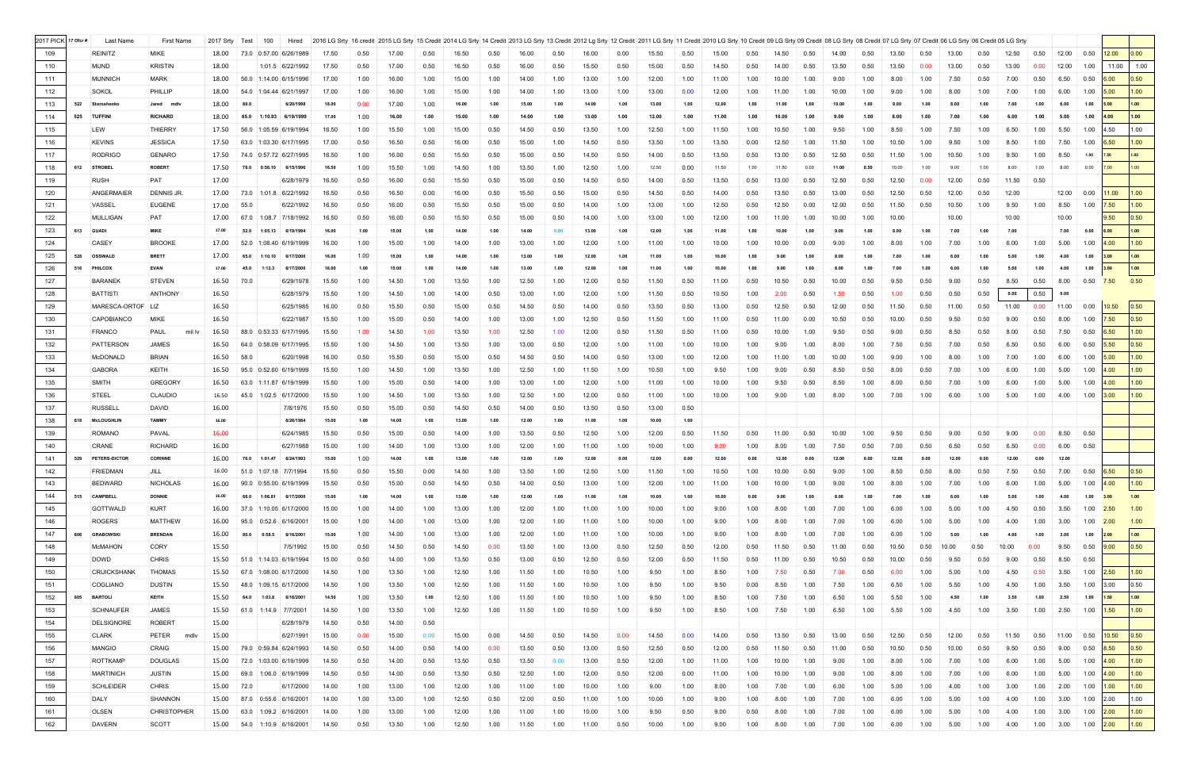| 2017 PICK | 17 Ofcr # | Last Name | First Name | 2017 Srty | Test | 100 | Hired | 2016 LG Srty | 16 credit | 2015 LG Srty | 15 Credit | 2014 LG Srty | 14 Credit | 2013 LG Srty | 13 Credit | 2012 Lg Srty | 12 Credit | 2011 LG Srty | 11 Credit | 2010 LG Srty | 10 Credit | 09 LG Srty | 09 Credit | 08 LG Srty | 08 Credit | 07 LG Srty | 07 Credit | 06 LG Srty | 06 Credit | 05 LG Srty | | | | | |
|---|---|---|---|---|---|---|---|---|---|---|---|---|---|---|---|---|---|---|---|---|---|---|---|---|---|---|---|---|---|---|---|---|---|---|---|
| 109 | | REINITZ | MIKE | 18.00 | 73.0 | 0:57.00 | 6/26/1989 | 17.50 | 0.50 | 17.00 | 0.50 | 16.50 | 0.50 | 16.00 | 0.50 | 16.00 | 0.00 | 15.50 | 0.50 | 15.00 | 0.50 | 14.50 | 0.50 | 14.00 | 0.50 | 13.50 | 0.50 | 13.00 | 0.50 | 12.50 | 0.50 | 12.00 | 1.00 | 12.00 | 0.00 |
| 110 | | MUND | KRISTIN | 18.00 | | 1:01.5 | 6/22/1992 | 17.50 | 0.50 | 17.00 | 0.50 | 16.50 | 0.50 | 16.00 | 0.50 | 15.50 | 0.50 | 15.00 | 0.50 | 14.50 | 0.50 | 14.00 | 0.50 | 13.50 | 0.50 | 13.50 | 0.50 | 13.00 | 0.50 | 13.00 | 0.00 | 12.00 | 1.00 | 11.00 | 1.00 |
| 111 | | MUNNICH | MARK | 18.00 | 56.0 | 1:14.00 | 6/15/1996 | 17.00 | 1.00 | 16.00 | 1.00 | 15.00 | 1.00 | 14.00 | 1.00 | 13.00 | 1.00 | 12.00 | 1.00 | 11.00 | 1.00 | 10.00 | 1.00 | 9.00 | 1.00 | 8.00 | 1.00 | 7.50 | 0.50 | 7.00 | 0.50 | 6.50 | 0.50 | 6.00 | 0.50 |
| 112 | | SOKOL | PHILLIP | 18.00 | 54.0 | 1:04.44 | 6/21/1997 | 17.00 | 1.00 | 16.00 | 1.00 | 15.00 | 1.00 | 14.00 | 1.00 | 13.00 | 1.00 | 12.00 | 0.00 | 12.00 | 1.00 | 11.00 | 1.00 | 10.00 | 1.00 | 9.00 | 1.00 | 8.00 | 1.00 | 7.00 | 1.00 | 6.00 | 1.00 | 5.00 | 1.00 |
| 113 | 522 | Storoshenko | Jared mdlv | 18.00 | 80.0 | | 6/20/1998 | 18.00 | 0.00 | 17.00 | 1.00 | 16.00 | 1.00 | 15.00 | 1.00 | 14.00 | 1.00 | 13.00 | 1.00 | 12.00 | 1.00 | 11.00 | 1.00 | 10.00 | 1.00 | 9.00 | 1.00 | 8.00 | 1.00 | 7.00 | 1.00 | 6.00 | 1.00 | 5.00 | 1.00 |
| 114 | 525 | TUFFINI | RICHARD | 18.00 | 65.0 | 1:10.93 | 6/19/1999 | 17.00 | 1.00 | 16.00 | 1.00 | 15.00 | 1.00 | 14.00 | 1.00 | 13.00 | 1.00 | 12.00 | 1.00 | 11.00 | 1.00 | 10.00 | 1.00 | 9.00 | 1.00 | 8.00 | 1.00 | 7.00 | 1.00 | 6.00 | 1.00 | 5.00 | 1.00 | 4.00 | 1.00 |
| 115 | | LEW | THIERRY | 17.50 | 56.0 | 1:05.59 | 6/19/1994 | 16.50 | 1.00 | 15.50 | 1.00 | 15.00 | 0.50 | 14.50 | 0.50 | 13.50 | 1.00 | 12.50 | 1.00 | 11.50 | 1.00 | 10.50 | 1.00 | 9.50 | 1.00 | 8.50 | 1.00 | 7.50 | 1.00 | 6.50 | 1.00 | 5.50 | 1.00 | 4.50 | 1.00 |
| 116 | | KEVINS | JESSICA | 17.50 | 63.0 | 1:03.30 | 6/17/1995 | 17.00 | 0.50 | 16.50 | 0.50 | 16.00 | 0.50 | 15.00 | 1.00 | 14.50 | 0.50 | 13.50 | 1.00 | 13.50 | 0.00 | 12.50 | 1.00 | 11.50 | 1.00 | 10.50 | 1.00 | 9.50 | 1.00 | 8.50 | 1.00 | 7.50 | 1.00 | 6.50 | 1.00 |
| 117 | | RODRIGO | GENARO | 17.50 | 74.0 | 0:57.72 | 6/27/1995 | 16.50 | 1.00 | 16.00 | 0.50 | 15.50 | 0.50 | 15.00 | 0.50 | 14.50 | 0.50 | 14.00 | 0.50 | 13.50 | 0.50 | 13.00 | 0.50 | 12.50 | 0.50 | 11.50 | 1.00 | 10.50 | 1.00 | 9.50 | 1.00 | 8.50 | 1.00 | 7.50 | 1.00 |
| 118 | 612 | STROBEL | ROBERT | 17.50 | 78.0 | 0:56.10 | 6/15/1996 | 16.50 | 1.00 | 15.50 | 1.00 | 14.50 | 1.00 | 13.50 | 1.00 | 12.50 | 1.00 | 12.50 | 0.00 | 11.50 | 1.00 | 11.50 | 0.00 | 11.00 | 0.50 | 10.00 | 1.00 | 9.00 | 1.00 | 8.00 | 1.00 | 8.00 | 0.00 | 7.00 | 1.00 |
| 119 | | RUSH | PAT | 17.00 | | | 6/28/1979 | 16.50 | 0.50 | 16.00 | 0.50 | 15.50 | 0.50 | 15.00 | 0.50 | 14.50 | 0.50 | 14.00 | 0.50 | 13.50 | 0.50 | 13.00 | 0.50 | 12.50 | 0.50 | 12.50 | 0.00 | 12.00 | 0.50 | 11.50 | 0.50 | | | | |
| 120 | | ANGERMAIER | DENNIS JR. | 17.00 | 73.0 | 1:01.8 | 6/22/1992 | 16.50 | 0.50 | 16.50 | 0.00 | 16.00 | 0.50 | 15.50 | 0.50 | 15.00 | 0.50 | 14.50 | 0.50 | 14.00 | 0.50 | 13.50 | 0.50 | 13.00 | 0.50 | 12.50 | 0.50 | 12.00 | 0.50 | 12.00 | | 12.00 | 0.00 | 11.00 | 1.00 |
| 121 | | VASSEL | EUGENE | 17.00 | 55.0 | | 6/22/1992 | 16.50 | 0.50 | 16.00 | 0.50 | 15.50 | 0.50 | 15.00 | 0.50 | 14.00 | 1.00 | 13.00 | 1.00 | 12.50 | 0.50 | 12.50 | 0.00 | 12.00 | 0.50 | 11.50 | 0.50 | 10.50 | 1.00 | 9.50 | 1.00 | 8.50 | 1.00 | 7.50 | 1.00 |
| 122 | | MULLIGAN | PAT | 17.00 | 67.0 | 1:08.7 | 7/18/1992 | 16.50 | 0.50 | 16.00 | 0.50 | 15.50 | 0.50 | 15.00 | 0.50 | 14.00 | 1.00 | 13.00 | 1.00 | 12.00 | 1.00 | 11.00 | 1.00 | 10.00 | 1.00 | 10.00 | | 10.00 | | 10.00 | | 10.00 | | 9.50 | 0.50 |
| 123 | 613 | GUADI | MIKE | 17.00 | 52.0 | 1:05.13 | 6/19/1999 | 16.00 | 1.00 | 15.00 | 1.00 | 14.00 | 1.00 | 14.00 | 0.00 | 13.00 | 1.00 | 12.00 | 1.00 | 11.00 | 1.00 | 10.00 | 1.00 | 9.00 | 1.00 | 8.00 | 1.00 | 7.00 | 1.00 | 7.00 | | 7.00 | 0.00 | 6.00 | 1.00 |
| 124 | | CASEY | BROOKE | 17.00 | 52.0 | 1:08.40 | 6/19/1999 | 16.00 | 1.00 | 15.00 | 1.00 | 14.00 | 1.00 | 13.00 | 1.00 | 12.00 | 1.00 | 11.00 | 1.00 | 10.00 | 1.00 | 10.00 | 0.00 | 9.00 | 1.00 | 8.00 | 1.00 | 7.00 | 1.00 | 6.00 | 1.00 | 5.00 | 1.00 | 4.00 | 1.00 |
| 125 | 528 | OSSWALD | BRETT | 17.00 | 65.0 | 1:10.10 | 6/17/2000 | 16.00 | 1.00 | 15.00 | 1.00 | 14.00 | 1.00 | 13.00 | 1.00 | 12.00 | 1.00 | 11.00 | 1.00 | 10.00 | 1.00 | 9.00 | 1.00 | 8.00 | 1.00 | 7.00 | 1.00 | 6.00 | 1.00 | 5.00 | 1.00 | 4.00 | 1.00 | 3.00 | 1.00 |
| 126 | 516 | PHILCOX | EVAN | 17.00 | 45.0 | 1:12.3 | 6/17/2000 | 16.00 | 1.00 | 15.00 | 1.00 | 14.00 | 1.00 | 13.00 | 1.00 | 12.00 | 1.00 | 11.00 | 1.00 | 10.00 | 1.00 | 9.00 | 1.00 | 8.00 | 1.00 | 7.00 | 1.00 | 6.00 | 1.00 | 5.00 | 1.00 | 4.00 | 1.00 | 3.00 | 1.00 |
| 127 | | BARANEK | STEVEN | 16.50 | 70.0 | | 6/29/1978 | 15.50 | 1.00 | 14.50 | 1.00 | 13.50 | 1.00 | 12.50 | 1.00 | 12.00 | 0.50 | 11.50 | 0.50 | 11.00 | 0.50 | 10.50 | 0.50 | 10.00 | 0.50 | 9.50 | 0.50 | 9.00 | 0.50 | 8.50 | 0.50 | 8.00 | 0.50 | 7.50 | 0.50 |
| 128 | | BATTISTI | ANTHONY | 16.50 | | | 6/28/1979 | 15.50 | 1.00 | 14.50 | 1.00 | 14.00 | 0.50 | 13.00 | 1.00 | 12.00 | 1.00 | 11.50 | 0.50 | 10.50 | 1.00 | 2.00 | 0.50 | 1.50 | 0.50 | 1.00 | 0.50 | 0.50 | 0.50 | 0.00 | 0.50 | 0.00 | | | |
| 129 | | MARESCA-ORTOF | LIZ | 16.50 | | | 6/25/1985 | 16.00 | 0.50 | 15.50 | 0.50 | 15.00 | 0.50 | 14.50 | 0.50 | 14.00 | 0.50 | 13.50 | 0.50 | 13.00 | 0.50 | 12.50 | 0.50 | 12.00 | 0.50 | 11.50 | 0.50 | 11.00 | 0.50 | 11.00 | 0.00 | 11.00 | 0.00 | 10.50 | 0.50 |
| 130 | | CAPOBIANCO | MIKE | 16.50 | | | 6/22/1987 | 15.50 | 1.00 | 15.00 | 0.50 | 14.00 | 1.00 | 13.00 | 1.00 | 12.50 | 0.50 | 11.50 | 1.00 | 11.00 | 0.50 | 11.00 | 0.00 | 10.50 | 0.50 | 10.00 | 0.50 | 9.50 | 0.50 | 9.00 | 0.50 | 8.00 | 1.00 | 7.50 | 0.50 |
| 131 | | FRANCO | PAUL mil lv | 16.50 | 88.0 | 0:53.33 | 6/17/1995 | 15.50 | 1.00 | 14.50 | 1.00 | 13.50 | 1.00 | 12.50 | 1.00 | 12.00 | 0.50 | 11.50 | 0.50 | 11.00 | 0.50 | 10.00 | 1.00 | 9.50 | 0.50 | 9.00 | 0.50 | 8.50 | 0.50 | 8.00 | 0.50 | 7.50 | 0.50 | 6.50 | 1.00 |
| 132 | | PATTERSON | JAMES | 16.50 | 64.0 | 0:58.09 | 6/17/1995 | 15.50 | 1.00 | 14.50 | 1.00 | 13.50 | 1.00 | 13.00 | 0.50 | 12.00 | 1.00 | 11.00 | 1.00 | 10.00 | 1.00 | 9.00 | 1.00 | 8.00 | 1.00 | 7.50 | 0.50 | 7.00 | 0.50 | 6.50 | 0.50 | 6.00 | 0.50 | 5.50 | 0.50 |
| 133 | | McDONALD | BRIAN | 16.50 | 58.0 | | 6/20/1998 | 16.00 | 0.50 | 15.50 | 0.50 | 15.00 | 0.50 | 14.50 | 0.50 | 14.00 | 0.50 | 13.00 | 1.00 | 12.00 | 1.00 | 11.00 | 1.00 | 10.00 | 1.00 | 9.00 | 1.00 | 8.00 | 1.00 | 7.00 | 1.00 | 6.00 | 1.00 | 5.00 | 1.00 |
| 134 | | GABORA | KEITH | 16.50 | 95.0 | 0:52.60 | 6/19/1999 | 15.50 | 1.00 | 14.50 | 1.00 | 13.50 | 1.00 | 12.50 | 1.00 | 11.50 | 1.00 | 10.50 | 1.00 | 9.50 | 1.00 | 9.00 | 0.50 | 8.50 | 0.50 | 8.00 | 0.50 | 7.00 | 1.00 | 6.00 | 1.00 | 5.00 | 1.00 | 4.00 | 1.00 |
| 135 | | SMITH | GREGORY | 16.50 | 63.0 | 1:11.87 | 6/19/1999 | 15.50 | 1.00 | 15.00 | 0.50 | 14.00 | 1.00 | 13.00 | 1.00 | 12.00 | 1.00 | 11.00 | 1.00 | 10.00 | 1.00 | 9.50 | 0.50 | 8.50 | 1.00 | 8.00 | 0.50 | 7.00 | 1.00 | 6.00 | 1.00 | 5.00 | 1.00 | 4.00 | 1.00 |
| 136 | | STEEL | CLAUDIO | 16.50 | 45.0 | 1:02.5 | 6/17/2000 | 15.50 | 1.00 | 14.50 | 1.00 | 13.50 | 1.00 | 12.50 | 1.00 | 12.00 | 0.50 | 11.00 | 1.00 | 10.00 | 1.00 | 9.00 | 1.00 | 8.00 | 1.00 | 7.00 | 1.00 | 6.00 | 1.00 | 5.00 | 1.00 | 4.00 | 1.00 | 3.00 | 1.00 |
| 137 | | RUSSELL | DAVID | 16.00 | | | 7/8/1976 | 15.50 | 0.50 | 15.00 | 0.50 | 14.50 | 0.50 | 14.00 | 0.50 | 13.50 | 0.50 | 13.00 | 0.50 | | | | | | | | | | | | | | | | |
| 138 | 618 | McLOUGHLIN | TAMMY | 16.00 | | | 6/26/1984 | 15.00 | 1.00 | 14.00 | 1.00 | 13.00 | 1.00 | 12.00 | 1.00 | 11.00 | 1.00 | 10.00 | 1.00 | | | | | | | | | | | | | | | | |
| 139 | | ROMANO | PAVAL | 16.00 | | | 6/24/1985 | 15.50 | 0.50 | 15.00 | 0.50 | 14.00 | 1.00 | 13.50 | 0.50 | 12.50 | 1.00 | 12.00 | 0.50 | 11.50 | 0.50 | 11.00 | 0.50 | 10.00 | 1.00 | 9.50 | 0.50 | 9.00 | 0.50 | 9.00 | 0.00 | 8.50 | 0.50 | | |
| 140 | | CRANE | RICHARD | 16.00 | | | 6/27/1988 | 15.00 | 1.00 | 14.00 | 1.00 | 13.00 | 1.00 | 12.00 | 1.00 | 11.00 | 1.00 | 10.00 | 1.00 | 9.00 | 1.00 | 8.00 | 1.00 | 7.50 | 0.50 | 7.00 | 0.50 | 6.50 | 0.50 | 6.50 | 0.00 | 6.00 | 0.50 | | |
| 141 | 529 | PETERS-DICTOR | CORINNE | 16.00 | 76.0 | 1:01.47 | 6/24/1993 | 15.00 | 1.00 | 14.00 | 1.00 | 13.00 | 1.00 | 12.00 | 1.00 | 12.00 | 0.00 | 12.00 | 0.00 | 12.00 | 0.00 | 12.00 | 0.00 | 12.00 | 0.00 | 12.00 | 0.00 | 12.00 | 0.00 | 12.00 | 0.00 | 12.00 | | | |
| 142 | | FRIEDMAN | JILL | 16.00 | 51.0 | 1:07.18 | 7/7/1994 | 15.50 | 0.50 | 15.50 | 0.00 | 14.50 | 1.00 | 13.50 | 1.00 | 12.50 | 1.00 | 11.50 | 1.00 | 10.50 | 1.00 | 10.00 | 0.50 | 9.00 | 1.00 | 8.50 | 0.50 | 8.00 | 0.50 | 7.50 | 0.50 | 7.00 | 0.50 | 6.50 | 0.50 |
| 143 | | BEDWARD | NICHOLAS | 16.00 | 90.0 | 0:55.00 | 6/19/1999 | 15.50 | 0.50 | 15.00 | 0.50 | 14.50 | 0.50 | 14.00 | 0.50 | 13.00 | 1.00 | 12.00 | 1.00 | 11.00 | 1.00 | 10.00 | 1.00 | 9.00 | 1.00 | 8.00 | 1.00 | 7.00 | 1.00 | 6.00 | 1.00 | 5.00 | 1.00 | 4.00 | 1.00 |
| 144 | 515 | CAMPBELL | DONNIE | 16.00 | 68.0 | 1:06.81 | 6/17/2000 | 15.00 | 1.00 | 14.00 | 1.00 | 13.00 | 1.00 | 12.00 | 1.00 | 11.00 | 1.00 | 10.00 | 1.00 | 10.00 | 0.00 | 9.00 | 1.00 | 8.00 | 1.00 | 7.00 | 1.00 | 6.00 | 1.00 | 5.00 | 1.00 | 4.00 | 1.00 | 3.00 | 1.00 |
| 145 | | GOTTWALD | KURT | 16.00 | 37.0 | 1:10.05 | 6/17/2000 | 15.00 | 1.00 | 14.00 | 1.00 | 13.00 | 1.00 | 12.00 | 1.00 | 11.00 | 1.00 | 10.00 | 1.00 | 9.00 | 1.00 | 8.00 | 1.00 | 7.00 | 1.00 | 6.00 | 1.00 | 5.00 | 1.00 | 4.50 | 0.50 | 3.50 | 1.00 | 2.50 | 1.00 |
| 146 | | ROGERS | MATTHEW | 16.00 | 95.0 | 0:52.6 | 6/16/2001 | 15.00 | 1.00 | 14.00 | 1.00 | 13.00 | 1.00 | 12.00 | 1.00 | 11.00 | 1.00 | 10.00 | 1.00 | 9.00 | 1.00 | 8.00 | 1.00 | 7.00 | 1.00 | 6.00 | 1.00 | 5.00 | 1.00 | 4.00 | 1.00 | 3.00 | 1.00 | 2.00 | 1.00 |
| 147 | 606 | GRABOWSKI | BRENDAN | 16.00 | 80.0 | 0:58.5 | 6/16/2001 | 15.00 | 1.00 | 14.00 | 1.00 | 13.00 | 1.00 | 12.00 | 1.00 | 11.00 | 1.00 | 10.00 | 1.00 | 9.00 | 1.00 | 8.00 | 1.00 | 7.00 | 1.00 | 6.00 | 1.00 | 5.00 | 1.00 | 4.00 | 1.00 | 3.00 | 1.00 | 2.00 | 1.00 |
| 148 | | McMAHON | CORY | 15.50 | | | 7/5/1992 | 15.00 | 0.50 | 14.50 | 0.50 | 14.50 | 0.00 | 13.50 | 1.00 | 13.00 | 0.50 | 12.50 | 0.50 | 12.00 | 0.50 | 11.50 | 0.50 | 11.00 | 0.50 | 10.50 | 0.50 | 10.00 | 0.50 | 10.00 | 0.00 | 9.50 | 0.50 | 9.00 | 0.50 |
| 149 | | DOWD | CHRIS | 15.50 | 51.0 | 1:14.03 | 6/19/1994 | 15.00 | 0.50 | 14.00 | 1.00 | 13.50 | 0.50 | 13.00 | 0.50 | 12.50 | 0.50 | 12.00 | 0.50 | 11.50 | 0.50 | 11.00 | 0.50 | 10.50 | 0.50 | 10.00 | 0.50 | 9.50 | 0.50 | 9.00 | 0.50 | 8.50 | 0.50 | | |
| 150 | | CRUICKSHANK | THOMAS | 15.50 | 67.0 | 1:08.00 | 6/17/2000 | 14.50 | 1.00 | 13.50 | 1.00 | 12.50 | 1.00 | 11.50 | 1.00 | 10.50 | 1.00 | 9.50 | 1.00 | 8.50 | 1.00 | 7.50 | 0.50 | 7.00 | 0.50 | 6.00 | 1.00 | 5.00 | 1.00 | 4.50 | 0.50 | 3.50 | 1.00 | 2.50 | 1.00 |
| 151 | | COGLIANO | DUSTIN | 15.50 | 48.0 | 1:09.15 | 6/17/2000 | 14.50 | 1.00 | 13.50 | 1.00 | 12.50 | 1.00 | 11.50 | 1.00 | 10.50 | 1.00 | 9.50 | 1.00 | 9.50 | 0.00 | 8.50 | 1.00 | 7.50 | 1.00 | 6.50 | 1.00 | 5.50 | 1.00 | 4.50 | 1.00 | 3.50 | 1.00 | 3.00 | 0.50 |
| 152 | 605 | BARTOLI | KEITH | 15.50 | 64.0 | 1:03.8 | 6/16/2001 | 14.50 | 1.00 | 13.50 | 1.00 | 12.50 | 1.00 | 11.50 | 1.00 | 10.50 | 1.00 | 9.50 | 1.00 | 8.50 | 1.00 | 7.50 | 1.00 | 6.50 | 1.00 | 5.50 | 1.00 | 4.50 | 1.00 | 3.50 | 1.00 | 2.50 | 1.00 | 1.50 | 1.00 |
| 153 | | SCHNAUFER | JAMES | 15.50 | 61.0 | 1:14.9 | 7/7/2001 | 14.50 | 1.00 | 13.50 | 1.00 | 12.50 | 1.00 | 11.50 | 1.00 | 10.50 | 1.00 | 9.50 | 1.00 | 8.50 | 1.00 | 7.50 | 1.00 | 6.50 | 1.00 | 5.50 | 1.00 | 4.50 | 1.00 | 3.50 | 1.00 | 2.50 | 1.00 | 1.50 | 1.00 |
| 154 | | DELSIGNORE | ROBERT | 15.00 | | | 6/28/1979 | 14.50 | 0.50 | 14.00 | 0.50 | | | | | | | | | | | | | | | | | | | | | | | | |
| 155 | | CLARK | PETER mdlv | 15.00 | | | 6/27/1991 | 15.00 | 0.00 | 15.00 | 0.00 | 15.00 | 0.00 | 14.50 | 0.50 | 14.50 | 0.00 | 14.50 | 0.00 | 14.00 | 0.50 | 13.50 | 0.50 | 13.00 | 0.50 | 12.50 | 0.50 | 12.00 | 0.50 | 11.50 | 0.50 | 11.00 | 0.50 | 10.50 | 0.50 |
| 156 | | MANGIO | CRAIG | 15.00 | 79.0 | 0:59.84 | 6/24/1993 | 14.50 | 0.50 | 14.00 | 0.50 | 14.00 | 0.00 | 13.50 | 0.50 | 13.00 | 0.50 | 12.50 | 0.50 | 12.00 | 0.50 | 11.50 | 0.50 | 11.00 | 0.50 | 10.50 | 0.50 | 10.00 | 0.50 | 9.50 | 0.50 | 9.00 | 0.50 | 8.50 | 0.50 |
| 157 | | ROTTKAMP | DOUGLAS | 15.00 | 72.0 | 1:03.00 | 6/19/1999 | 14.50 | 0.50 | 14.00 | 0.50 | 13.50 | 0.50 | 13.50 | 0.00 | 13.00 | 0.50 | 12.00 | 1.00 | 11.00 | 1.00 | 10.00 | 1.00 | 9.00 | 1.00 | 8.00 | 1.00 | 7.00 | 1.00 | 6.00 | 1.00 | 5.00 | 1.00 | 4.00 | 1.00 |
| 158 | | MARTINICH | JUSTIN | 15.00 | 69.0 | 1:06.0 | 6/19/1999 | 14.50 | 0.50 | 14.00 | 0.50 | 13.50 | 0.50 | 12.50 | 1.00 | 12.00 | 0.50 | 12.00 | 0.00 | 11.00 | 1.00 | 10.00 | 1.00 | 9.00 | 1.00 | 8.00 | 1.00 | 7.00 | 1.00 | 6.00 | 1.00 | 5.00 | 1.00 | 4.00 | 1.00 |
| 159 | | SCHLEIDER | CHRIS | 15.00 | 72.0 | | 6/17/2000 | 14.00 | 1.00 | 13.00 | 1.00 | 12.00 | 1.00 | 11.00 | 1.00 | 10.00 | 1.00 | 9.00 | 1.00 | 8.00 | 1.00 | 7.00 | 1.00 | 6.00 | 1.00 | 5.00 | 1.00 | 4.00 | 1.00 | 3.00 | 1.00 | 2.00 | 1.00 | 1.00 | 1.00 |
| 160 | | DALY | SHANNON | 15.00 | 87.0 | 0:55.6 | 6/16/2001 | 14.00 | 1.00 | 13.00 | 1.00 | 12.50 | 0.50 | 12.00 | 0.50 | 11.00 | 1.00 | 10.00 | 1.00 | 9.00 | 1.00 | 8.00 | 1.00 | 7.00 | 1.00 | 6.00 | 1.00 | 5.00 | 1.00 | 4.00 | 1.00 | 3.00 | 1.00 | 2.00 | 1.00 |
| 161 | | OLSEN | CHRISTOPHER | 15.00 | 63.0 | 1:09.2 | 6/16/2001 | 14.00 | 1.00 | 13.00 | 1.00 | 12.00 | 1.00 | 11.00 | 1.00 | 10.00 | 1.00 | 9.50 | 0.50 | 9.00 | 0.50 | 8.00 | 1.00 | 7.00 | 1.00 | 6.00 | 1.00 | 5.00 | 1.00 | 4.00 | 1.00 | 3.00 | 1.00 | 2.00 | 1.00 |
| 162 | | DAVERN | SCOTT | 15.00 | 54.0 | 1:10.9 | 6/16/2001 | 14.50 | 0.50 | 13.50 | 1.00 | 12.50 | 1.00 | 11.50 | 1.00 | 11.00 | 0.50 | 10.00 | 1.00 | 9.00 | 1.00 | 8.00 | 1.00 | 7.00 | 1.00 | 6.00 | 1.00 | 5.00 | 1.00 | 4.00 | 1.00 | 3.00 | 1.00 | 2.00 | 1.00 |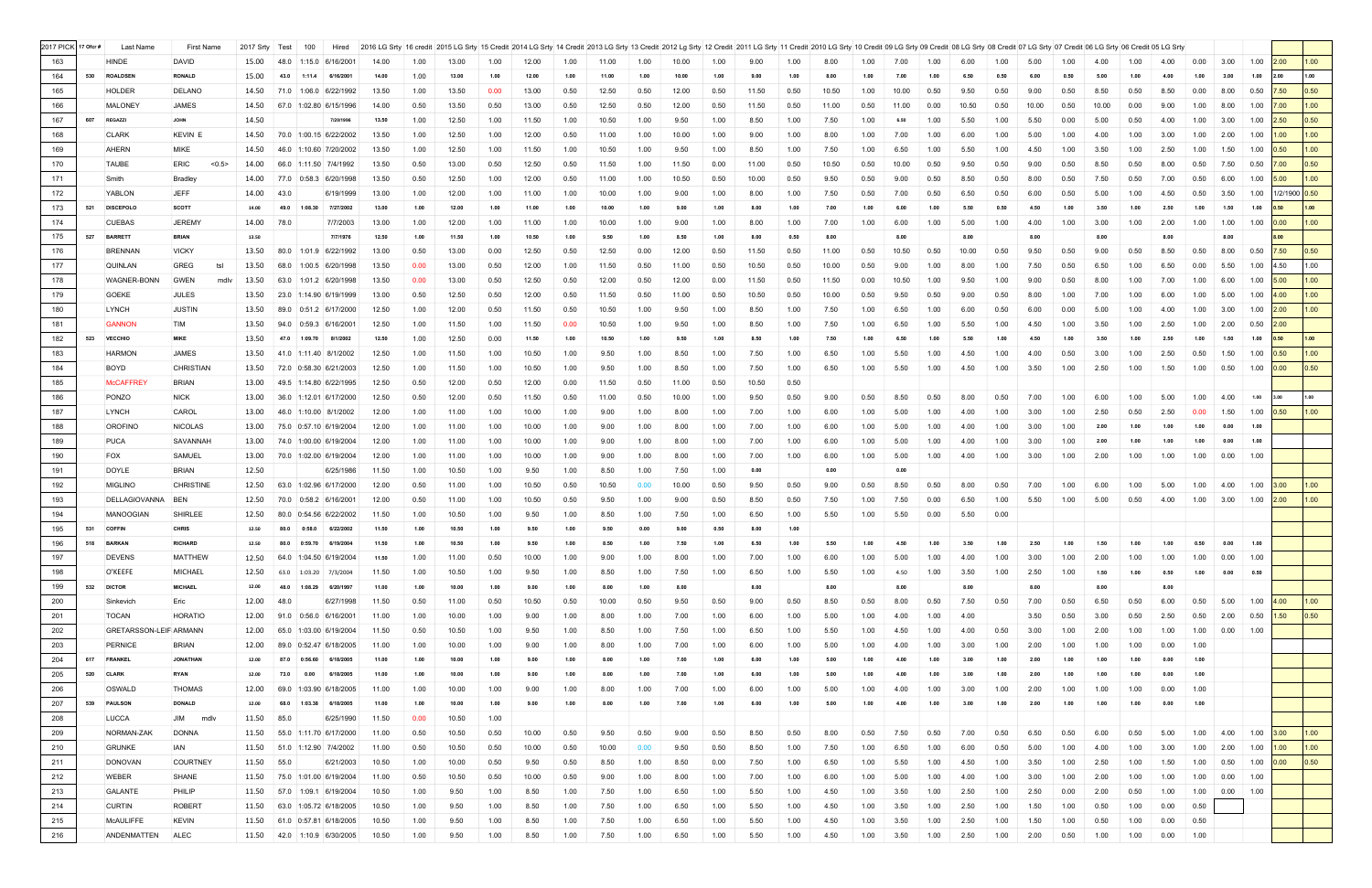| 2017 PICK | 17 Ofcr # | Last Name | First Name | 2017 Srty | Test | 100 | Hired | 2016 LG Srty | 16 credit | 2015 LG Srty | 15 Credit | 2014 LG Srty | 14 Credit | 2013 LG Srty | 13 Credit | 2012 Lg Srty | 12 Credit | 2011 LG Srty | 11 Credit | 2010 LG Srty | 10 Credit | 09 LG Srty | 09 Credit | 08 LG Srty | 08 Credit | 07 LG Srty | 07 Credit | 06 LG Srty | 06 Credit | 05 LG Srty | | | | | |
|---|---|---|---|---|---|---|---|---|---|---|---|---|---|---|---|---|---|---|---|---|---|---|---|---|---|---|---|---|---|---|---|---|---|---|---|
| 163 | | HINDE | DAVID | 15.00 | 48.0 | 1:15.0 | 6/16/2001 | 14.00 | 1.00 | 13.00 | 1.00 | 12.00 | 1.00 | 11.00 | 1.00 | 10.00 | 1.00 | 9.00 | 1.00 | 8.00 | 1.00 | 7.00 | 1.00 | 6.00 | 1.00 | 5.00 | 1.00 | 4.00 | 1.00 | 4.00 | 0.00 | 3.00 | 1.00 | 2.00 | 1.00 |
| 164 | 530 | ROALDSEN | RONALD | 15.00 | 43.0 | 1:11.4 | 6/16/2001 | 14.00 | 1.00 | 13.00 | 1.00 | 12.00 | 1.00 | 11.00 | 1.00 | 10.00 | 1.00 | 9.00 | 1.00 | 8.00 | 1.00 | 7.00 | 1.00 | 6.50 | 0.50 | 6.00 | 0.50 | 5.00 | 1.00 | 4.00 | 1.00 | 3.00 | 1.00 | 2.00 | 1.00 |
| 165 | | HOLDER | DELANO | 14.50 | 71.0 | 1:06.0 | 6/22/1992 | 13.50 | 1.00 | 13.50 | 0.00 | 13.00 | 0.50 | 12.50 | 0.50 | 12.00 | 0.50 | 11.50 | 0.50 | 10.50 | 1.00 | 10.00 | 0.50 | 9.50 | 0.50 | 9.00 | 0.50 | 8.50 | 0.50 | 8.50 | 0.00 | 8.00 | 0.50 | 7.50 | 0.50 |
| 166 | | MALONEY | JAMES | 14.50 | 67.0 | 1:02.80 | 6/15/1996 | 14.00 | 0.50 | 13.50 | 0.50 | 13.00 | 0.50 | 12.50 | 0.50 | 12.00 | 0.50 | 11.50 | 0.50 | 11.00 | 0.50 | 11.00 | 0.00 | 10.50 | 0.50 | 10.00 | 0.50 | 10.00 | 0.00 | 9.00 | 1.00 | 8.00 | 1.00 | 7.00 | 1.00 |
| 167 | 607 | REGAZZI | JOHN | 14.50 | | | 7/20/1996 | 13.50 | 1.00 | 12.50 | 1.00 | 11.50 | 1.00 | 10.50 | 1.00 | 9.50 | 1.00 | 8.50 | 1.00 | 7.50 | 1.00 | 6.50 | 1.00 | 5.50 | 1.00 | 5.50 | 0.00 | 5.00 | 0.50 | 4.00 | 1.00 | 3.00 | 1.00 | 2.50 | 0.50 |
| 168 | | CLARK | KEVIN E | 14.50 | 70.0 | 1:00.15 | 6/22/2002 | 13.50 | 1.00 | 12.50 | 1.00 | 12.00 | 0.50 | 11.00 | 1.00 | 10.00 | 1.00 | 9.00 | 1.00 | 8.00 | 1.00 | 7.00 | 1.00 | 6.00 | 1.00 | 5.00 | 1.00 | 4.00 | 1.00 | 3.00 | 1.00 | 2.00 | 1.00 | 1.00 | 1.00 |
| 169 | | AHERN | MIKE | 14.50 | 46.0 | 1:10.60 | 7/20/2002 | 13.50 | 1.00 | 12.50 | 1.00 | 11.50 | 1.00 | 10.50 | 1.00 | 9.50 | 1.00 | 8.50 | 1.00 | 7.50 | 1.00 | 6.50 | 1.00 | 5.50 | 1.00 | 4.50 | 1.00 | 3.50 | 1.00 | 2.50 | 1.00 | 1.50 | 1.00 | 0.50 | 1.00 |
| 170 | | TAUBE | ERIC <0.5> | 14.00 | 66.0 | 1:11.50 | 7/4/1992 | 13.50 | 0.50 | 13.00 | 0.50 | 12.50 | 0.50 | 11.50 | 1.00 | 11.50 | 0.00 | 11.00 | 0.50 | 10.50 | 0.50 | 10.00 | 0.50 | 9.50 | 0.50 | 9.00 | 0.50 | 8.50 | 0.50 | 8.00 | 0.50 | 7.50 | 0.50 | 7.00 | 0.50 |
| 171 | | Smith | Bradley | 14.00 | 77.0 | 0:58.3 | 6/20/1998 | 13.50 | 0.50 | 12.50 | 1.00 | 12.00 | 0.50 | 11.00 | 1.00 | 10.50 | 0.50 | 10.00 | 0.50 | 9.50 | 0.50 | 9.00 | 0.50 | 8.50 | 0.50 | 8.00 | 0.50 | 7.50 | 0.50 | 7.00 | 0.50 | 6.00 | 1.00 | 5.00 | 1.00 |
| 172 | | YABLON | JEFF | 14.00 | 43.0 | | 6/19/1999 | 13.00 | 1.00 | 12.00 | 1.00 | 11.00 | 1.00 | 10.00 | 1.00 | 9.00 | 1.00 | 8.00 | 1.00 | 7.50 | 0.50 | 7.00 | 0.50 | 6.50 | 0.50 | 6.00 | 0.50 | 5.00 | 1.00 | 4.50 | 0.50 | 3.50 | 1.00 | 1/2/1900 | 0.50 |
| 173 | 521 | DISCEPOLO | SCOTT | 14.00 | 49.0 | 1:08.30 | 7/27/2002 | 13.00 | 1.00 | 12.00 | 1.00 | 11.00 | 1.00 | 10.00 | 1.00 | 9.00 | 1.00 | 8.00 | 1.00 | 7.00 | 1.00 | 6.00 | 1.00 | 5.50 | 0.50 | 4.50 | 1.00 | 3.50 | 1.00 | 2.50 | 1.00 | 1.50 | 1.00 | 0.50 | 1.00 |
| 174 | | CUEBAS | JEREMY | 14.00 | 78.0 | | 7/7/2003 | 13.00 | 1.00 | 12.00 | 1.00 | 11.00 | 1.00 | 10.00 | 1.00 | 9.00 | 1.00 | 8.00 | 1.00 | 7.00 | 1.00 | 6.00 | 1.00 | 5.00 | 1.00 | 4.00 | 1.00 | 3.00 | 1.00 | 2.00 | 1.00 | 1.00 | 1.00 | 0.00 | 1.00 |
| 175 | 527 | BARRETT | BRIAN | 13.50 | | | 7/7/1976 | 12.50 | 1.00 | 11.50 | 1.00 | 10.50 | 1.00 | 9.50 | 1.00 | 8.50 | 1.00 | 8.00 | 0.50 | 8.00 | | 8.00 | | 8.00 | | 8.00 | | 8.00 | | 8.00 | | 8.00 | | 8.00 | |
| 176 | | BRENNAN | VICKY | 13.50 | 80.0 | 1:01.9 | 6/22/1992 | 13.00 | 0.50 | 13.00 | 0.00 | 12.50 | 0.50 | 12.50 | 0.00 | 12.00 | 0.50 | 11.50 | 0.50 | 11.00 | 0.50 | 10.50 | 0.50 | 10.00 | 0.50 | 9.50 | 0.50 | 9.00 | 0.50 | 8.50 | 0.50 | 8.00 | 0.50 | 7.50 | 0.50 |
| 177 | | QUINLAN | GREG tsl | 13.50 | 68.0 | 1:00.5 | 6/20/1998 | 13.50 | 0.00 | 13.00 | 0.50 | 12.00 | 1.00 | 11.50 | 0.50 | 11.00 | 0.50 | 10.50 | 0.50 | 10.00 | 0.50 | 9.00 | 1.00 | 8.00 | 1.00 | 7.50 | 0.50 | 6.50 | 1.00 | 6.50 | 0.00 | 5.50 | 1.00 | 4.50 | 1.00 |
| 178 | | WAGNER-BONN | GWEN mdlv | 13.50 | 63.0 | 1:01.2 | 6/20/1998 | 13.50 | 0.00 | 13.00 | 0.50 | 12.50 | 0.50 | 12.00 | 0.50 | 12.00 | 0.00 | 11.50 | 0.50 | 11.50 | 0.00 | 10.50 | 1.00 | 9.50 | 1.00 | 9.00 | 0.50 | 8.00 | 1.00 | 7.00 | 1.00 | 6.00 | 1.00 | 5.00 | 1.00 |
| 179 | | GOEKE | JULES | 13.50 | 23.0 | 1:14.90 | 6/19/1999 | 13.00 | 0.50 | 12.50 | 0.50 | 12.00 | 0.50 | 11.50 | 0.50 | 11.00 | 0.50 | 10.50 | 0.50 | 10.00 | 0.50 | 9.50 | 0.50 | 9.00 | 0.50 | 8.00 | 1.00 | 7.00 | 1.00 | 6.00 | 1.00 | 5.00 | 1.00 | 4.00 | 1.00 |
| 180 | | LYNCH | JUSTIN | 13.50 | 89.0 | 0:51.2 | 6/17/2000 | 12.50 | 1.00 | 12.00 | 0.50 | 11.50 | 0.50 | 10.50 | 1.00 | 9.50 | 1.00 | 8.50 | 1.00 | 7.50 | 1.00 | 6.50 | 1.00 | 6.00 | 0.50 | 6.00 | 0.00 | 5.00 | 1.00 | 4.00 | 1.00 | 3.00 | 1.00 | 2.00 | 1.00 |
| 181 | | GANNON | TIM | 13.50 | 94.0 | 0:59.3 | 6/16/2001 | 12.50 | 1.00 | 11.50 | 1.00 | 11.50 | 0.00 | 10.50 | 1.00 | 9.50 | 1.00 | 8.50 | 1.00 | 7.50 | 1.00 | 6.50 | 1.00 | 5.50 | 1.00 | 4.50 | 1.00 | 3.50 | 1.00 | 2.50 | 1.00 | 2.00 | 0.50 | 2.00 | |
| 182 | 523 | VECCHIO | MIKE | 13.50 | 47.0 | 1:09.70 | 8/1/2002 | 12.50 | 1.00 | 12.50 | 0.00 | 11.50 | 1.00 | 10.50 | 1.00 | 9.50 | 1.00 | 8.50 | 1.00 | 7.50 | 1.00 | 6.50 | 1.00 | 5.50 | 1.00 | 4.50 | 1.00 | 3.50 | 1.00 | 2.50 | 1.00 | 1.50 | 1.00 | 0.50 | 1.00 |
| 183 | | HARMON | JAMES | 13.50 | 41.0 | 1:11.40 | 8/1/2002 | 12.50 | 1.00 | 11.50 | 1.00 | 10.50 | 1.00 | 9.50 | 1.00 | 8.50 | 1.00 | 7.50 | 1.00 | 6.50 | 1.00 | 5.50 | 1.00 | 4.50 | 1.00 | 4.00 | 0.50 | 3.00 | 1.00 | 2.50 | 0.50 | 1.50 | 1.00 | 0.50 | 1.00 |
| 184 | | BOYD | CHRISTIAN | 13.50 | 72.0 | 0:58.30 | 6/21/2003 | 12.50 | 1.00 | 11.50 | 1.00 | 10.50 | 1.00 | 9.50 | 1.00 | 8.50 | 1.00 | 7.50 | 1.00 | 6.50 | 1.00 | 5.50 | 1.00 | 4.50 | 1.00 | 3.50 | 1.00 | 2.50 | 1.00 | 1.50 | 1.00 | 0.50 | 1.00 | 0.00 | 0.50 |
| 185 | | McCAFFREY | BRIAN | 13.00 | 49.5 | 1:14.80 | 6/22/1995 | 12.50 | 0.50 | 12.00 | 0.50 | 12.00 | 0.00 | 11.50 | 0.50 | 11.00 | 0.50 | 10.50 | 0.50 | | | | | | | | | | | | | | | | |
| 186 | | PONZO | NICK | 13.00 | 36.0 | 1:12.01 | 6/17/2000 | 12.50 | 0.50 | 12.00 | 0.50 | 11.50 | 0.50 | 11.00 | 0.50 | 10.00 | 1.00 | 9.50 | 0.50 | 9.00 | 0.50 | 8.50 | 0.50 | 8.00 | 0.50 | 7.00 | 1.00 | 6.00 | 1.00 | 5.00 | 1.00 | 4.00 | 1.00 | 3.00 | 1.00 |
| 187 | | LYNCH | CAROL | 13.00 | 46.0 | 1:10.00 | 8/1/2002 | 12.00 | 1.00 | 11.00 | 1.00 | 10.00 | 1.00 | 9.00 | 1.00 | 8.00 | 1.00 | 7.00 | 1.00 | 6.00 | 1.00 | 5.00 | 1.00 | 4.00 | 1.00 | 3.00 | 1.00 | 2.50 | 0.50 | 2.50 | 0.00 | 1.50 | 1.00 | 0.50 | 1.00 |
| 188 | | OROFINO | NICOLAS | 13.00 | 75.0 | 0:57.10 | 6/19/2004 | 12.00 | 1.00 | 11.00 | 1.00 | 10.00 | 1.00 | 9.00 | 1.00 | 8.00 | 1.00 | 7.00 | 1.00 | 6.00 | 1.00 | 5.00 | 1.00 | 4.00 | 1.00 | 3.00 | 1.00 | 2.00 | 1.00 | 1.00 | 1.00 | 0.00 | 1.00 | | |
| 189 | | PUCA | SAVANNAH | 13.00 | 74.0 | 1:00.00 | 6/19/2004 | 12.00 | 1.00 | 11.00 | 1.00 | 10.00 | 1.00 | 9.00 | 1.00 | 8.00 | 1.00 | 7.00 | 1.00 | 6.00 | 1.00 | 5.00 | 1.00 | 4.00 | 1.00 | 3.00 | 1.00 | 2.00 | 1.00 | 1.00 | 1.00 | 0.00 | 1.00 | | |
| 190 | | FOX | SAMUEL | 13.00 | 70.0 | 1:02.00 | 6/19/2004 | 12.00 | 1.00 | 11.00 | 1.00 | 10.00 | 1.00 | 9.00 | 1.00 | 8.00 | 1.00 | 7.00 | 1.00 | 6.00 | 1.00 | 5.00 | 1.00 | 4.00 | 1.00 | 3.00 | 1.00 | 2.00 | 1.00 | 1.00 | 1.00 | 0.00 | 1.00 | | |
| 191 | | DOYLE | BRIAN | 12.50 | | | 6/25/1986 | 11.50 | 1.00 | 10.50 | 1.00 | 9.50 | 1.00 | 8.50 | 1.00 | 7.50 | 1.00 | 0.00 | | 0.00 | | 0.00 | | | | | | | | | | | | | |
| 192 | | MIGLINO | CHRISTINE | 12.50 | 63.0 | 1:02.96 | 6/17/2000 | 12.00 | 0.50 | 11.00 | 1.00 | 10.50 | 0.50 | 10.50 | 0.00 | 10.00 | 0.50 | 9.50 | 0.50 | 9.00 | 0.50 | 8.50 | 0.50 | 8.00 | 0.50 | 7.00 | 1.00 | 6.00 | 1.00 | 5.00 | 1.00 | 4.00 | 1.00 | 3.00 | 1.00 |
| 193 | | DELLAGIOVANNA | BEN | 12.50 | 70.0 | 0:58.2 | 6/16/2001 | 12.00 | 0.50 | 11.00 | 1.00 | 10.50 | 0.50 | 9.50 | 1.00 | 9.00 | 0.50 | 8.50 | 0.50 | 7.50 | 1.00 | 7.50 | 0.00 | 6.50 | 1.00 | 5.50 | 1.00 | 5.00 | 0.50 | 4.00 | 1.00 | 3.00 | 1.00 | 2.00 | 1.00 |
| 194 | | MANOOGIAN | SHIRLEE | 12.50 | 80.0 | 0:54.56 | 6/22/2002 | 11.50 | 1.00 | 10.50 | 1.00 | 9.50 | 1.00 | 8.50 | 1.00 | 7.50 | 1.00 | 6.50 | 1.00 | 5.50 | 1.00 | 5.50 | 0.00 | 5.50 | 0.00 | | | | | | | | | | | | |
| 195 | 531 | COFFIN | CHRIS | 12.50 | 80.0 | 0:58.0 | 6/22/2002 | 11.50 | 1.00 | 10.50 | 1.00 | 9.50 | 1.00 | 9.50 | 0.00 | 9.00 | 0.50 | 8.00 | 1.00 | | | | | | | | | | | | | | | | |
| 196 | 518 | BARKAN | RICHARD | 12.50 | 80.0 | 0:59.70 | 6/19/2004 | 11.50 | 1.00 | 10.50 | 1.00 | 9.50 | 1.00 | 8.50 | 1.00 | 7.50 | 1.00 | 6.50 | 1.00 | 5.50 | 1.00 | 4.50 | 1.00 | 3.50 | 1.00 | 2.50 | 1.00 | 1.50 | 1.00 | 1.00 | 0.50 | 0.00 | 1.00 | | |
| 197 | | DEVENS | MATTHEW | 12.50 | 64.0 | 1:04.50 | 6/19/2004 | 11.50 | 1.00 | 11.00 | 0.50 | 10.00 | 1.00 | 9.00 | 1.00 | 8.00 | 1.00 | 7.00 | 1.00 | 6.00 | 1.00 | 5.00 | 1.00 | 4.00 | 1.00 | 3.00 | 1.00 | 2.00 | 1.00 | 1.00 | 1.00 | 0.00 | 1.00 | | |
| 198 | | O'KEEFE | MICHAEL | 12.50 | 63.0 | 1:03.20 | 7/3/2004 | 11.50 | 1.00 | 10.50 | 1.00 | 9.50 | 1.00 | 8.50 | 1.00 | 7.50 | 1.00 | 6.50 | 1.00 | 5.50 | 1.00 | 4.50 | 1.00 | 3.50 | 1.00 | 2.50 | 1.00 | 1.50 | 1.00 | 0.50 | 1.00 | 0.00 | 0.50 | | |
| 199 | 532 | DICTOR | MICHAEL | 12.00 | 48.0 | 1:08.29 | 6/20/1997 | 11.00 | 1.00 | 10.00 | 1.00 | 9.00 | 1.00 | 8.00 | 1.00 | 8.00 | | 8.00 | | 8.00 | | 8.00 | | 8.00 | | 8.00 | | 8.00 | | 8.00 | | | | | |
| 200 | | Sinkevich | Eric | 12.00 | 48.0 | | 6/27/1998 | 11.50 | 0.50 | 11.00 | 0.50 | 10.50 | 0.50 | 10.00 | 0.50 | 9.50 | 0.50 | 9.00 | 0.50 | 8.50 | 0.50 | 8.00 | 0.50 | 7.50 | 0.50 | 7.00 | 0.50 | 6.50 | 0.50 | 6.00 | 0.50 | 5.00 | 1.00 | 4.00 | 1.00 |
| 201 | | TOCAN | HORATIO | 12.00 | 91.0 | 0:56.0 | 6/16/2001 | 11.00 | 1.00 | 10.00 | 1.00 | 9.00 | 1.00 | 8.00 | 1.00 | 7.00 | 1.00 | 6.00 | 1.00 | 5.00 | 1.00 | 4.00 | 1.00 | 4.00 | | 3.50 | 0.50 | 3.00 | 0.50 | 2.50 | 0.50 | 2.00 | 0.50 | 1.50 | 0.50 |
| 202 | | GRETARSSON-LEIF | ARMANN | 12.00 | 65.0 | 1:03.00 | 6/19/2004 | 11.50 | 0.50 | 10.50 | 1.00 | 9.50 | 1.00 | 8.50 | 1.00 | 7.50 | 1.00 | 6.50 | 1.00 | 5.50 | 1.00 | 4.50 | 1.00 | 4.00 | 0.50 | 3.00 | 1.00 | 2.00 | 1.00 | 1.00 | 1.00 | 0.00 | 1.00 | | |
| 203 | | PERNICE | BRIAN | 12.00 | 89.0 | 0:52.47 | 6/18/2005 | 11.00 | 1.00 | 10.00 | 1.00 | 9.00 | 1.00 | 8.00 | 1.00 | 7.00 | 1.00 | 6.00 | 1.00 | 5.00 | 1.00 | 4.00 | 1.00 | 3.00 | 1.00 | 2.00 | 1.00 | 1.00 | 1.00 | 0.00 | 1.00 | | | | |
| 204 | 617 | FRANKEL | JONATHAN | 12.00 | 87.0 | 0:56.60 | 6/18/2005 | 11.00 | 1.00 | 10.00 | 1.00 | 9.00 | 1.00 | 8.00 | 1.00 | 7.00 | 1.00 | 6.00 | 1.00 | 5.00 | 1.00 | 4.00 | 1.00 | 3.00 | 1.00 | 2.00 | 1.00 | 1.00 | 1.00 | 0.00 | 1.00 | | | | |
| 205 | 520 | CLARK | RYAN | 12.00 | 73.0 | 0.00 | 6/18/2005 | 11.00 | 1.00 | 10.00 | 1.00 | 9.00 | 1.00 | 8.00 | 1.00 | 7.00 | 1.00 | 6.00 | 1.00 | 5.00 | 1.00 | 4.00 | 1.00 | 3.00 | 1.00 | 2.00 | 1.00 | 1.00 | 1.00 | 0.00 | 1.00 | | | | |
| 206 | | OSWALD | THOMAS | 12.00 | 69.0 | 1:03.90 | 6/18/2005 | 11.00 | 1.00 | 10.00 | 1.00 | 9.00 | 1.00 | 8.00 | 1.00 | 7.00 | 1.00 | 6.00 | 1.00 | 5.00 | 1.00 | 4.00 | 1.00 | 3.00 | 1.00 | 2.00 | 1.00 | 1.00 | 1.00 | 0.00 | 1.00 | | | | |
| 207 | 539 | PAULSON | DONALD | 12.00 | 68.0 | 1:03.38 | 6/18/2005 | 11.00 | 1.00 | 10.00 | 1.00 | 9.00 | 1.00 | 8.00 | 1.00 | 7.00 | 1.00 | 6.00 | 1.00 | 5.00 | 1.00 | 4.00 | 1.00 | 3.00 | 1.00 | 2.00 | 1.00 | 1.00 | 1.00 | 0.00 | 1.00 | | | | |
| 208 | | LUCCA | JIM mdlv | 11.50 | 85.0 | | 6/25/1990 | 11.50 | 0.00 | 10.50 | 1.00 | | | | | | | | | | | | | | | | | | | | | | | | |
| 209 | | NORMAN-ZAK | DONNA | 11.50 | 55.0 | 1:11.70 | 6/17/2000 | 11.00 | 0.50 | 10.50 | 0.50 | 10.00 | 0.50 | 9.50 | 0.50 | 9.00 | 0.50 | 8.50 | 0.50 | 8.00 | 0.50 | 7.50 | 0.50 | 7.00 | 0.50 | 6.50 | 0.50 | 6.00 | 0.50 | 5.00 | 1.00 | 4.00 | 1.00 | 3.00 | 1.00 |
| 210 | | GRUNKE | IAN | 11.50 | 51.0 | 1:12.90 | 7/4/2002 | 11.00 | 0.50 | 10.50 | 0.50 | 10.00 | 0.50 | 10.00 | 0.00 | 9.50 | 0.50 | 8.50 | 1.00 | 7.50 | 1.00 | 6.50 | 1.00 | 6.00 | 0.50 | 5.00 | 1.00 | 4.00 | 1.00 | 3.00 | 1.00 | 2.00 | 1.00 | 1.00 | 1.00 |
| 211 | | DONOVAN | COURTNEY | 11.50 | 55.0 | | 6/21/2003 | 10.50 | 1.00 | 10.00 | 0.50 | 9.50 | 0.50 | 8.50 | 1.00 | 8.50 | 0.00 | 7.50 | 1.00 | 6.50 | 1.00 | 5.50 | 1.00 | 4.50 | 1.00 | 3.50 | 1.00 | 2.50 | 1.00 | 1.50 | 1.00 | 0.50 | 1.00 | 0.00 | 0.50 |
| 212 | | WEBER | SHANE | 11.50 | 75.0 | 1:01.00 | 6/19/2004 | 11.00 | 0.50 | 10.50 | 0.50 | 10.00 | 0.50 | 9.00 | 1.00 | 8.00 | 1.00 | 7.00 | 1.00 | 6.00 | 1.00 | 5.00 | 1.00 | 4.00 | 1.00 | 3.00 | 1.00 | 2.00 | 1.00 | 1.00 | 1.00 | 0.00 | 1.00 | | |
| 213 | | GALANTE | PHILIP | 11.50 | 57.0 | 1:09.1 | 6/19/2004 | 10.50 | 1.00 | 9.50 | 1.00 | 8.50 | 1.00 | 7.50 | 1.00 | 6.50 | 1.00 | 5.50 | 1.00 | 4.50 | 1.00 | 3.50 | 1.00 | 2.50 | 1.00 | 2.50 | 0.00 | 2.00 | 0.50 | 1.00 | 1.00 | 0.00 | 1.00 | | |
| 214 | | CURTIN | ROBERT | 11.50 | 63.0 | 1:05.72 | 6/18/2005 | 10.50 | 1.00 | 9.50 | 1.00 | 8.50 | 1.00 | 7.50 | 1.00 | 6.50 | 1.00 | 5.50 | 1.00 | 4.50 | 1.00 | 3.50 | 1.00 | 2.50 | 1.00 | 1.50 | 1.00 | 0.50 | 1.00 | 0.00 | 0.50 | | | | |
| 215 | | McAULIFFE | KEVIN | 11.50 | 61.0 | 0:57.81 | 6/18/2005 | 10.50 | 1.00 | 9.50 | 1.00 | 8.50 | 1.00 | 7.50 | 1.00 | 6.50 | 1.00 | 5.50 | 1.00 | 4.50 | 1.00 | 3.50 | 1.00 | 2.50 | 1.00 | 1.50 | 1.00 | 0.50 | 1.00 | 0.00 | 0.50 | | | | |
| 216 | | ANDENMATTEN | ALEC | 11.50 | 42.0 | 1:10.9 | 6/30/2005 | 10.50 | 1.00 | 9.50 | 1.00 | 8.50 | 1.00 | 7.50 | 1.00 | 6.50 | 1.00 | 5.50 | 1.00 | 4.50 | 1.00 | 3.50 | 1.00 | 2.50 | 1.00 | 2.00 | 0.50 | 1.00 | 1.00 | 0.00 | 1.00 | | | | |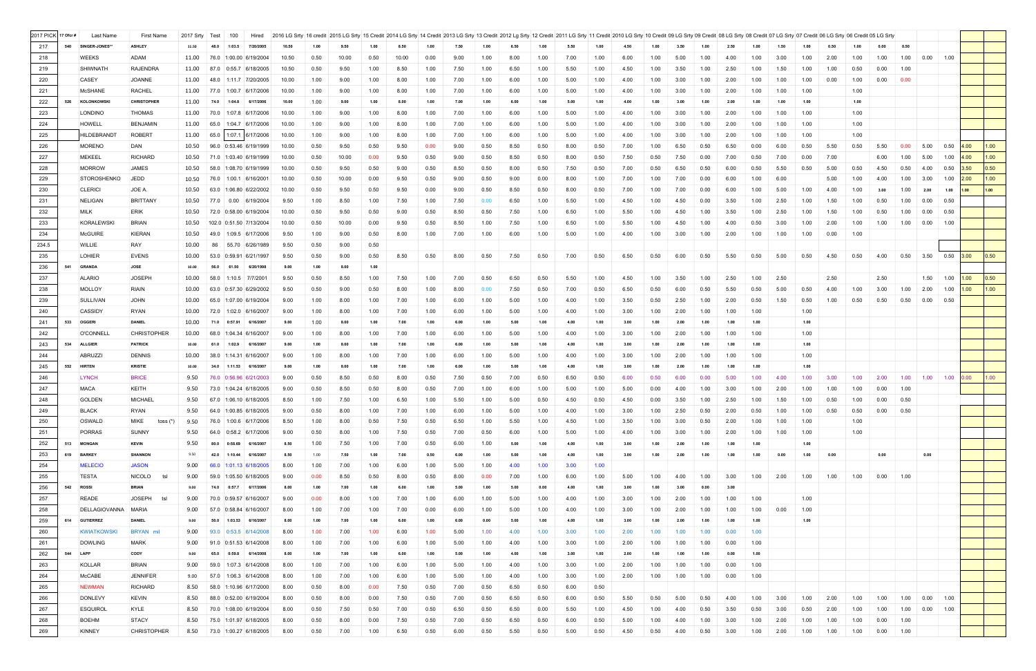| 2017 PICK | 17 Ofcr # | Last Name | First Name | 2017 Srty | Test | 100 | Hired | 2016 LG Srty | 16 credit | 2015 LG Srty | 15 Credit | 2014 LG Srty | 14 Credit | 2013 LG Srty | 13 Credit | 2012 Lg Srty | 12 Credit | 2011 LG Srty | 11 Credit | 2010 LG Srty | 10 Credit | 09 LG Srty | 09 Credit | 08 LG Srty | 08 Credit | 07 LG Srty | 07 Credit | 06 LG Srty | 06 Credit | 05 LG Srty | | | | | |
|---|---|---|---|---|---|---|---|---|---|---|---|---|---|---|---|---|---|---|---|---|---|---|---|---|---|---|---|---|---|---|---|---|---|---|---|
| 217 | 540 | SINGER-JONES** | ASHLEY | 11.50 | 48.0 | 1:03.5 | 7/20/2005 | 10.50 | 1.00 | 9.50 | 1.00 | 8.50 | 1.00 | 7.50 | 1.00 | 6.50 | 1.00 | 5.50 | 1.00 | 4.50 | 1.00 | 3.50 | 1.00 | 2.50 | 1.00 | 1.50 | 1.00 | 0.50 | 1.00 | 0.00 | 0.50 | | | | |
| 218 | | WEEKS | ADAM | 11.00 | 76.0 | 1:00.00 | 6/19/2004 | 10.50 | 0.50 | 10.00 | 0.50 | 10.00 | 0.00 | 9.00 | 1.00 | 8.00 | 1.00 | 7.00 | 1.00 | 6.00 | 1.00 | 5.00 | 1.00 | 4.00 | 1.00 | 3.00 | 1.00 | 2.00 | 1.00 | 1.00 | 1.00 | 0.00 | 1.00 | | |
| 219 | | SHIWNATH | RAJENDRA | 11.00 | 87.0 | 0:55.7 | 6/18/2005 | 10.50 | 0.50 | 9.50 | 1.00 | 8.50 | 1.00 | 7.50 | 1.00 | 6.50 | 1.00 | 5.50 | 1.00 | 4.50 | 1.00 | 3.50 | 1.00 | 2.50 | 1.00 | 1.50 | 1.00 | 1.00 | 0.50 | 0.00 | 1.00 | | | | |
| 220 | | CASEY | JOANNE | 11.00 | 48.0 | 1:11.7 | 7/20/2005 | 10.00 | 1.00 | 9.00 | 1.00 | 8.00 | 1.00 | 7.00 | 1.00 | 6.00 | 1.00 | 5.00 | 1.00 | 4.00 | 1.00 | 3.00 | 1.00 | 2.00 | 1.00 | 1.00 | 1.00 | 0.00 | 1.00 | 0.00 | 0.00 | | | | |
| 221 | | McSHANE | RACHEL | 11.00 | 77.0 | 1:00.7 | 6/17/2006 | 10.00 | 1.00 | 9.00 | 1.00 | 8.00 | 1.00 | 7.00 | 1.00 | 6.00 | 1.00 | 5.00 | 1.00 | 4.00 | 1.00 | 3.00 | 1.00 | 2.00 | 1.00 | 1.00 | 1.00 | | 1.00 | | | | | | |
| 222 | 526 | KOLONKOWSKI | CHRISTOPHER | 11.00 | 74.0 | 1:04.8 | 6/17/2006 | 10.00 | 1.00 | 9.00 | 1.00 | 8.00 | 1.00 | 7.00 | 1.00 | 6.00 | 1.00 | 5.00 | 1.00 | 4.00 | 1.00 | 3.00 | 1.00 | 2.00 | 1.00 | 1.00 | 1.00 | | 1.00 | | | | | | |
| 223 | | LONDINO | THOMAS | 11.00 | 70.0 | 1:07.8 | 6/17/2006 | 10.00 | 1.00 | 9.00 | 1.00 | 8.00 | 1.00 | 7.00 | 1.00 | 6.00 | 1.00 | 5.00 | 1.00 | 4.00 | 1.00 | 3.00 | 1.00 | 2.00 | 1.00 | 1.00 | 1.00 | | 1.00 | | | | | | |
| 224 | | HOWELL | BENJAMIN | 11.00 | 65.0 | 1:04.7 | 6/17/2006 | 10.00 | 1.00 | 9.00 | 1.00 | 8.00 | 1.00 | 7.00 | 1.00 | 6.00 | 1.00 | 5.00 | 1.00 | 4.00 | 1.00 | 3.00 | 1.00 | 2.00 | 1.00 | 1.00 | 1.00 | | 1.00 | | | | | | |
| 225 | | HILDEBRANDT | ROBERT | 11.00 | 65.0 | 1:07.1 | 6/17/2006 | 10.00 | 1.00 | 9.00 | 1.00 | 8.00 | 1.00 | 7.00 | 1.00 | 6.00 | 1.00 | 5.00 | 1.00 | 4.00 | 1.00 | 3.00 | 1.00 | 2.00 | 1.00 | 1.00 | 1.00 | | 1.00 | | | | | | |
| 226 | | MORENO | DAN | 10.50 | 96.0 | 0:53.46 | 6/19/1999 | 10.00 | 0.50 | 9.50 | 0.50 | 9.50 | 0.00 | 9.00 | 0.50 | 8.50 | 0.50 | 8.00 | 0.50 | 7.00 | 1.00 | 6.50 | 0.50 | 6.50 | 0.00 | 6.00 | 0.50 | 5.50 | 0.50 | 5.50 | 0.00 | 5.00 | 0.50 | 4.00 | 1.00 |
| 227 | | MEKEEL | RICHARD | 10.50 | 71.0 | 1:03.40 | 6/19/1999 | 10.00 | 0.50 | 10.00 | 0.00 | 9.50 | 0.50 | 9.00 | 0.50 | 8.50 | 0.50 | 8.00 | 0.50 | 7.50 | 0.50 | 7.50 | 0.00 | 7.00 | 0.50 | 7.00 | 0.00 | 7.00 | | 6.00 | 1.00 | 5.00 | 1.00 | 4.00 | 1.00 |
| 228 | | MORROW | JAMES | 10.50 | 58.0 | 1:08.70 | 6/19/1999 | 10.00 | 0.50 | 9.50 | 0.50 | 9.00 | 0.50 | 8.50 | 0.50 | 8.00 | 0.50 | 7.50 | 0.50 | 7.00 | 0.50 | 6.50 | 0.50 | 6.00 | 0.50 | 5.50 | 0.50 | 5.00 | 0.50 | 4.50 | 0.50 | 4.00 | 0.50 | 3.50 | 0.50 |
| 229 | | STOROSHENKO | JEDD | 10.50 | 76.0 | 1:00.1 | 6/16/2001 | 10.00 | 0.50 | 10.00 | 0.00 | 9.50 | 0.50 | 9.00 | 0.50 | 9.00 | 0.00 | 8.00 | 1.00 | 7.00 | 1.00 | 7.00 | 0.00 | 6.00 | 1.00 | 6.00 | | 5.00 | 1.00 | 4.00 | 1.00 | 3.00 | 1.00 | 2.00 | 1.00 |
| 230 | | CLERICI | JOE A. | 10.50 | 63.0 | 1:06.80 | 6/22/2002 | 10.00 | 0.50 | 9.50 | 0.50 | 9.50 | 0.00 | 9.00 | 0.50 | 8.50 | 0.50 | 8.00 | 0.50 | 7.00 | 1.00 | 7.00 | 0.00 | 6.00 | 1.00 | 5.00 | 1.00 | 4.00 | 1.00 | 3.00 | 1.00 | 2.00 | 1.00 | 1.00 | 1.00 |
| 231 | | NELIGAN | BRITTANY | 10.50 | 77.0 | 0.00 | 6/19/2004 | 9.50 | 1.00 | 8.50 | 1.00 | 7.50 | 1.00 | 7.50 | 0.00 | 6.50 | 1.00 | 5.50 | 1.00 | 4.50 | 1.00 | 4.50 | 0.00 | 3.50 | 1.00 | 2.50 | 1.00 | 1.50 | 1.00 | 0.50 | 1.00 | 0.00 | 0.50 | | |
| 232 | | MILK | ERIK | 10.50 | 72.0 | 0:58.00 | 6/19/2004 | 10.00 | 0.50 | 9.50 | 0.50 | 9.00 | 0.50 | 8.50 | 0.50 | 7.50 | 1.00 | 6.50 | 1.00 | 5.50 | 1.00 | 4.50 | 1.00 | 3.50 | 1.00 | 2.50 | 1.00 | 1.50 | 1.00 | 0.50 | 1.00 | 0.00 | 0.50 | | |
| 233 | | KORALEWSKI | BRIAN | 10.50 | 102.0 | 0:51.50 | 7/13/2004 | 10.00 | 0.50 | 10.00 | 0.00 | 9.50 | 0.50 | 8.50 | 1.00 | 7.50 | 1.00 | 6.50 | 1.00 | 5.50 | 1.00 | 4.50 | 1.00 | 4.00 | 0.50 | 3.00 | 1.00 | 2.00 | 1.00 | 1.00 | 1.00 | 0.00 | 1.00 | | |
| 234 | | McGUIRE | KIERAN | 10.50 | 49.0 | 1:09.5 | 6/17/2006 | 9.50 | 1.00 | 9.00 | 0.50 | 8.00 | 1.00 | 7.00 | 1.00 | 6.00 | 1.00 | 5.00 | 1.00 | 4.00 | 1.00 | 3.00 | 1.00 | 2.00 | 1.00 | 1.00 | 1.00 | 0.00 | 1.00 | | | | | | |
| 234.5 | | WILLIE | RAY | 10.00 | 86 | 55.70 | 6/28/1989 | 9.50 | 0.50 | 9.00 | 0.50 | | | | | | | | | | | | | | | | | | | | | | | | |
| 235 | | LOHIER | EVENS | 10.00 | 53.0 | 0:59.91 | 6/21/1997 | 9.50 | 0.50 | 9.00 | 0.50 | 8.50 | 0.50 | 8.00 | 0.50 | 7.50 | 0.50 | 7.00 | 0.50 | 6.50 | 0.50 | 6.00 | 0.50 | 5.50 | 0.50 | 5.00 | 0.50 | 4.50 | 0.50 | 4.00 | 0.50 | 3.50 | 0.50 | 3.00 | 0.50 |
| 236 | 541 | GRANDA | JOSE | 10.00 | 58.0 | 01.50 | 6/20/1998 | 9.00 | 1.00 | 8.00 | 1.00 | | | | | | | | | | | | | | | | | | | | | | | | |
| 237 | | ALARIO | JOSEPH | 10.00 | 58.0 | 1:10.5 | 7/7/2001 | 9.50 | 0.50 | 8.50 | 1.00 | 7.50 | 1.00 | 7.00 | 0.50 | 6.50 | 0.50 | 5.50 | 1.00 | 4.50 | 1.00 | 3.50 | 1.00 | 2.50 | 1.00 | 2.50 | | 2.50 | | 2.50 | | 1.50 | 1.00 | 1.00 | 0.50 |
| 238 | | MOLLOY | RIAIN | 10.00 | 63.0 | 0:57.30 | 6/29/2002 | 9.50 | 0.50 | 9.00 | 0.50 | 8.00 | 1.00 | 8.00 | 0.00 | 7.50 | 0.50 | 7.00 | 0.50 | 6.50 | 0.50 | 6.00 | 0.50 | 5.50 | 0.50 | 5.00 | 0.50 | 4.00 | 1.00 | 3.00 | 1.00 | 2.00 | 1.00 | 1.00 | 1.00 |
| 239 | | SULLIVAN | JOHN | 10.00 | 65.0 | 1:07.00 | 6/19/2004 | 9.00 | 1.00 | 8.00 | 1.00 | 7.00 | 1.00 | 6.00 | 1.00 | 5.00 | 1.00 | 4.00 | 1.00 | 3.50 | 0.50 | 2.50 | 1.00 | 2.00 | 0.50 | 1.50 | 0.50 | 1.00 | 0.50 | 0.50 | 0.50 | 0.00 | 0.50 | | |
| 240 | | CASSIDY | RYAN | 10.00 | 72.0 | 1:02.0 | 6/17/2006 | 9.00 | 1.00 | 8.00 | 1.00 | 7.00 | 1.00 | 6.00 | 1.00 | 5.00 | 1.00 | 4.00 | 1.00 | 3.00 | 1.00 | 2.00 | 1.00 | 1.00 | 1.00 | | 1.00 | | | | | | | | |
| 241 | 533 | OGGERI | DANIEL | 10.00 | 71.0 | 0:57.91 | 6/16/2007 | 9.00 | 1.00 | 8.00 | 1.00 | 7.00 | 1.00 | 6.00 | 1.00 | 5.00 | 1.00 | 4.00 | 1.00 | 3.00 | 1.00 | 2.00 | 1.00 | 1.00 | 1.00 | | 1.00 | | | | | | | | |
| 242 | | O'CONNELL | CHRISTOPHER | 10.00 | 68.0 | 1:04.34 | 6/16/2007 | 9.00 | 1.00 | 8.00 | 1.00 | 7.00 | 1.00 | 6.00 | 1.00 | 5.00 | 1.00 | 4.00 | 1.00 | 3.00 | 1.00 | 2.00 | 1.00 | 1.00 | 1.00 | | 1.00 | | | | | | | | |
| 243 | 534 | ALLGIER | PATRICK | 10.00 | 61.0 | 1:02.9 | 6/16/2007 | 9.00 | 1.00 | 8.00 | 1.00 | 7.00 | 1.00 | 6.00 | 1.00 | 5.00 | 1.00 | 4.00 | 1.00 | 3.00 | 1.00 | 2.00 | 1.00 | 1.00 | 1.00 | | 1.00 | | | | | | | | |
| 244 | | ABRUZZI | DENNIS | 10.00 | 38.0 | 1:14.31 | 6/16/2007 | 9.00 | 1.00 | 8.00 | 1.00 | 7.00 | 1.00 | 6.00 | 1.00 | 5.00 | 1.00 | 4.00 | 1.00 | 3.00 | 1.00 | 2.00 | 1.00 | 1.00 | 1.00 | | 1.00 | | | | | | | | |
| 245 | 552 | HIRTEN | KRISTIE | 10.00 | 34.0 | 1:11.53 | 6/16/2007 | 9.00 | 1.00 | 8.00 | 1.00 | 7.00 | 1.00 | 6.00 | 1.00 | 5.00 | 1.00 | 4.00 | 1.00 | 3.00 | 1.00 | 2.00 | 1.00 | 1.00 | 1.00 | | 1.00 | | | | | | | | |
| 246 | | LYNCH | BRICE | 9.50 | 76.0 | 0:56.96 | 6/21/2003 | 9.00 | 0.50 | 8.50 | 0.50 | 8.00 | 0.50 | 7.50 | 0.50 | 7.00 | 0.50 | 6.50 | 0.50 | 6.00 | 0.50 | 6.00 | 0.00 | 5.00 | 1.00 | 4.00 | 1.00 | 3.00 | 1.00 | 2.00 | 1.00 | 1.00 | 1.00 | 0.00 | 1.00 |
| 247 | | MACA | KEITH | 9.50 | 73.0 | 1:04.24 | 6/18/2005 | 9.00 | 0.50 | 8.50 | 0.50 | 8.00 | 0.50 | 7.00 | 1.00 | 6.00 | 1.00 | 5.00 | 1.00 | 5.00 | 0.00 | 4.00 | 1.00 | 3.00 | 1.00 | 2.00 | 1.00 | 1.00 | 1.00 | 0.00 | 1.00 | | | | |
| 248 | | GOLDEN | MICHAEL | 9.50 | 67.0 | 1:06.10 | 6/18/2005 | 8.50 | 1.00 | 7.50 | 1.00 | 6.50 | 1.00 | 5.50 | 1.00 | 5.00 | 0.50 | 4.50 | 0.50 | 4.50 | 0.00 | 3.50 | 1.00 | 2.50 | 1.00 | 1.50 | 1.00 | 0.50 | 1.00 | 0.00 | 0.50 | | | | |
| 249 | | BLACK | RYAN | 9.50 | 64.0 | 1:00.85 | 6/18/2005 | 9.00 | 0.50 | 8.00 | 1.00 | 7.00 | 1.00 | 6.00 | 1.00 | 5.00 | 1.00 | 4.00 | 1.00 | 3.00 | 1.00 | 2.50 | 0.50 | 2.00 | 0.50 | 1.00 | 1.00 | 0.50 | 0.50 | 0.00 | 0.50 | | | | |
| 250 | | OSWALD | MIKE toss (*) | 9.50 | 76.0 | 1:00.6 | 6/17/2006 | 8.50 | 1.00 | 8.00 | 0.50 | 7.50 | 0.50 | 6.50 | 1.00 | 5.50 | 1.00 | 4.50 | 1.00 | 3.50 | 1.00 | 3.00 | 0.50 | 2.00 | 1.00 | 1.00 | 1.00 | | 1.00 | | | | | | |
| 251 | | PORRAS | SUNNY | 9.50 | 64.0 | 0:58.2 | 6/17/2006 | 9.00 | 0.50 | 8.00 | 1.00 | 7.50 | 0.50 | 7.00 | 0.50 | 6.00 | 1.00 | 5.00 | 1.00 | 4.00 | 1.00 | 3.00 | 1.00 | 2.00 | 1.00 | 1.00 | 1.00 | | 1.00 | | | | | | |
| 252 | 513 | MONGAN | KEVIN | 9.50 | 80.0 | 0:58.69 | 6/16/2007 | 8.50 | 1.00 | 7.50 | 1.00 | 7.00 | 0.50 | 6.00 | 1.00 | 5.00 | 1.00 | 4.00 | 1.00 | 3.00 | 1.00 | 2.00 | 1.00 | 1.00 | 1.00 | | 1.00 | | | | | | | | |
| 253 | 619 | BARKEY | SHANNON | 9.50 | 42.0 | 1:10.44 | 6/16/2007 | 8.50 | 1.00 | 7.50 | 1.00 | 7.00 | 0.50 | 6.00 | 1.00 | 5.00 | 1.00 | 4.00 | 1.00 | 3.00 | 1.00 | 2.00 | 1.00 | 1.00 | 1.00 | 0.00 | 1.00 | 0.00 | | 0.00 | | 0.00 | | | |
| 254 | | MELECIO | JASON | 9.00 | 66.0 | 1:01.13 | 6/18/2005 | 8.00 | 1.00 | 7.00 | 1.00 | 6.00 | 1.00 | 5.00 | 1.00 | 4.00 | 1.00 | 3.00 | 1.00 | | | | | | | | | | | | | | | | |
| 255 | | TESTA | NICOLO tsl | 9.00 | 59.0 | 1:05.50 | 6/18/2005 | 9.00 | 0.00 | 8.50 | 0.50 | 8.00 | 0.50 | 8.00 | 0.00 | 7.00 | 1.00 | 6.00 | 1.00 | 5.00 | 1.00 | 4.00 | 1.00 | 3.00 | 1.00 | 2.00 | 1.00 | 1.00 | 1.00 | 0.00 | 1.00 | | | | |
| 256 | 542 | ROSSI | BRIAN | 9.00 | 74.0 | 0:57.7 | 6/17/2006 | 8.00 | 1.00 | 7.00 | 1.00 | 6.00 | 1.00 | 5.00 | 1.00 | 5.00 | 0.00 | 4.00 | 1.00 | 3.00 | 1.00 | 3.00 | 0.00 | 3.00 | | | | | | | | | | | |
| 257 | | READE | JOSEPH tsl | 9.00 | 70.0 | 0:59.57 | 6/16/2007 | 9.00 | 0.00 | 8.00 | 1.00 | 7.00 | 1.00 | 6.00 | 1.00 | 5.00 | 1.00 | 4.00 | 1.00 | 3.00 | 1.00 | 2.00 | 1.00 | 1.00 | 1.00 | | 1.00 | | | | | | | | |
| 258 | | DELLAGIOVANNA | MARIA | 9.00 | 57.0 | 0:58.84 | 6/16/2007 | 8.00 | 1.00 | 7.00 | 1.00 | 7.00 | 0.00 | 6.00 | 1.00 | 5.00 | 1.00 | 4.00 | 1.00 | 3.00 | 1.00 | 2.00 | 1.00 | 1.00 | 1.00 | 0.00 | 1.00 | | | | | | | | |
| 259 | 614 | GUTIERREZ | DANIEL | 9.00 | 50.0 | 1:03.53 | 6/16/2007 | 8.00 | 1.00 | 7.00 | 1.00 | 6.00 | 1.00 | 6.00 | 0.00 | 5.00 | 1.00 | 4.00 | 1.00 | 3.00 | 1.00 | 2.00 | 1.00 | 1.00 | 1.00 | | 1.00 | | | | | | | | |
| 260 | | KWIATKOWSKI | BRYAN mil | 9.00 | 93.0 | 0:53.5 | 6/14/2008 | 8.00 | 1.00 | 7.00 | 1.00 | 6.00 | 1.00 | 5.00 | 1.00 | 4.00 | 1.00 | 3.00 | 1.00 | 2.00 | 1.00 | 1.00 | 1.00 | 0.00 | 1.00 | | | | | | | | | | |
| 261 | | DOWLING | MARK | 9.00 | 91.0 | 0:51.53 | 6/14/2008 | 8.00 | 1.00 | 7.00 | 1.00 | 6.00 | 1.00 | 5.00 | 1.00 | 4.00 | 1.00 | 3.00 | 1.00 | 2.00 | 1.00 | 1.00 | 1.00 | 0.00 | 1.00 | | | | | | | | | | |
| 262 | 544 | LAPP | CODY | 9.00 | 65.0 | 0:59.6 | 6/14/2008 | 8.00 | 1.00 | 7.00 | 1.00 | 6.00 | 1.00 | 5.00 | 1.00 | 4.00 | 1.00 | 3.00 | 1.00 | 2.00 | 1.00 | 1.00 | 1.00 | 0.00 | 1.00 | | | | | | | | | | |
| 263 | | KOLLAR | BRIAN | 9.00 | 59.0 | 1:07.3 | 6/14/2008 | 8.00 | 1.00 | 7.00 | 1.00 | 6.00 | 1.00 | 5.00 | 1.00 | 4.00 | 1.00 | 3.00 | 1.00 | 2.00 | 1.00 | 1.00 | 1.00 | 0.00 | 1.00 | | | | | | | | | | |
| 264 | | McCABE | JENNIFER | 9.00 | 57.0 | 1:06.3 | 6/14/2008 | 8.00 | 1.00 | 7.00 | 1.00 | 6.00 | 1.00 | 5.00 | 1.00 | 4.00 | 1.00 | 3.00 | 1.00 | 2.00 | 1.00 | 1.00 | 1.00 | 0.00 | 1.00 | | | | | | | | | | |
| 265 | | NEWMAN | RICHARD | 8.50 | 58.0 | 1:10.96 | 6/17/2000 | 8.00 | 0.50 | 8.00 | 0.00 | 7.50 | 0.50 | 7.00 | 0.50 | 6.50 | 0.50 | 6.00 | 0.50 | | | | | | | | | | | | | | | | |
| 266 | | DONLEVY | KEVIN | 8.50 | 88.0 | 0:52.00 | 6/19/2004 | 8.00 | 0.50 | 8.00 | 0.00 | 7.50 | 0.50 | 7.00 | 0.50 | 6.50 | 0.50 | 6.00 | 0.50 | 5.50 | 0.50 | 5.00 | 0.50 | 4.00 | 1.00 | 3.00 | 1.00 | 2.00 | 1.00 | 1.00 | 1.00 | 0.00 | 1.00 | | |
| 267 | | ESQUIROL | KYLE | 8.50 | 70.0 | 1:08.00 | 6/19/2004 | 8.00 | 0.50 | 7.50 | 0.50 | 7.00 | 0.50 | 6.50 | 0.50 | 6.50 | 0.00 | 5.50 | 1.00 | 4.50 | 1.00 | 4.00 | 0.50 | 3.50 | 0.50 | 3.00 | 0.50 | 2.00 | 1.00 | 1.00 | 1.00 | 0.00 | 1.00 | | |
| 268 | | BOEHM | STACY | 8.50 | 75.0 | 1:01.97 | 6/18/2005 | 8.00 | 0.50 | 8.00 | 0.00 | 7.50 | 0.50 | 7.00 | 0.50 | 6.50 | 0.50 | 6.00 | 0.50 | 5.00 | 1.00 | 4.00 | 1.00 | 3.00 | 1.00 | 2.00 | 1.00 | 1.00 | 1.00 | 0.00 | 1.00 | | | | |
| 269 | | KINNEY | CHRISTOPHER | 8.50 | 73.0 | 1:00.27 | 6/18/2005 | 8.00 | 0.50 | 7.00 | 1.00 | 6.50 | 0.50 | 6.00 | 0.50 | 5.50 | 0.50 | 5.00 | 0.50 | 4.50 | 0.50 | 4.00 | 0.50 | 3.00 | 1.00 | 2.00 | 1.00 | 1.00 | 1.00 | 0.00 | 1.00 | | | | |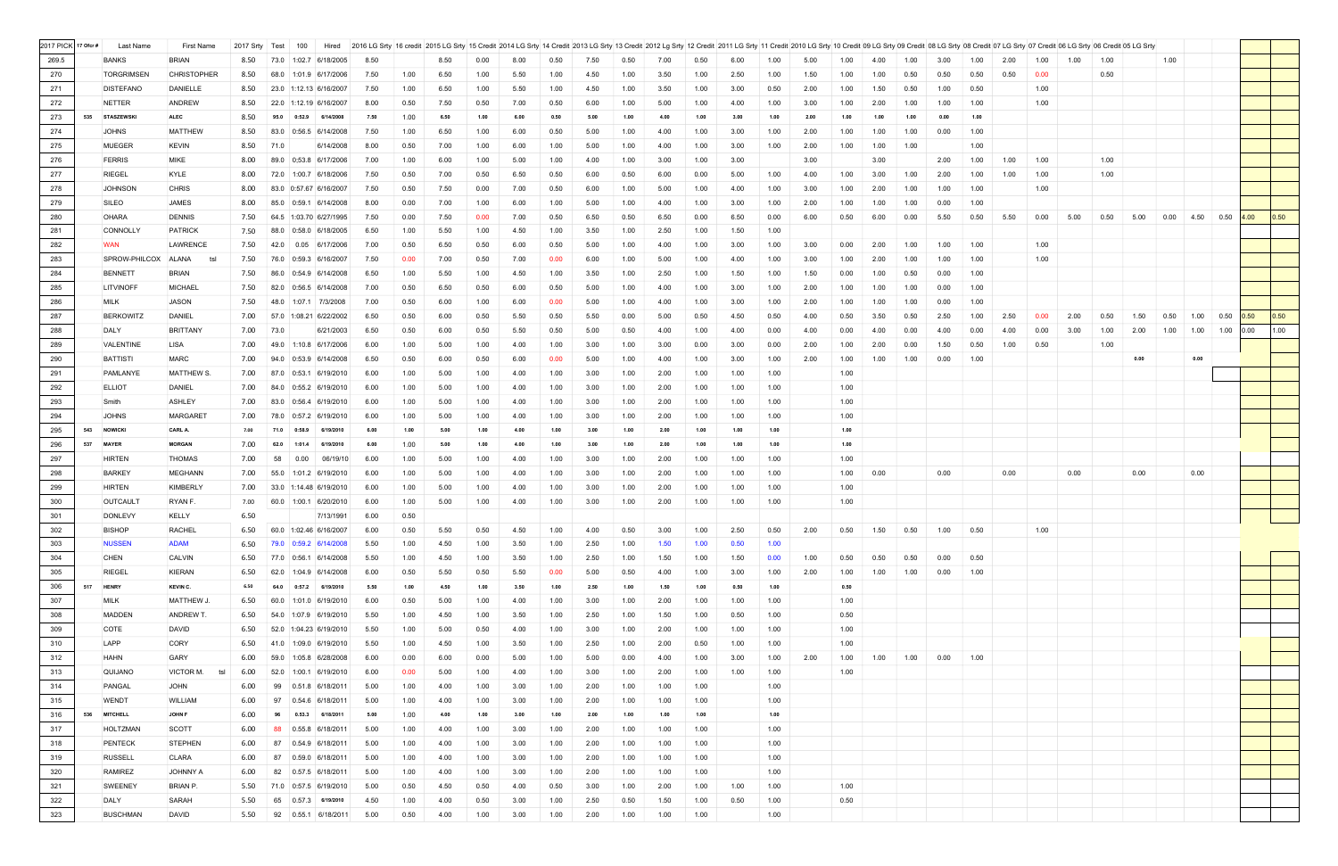| 2017 PICK | 17 Ofcr # | Last Name | First Name | 2017 Srty | Test | 100 | Hired | 2016 LG Srty | 16 credit | 2015 LG Srty | 15 Credit | 2014 LG Srty | 14 Credit | 2013 LG Srty | 13 Credit | 2012 Lg Srty | 12 Credit | 2011 LG Srty | 11 Credit | 2010 LG Srty | 10 Credit | 09 LG Srty | 09 Credit | 08 LG Srty | 08 Credit | 07 LG Srty | 07 Credit | 06 LG Srty | 06 Credit | 05 LG Srty | | | | | |
|---|---|---|---|---|---|---|---|---|---|---|---|---|---|---|---|---|---|---|---|---|---|---|---|---|---|---|---|---|---|---|---|---|---|---|---|
| 269.5 | | BANKS | BRIAN | 8.50 | 73.0 | 1:02.7 | 6/18/2005 | 8.50 | | 8.50 | 0.00 | 8.00 | 0.50 | 7.50 | 0.50 | 7.00 | 0.50 | 6.00 | 1.00 | 5.00 | 1.00 | 4.00 | 1.00 | 3.00 | 1.00 | 2.00 | 1.00 | 1.00 | 1.00 | | 1.00 | | | | |
| 270 | | TORGRIMSEN | CHRISTOPHER | 8.50 | 68.0 | 1:01.9 | 6/17/2006 | 7.50 | 1.00 | 6.50 | 1.00 | 5.50 | 1.00 | 4.50 | 1.00 | 3.50 | 1.00 | 2.50 | 1.00 | 1.50 | 1.00 | 1.00 | 0.50 | 0.50 | 0.50 | 0.50 | 0.00 | | 0.50 | | | | | | |
| 271 | | DISTEFANO | DANIELLE | 8.50 | 23.0 | 1:12.13 | 6/16/2007 | 7.50 | 1.00 | 6.50 | 1.00 | 5.50 | 1.00 | 4.50 | 1.00 | 3.50 | 1.00 | 3.00 | 0.50 | 2.00 | 1.00 | 1.50 | 0.50 | 1.00 | 0.50 | | 1.00 | | | | | | | | |
| 272 | | NETTER | ANDREW | 8.50 | 22.0 | 1:12.19 | 6/16/2007 | 8.00 | 0.50 | 7.50 | 0.50 | 7.00 | 0.50 | 6.00 | 1.00 | 5.00 | 1.00 | 4.00 | 1.00 | 3.00 | 1.00 | 2.00 | 1.00 | 1.00 | 1.00 | | 1.00 | | | | | | | | |
| 273 | 535 | STASZEWSKI | ALEC | 8.50 | 95.0 | 0:52.9 | 6/14/2008 | 7.50 | 1.00 | 6.50 | 1.00 | 6.00 | 0.50 | 5.00 | 1.00 | 4.00 | 1.00 | 3.00 | 1.00 | 2.00 | 1.00 | 1.00 | 1.00 | 0.00 | 1.00 | | | | | | | | | | |
| 274 | | JOHNS | MATTHEW | 8.50 | 83.0 | 0:56.5 | 6/14/2008 | 7.50 | 1.00 | 6.50 | 1.00 | 6.00 | 0.50 | 5.00 | 1.00 | 4.00 | 1.00 | 3.00 | 1.00 | 2.00 | 1.00 | 1.00 | 1.00 | 0.00 | 1.00 | | | | | | | | | | |
| 275 | | MUEGER | KEVIN | 8.50 | 71.0 | | 6/14/2008 | 8.00 | 0.50 | 7.00 | 1.00 | 6.00 | 1.00 | 5.00 | 1.00 | 4.00 | 1.00 | 3.00 | 1.00 | 2.00 | 1.00 | 1.00 | 1.00 | | 1.00 | | | | | | | | | | |
| 276 | | FERRIS | MIKE | 8.00 | 89.0 | 0:53.8 | 6/17/2006 | 7.00 | 1.00 | 6.00 | 1.00 | 5.00 | 1.00 | 4.00 | 1.00 | 3.00 | 1.00 | 3.00 | | 3.00 | | 3.00 | | 2.00 | 1.00 | 1.00 | 1.00 | | 1.00 | | | | | | |
| 277 | | RIEGEL | KYLE | 8.00 | 72.0 | 1:00.7 | 6/18/2006 | 7.50 | 0.50 | 7.00 | 0.50 | 6.50 | 0.50 | 6.00 | 0.50 | 6.00 | 0.00 | 5.00 | 1.00 | 4.00 | 1.00 | 3.00 | 1.00 | 2.00 | 1.00 | 1.00 | 1.00 | | 1.00 | | | | | | |
| 278 | | JOHNSON | CHRIS | 8.00 | 83.0 | 0:57.67 | 6/16/2007 | 7.50 | 0.50 | 7.50 | 0.00 | 7.00 | 0.50 | 6.00 | 1.00 | 5.00 | 1.00 | 4.00 | 1.00 | 3.00 | 1.00 | 2.00 | 1.00 | 1.00 | 1.00 | | 1.00 | | | | | | | | |
| 279 | | SILEO | JAMES | 8.00 | 85.0 | 0:59.1 | 6/14/2008 | 8.00 | 0.00 | 7.00 | 1.00 | 6.00 | 1.00 | 5.00 | 1.00 | 4.00 | 1.00 | 3.00 | 1.00 | 2.00 | 1.00 | 1.00 | 1.00 | 0.00 | 1.00 | | | | | | | | | | |
| 280 | | OHARA | DENNIS | 7.50 | 64.5 | 1:03.70 | 6/27/1995 | 7.50 | 0.00 | 7.50 | 0.00 | 7.00 | 0.50 | 6.50 | 0.50 | 6.50 | 0.00 | 6.50 | 0.00 | 6.00 | 0.50 | 6.00 | 0.00 | 5.50 | 0.50 | 5.50 | 0.00 | 5.00 | 0.50 | 5.00 | 0.00 | 4.50 | 0.50 | 4.00 | 0.50 |
| 281 | | CONNOLLY | PATRICK | 7.50 | 88.0 | 0:58.0 | 6/18/2005 | 6.50 | 1.00 | 5.50 | 1.00 | 4.50 | 1.00 | 3.50 | 1.00 | 2.50 | 1.00 | 1.50 | 1.00 | | | | | | | | | | | | | | | | |
| 282 | | WAN | LAWRENCE | 7.50 | 42.0 | 0.05 | 6/17/2006 | 7.00 | 0.50 | 6.50 | 0.50 | 6.00 | 0.50 | 5.00 | 1.00 | 4.00 | 1.00 | 3.00 | 1.00 | 3.00 | 0.00 | 2.00 | 1.00 | 1.00 | 1.00 | | 1.00 | | | | | | | | |
| 283 | | SPROW-PHILCOX | ALANA tsl | 7.50 | 76.0 | 0:59.3 | 6/16/2007 | 7.50 | 0.00 | 7.00 | 0.50 | 7.00 | 0.00 | 6.00 | 1.00 | 5.00 | 1.00 | 4.00 | 1.00 | 3.00 | 1.00 | 2.00 | 1.00 | 1.00 | 1.00 | | 1.00 | | | | | | | | |
| 284 | | BENNETT | BRIAN | 7.50 | 86.0 | 0:54.9 | 6/14/2008 | 6.50 | 1.00 | 5.50 | 1.00 | 4.50 | 1.00 | 3.50 | 1.00 | 2.50 | 1.00 | 1.50 | 1.00 | 1.50 | 0.00 | 1.00 | 0.50 | 0.00 | 1.00 | | | | | | | | | | |
| 285 | | LITVINOFF | MICHAEL | 7.50 | 82.0 | 0:56.5 | 6/14/2008 | 7.00 | 0.50 | 6.50 | 0.50 | 6.00 | 0.50 | 5.00 | 1.00 | 4.00 | 1.00 | 3.00 | 1.00 | 2.00 | 1.00 | 1.00 | 1.00 | 0.00 | 1.00 | | | | | | | | | | |
| 286 | | MILK | JASON | 7.50 | 48.0 | 1:07.1 | 7/3/2008 | 7.00 | 0.50 | 6.00 | 1.00 | 6.00 | 0.00 | 5.00 | 1.00 | 4.00 | 1.00 | 3.00 | 1.00 | 2.00 | 1.00 | 1.00 | 1.00 | 0.00 | 1.00 | | | | | | | | | | |
| 287 | | BERKOWITZ | DANIEL | 7.00 | 57.0 | 1:08.21 | 6/22/2002 | 6.50 | 0.50 | 6.00 | 0.50 | 5.50 | 0.50 | 5.50 | 0.00 | 5.00 | 0.50 | 4.50 | 0.50 | 4.00 | 0.50 | 3.50 | 0.50 | 2.50 | 1.00 | 2.50 | 0.00 | 2.00 | 0.50 | 1.50 | 0.50 | 1.00 | 0.50 | 0.50 | 0.50 |
| 288 | | DALY | BRITTANY | 7.00 | 73.0 | | 6/21/2003 | 6.50 | 0.50 | 6.00 | 0.50 | 5.50 | 0.50 | 5.00 | 0.50 | 4.00 | 1.00 | 4.00 | 0.00 | 4.00 | 0.00 | 4.00 | 0.00 | 4.00 | 0.00 | 4.00 | 0.00 | 3.00 | 1.00 | 2.00 | 1.00 | 1.00 | 1.00 | 0.00 | 1.00 |
| 289 | | VALENTINE | LISA | 7.00 | 49.0 | 1:10.8 | 6/17/2006 | 6.00 | 1.00 | 5.00 | 1.00 | 4.00 | 1.00 | 3.00 | 1.00 | 3.00 | 0.00 | 3.00 | 0.00 | 2.00 | 1.00 | 2.00 | 0.00 | 1.50 | 0.50 | 1.00 | 0.50 | | 1.00 | | | | | | |
| 290 | | BATTISTI | MARC | 7.00 | 94.0 | 0:53.9 | 6/14/2008 | 6.50 | 0.50 | 6.00 | 0.50 | 6.00 | 0.00 | 5.00 | 1.00 | 4.00 | 1.00 | 3.00 | 1.00 | 2.00 | 1.00 | 1.00 | 1.00 | 0.00 | 1.00 | | | | | 0.00 | | 0.00 | | | |
| 291 | | PAMLANYE | MATTHEW S. | 7.00 | 87.0 | 0:53.1 | 6/19/2010 | 6.00 | 1.00 | 5.00 | 1.00 | 4.00 | 1.00 | 3.00 | 1.00 | 2.00 | 1.00 | 1.00 | 1.00 | | 1.00 | | | | | | | | | | | | | | |
| 292 | | ELLIOT | DANIEL | 7.00 | 84.0 | 0:55.2 | 6/19/2010 | 6.00 | 1.00 | 5.00 | 1.00 | 4.00 | 1.00 | 3.00 | 1.00 | 2.00 | 1.00 | 1.00 | 1.00 | | 1.00 | | | | | | | | | | | | | | |
| 293 | | Smith | ASHLEY | 7.00 | 83.0 | 0:56.4 | 6/19/2010 | 6.00 | 1.00 | 5.00 | 1.00 | 4.00 | 1.00 | 3.00 | 1.00 | 2.00 | 1.00 | 1.00 | 1.00 | | 1.00 | | | | | | | | | | | | | | |
| 294 | | JOHNS | MARGARET | 7.00 | 78.0 | 0:57.2 | 6/19/2010 | 6.00 | 1.00 | 5.00 | 1.00 | 4.00 | 1.00 | 3.00 | 1.00 | 2.00 | 1.00 | 1.00 | 1.00 | | 1.00 | | | | | | | | | | | | | | |
| 295 | 543 | NOWICKI | CARL A. | 7.00 | 71.0 | 0:58.9 | 6/19/2010 | 6.00 | 1.00 | 5.00 | 1.00 | 4.00 | 1.00 | 3.00 | 1.00 | 2.00 | 1.00 | 1.00 | 1.00 | | 1.00 | | | | | | | | | | | | | | |
| 296 | 537 | MAYER | MORGAN | 7.00 | 62.0 | 1:01.4 | 6/19/2010 | 6.00 | 1.00 | 5.00 | 1.00 | 4.00 | 1.00 | 3.00 | 1.00 | 2.00 | 1.00 | 1.00 | 1.00 | | 1.00 | | | | | | | | | | | | | | |
| 297 | | HIRTEN | THOMAS | 7.00 | 58 | 0.00 | 06/19/10 | 6.00 | 1.00 | 5.00 | 1.00 | 4.00 | 1.00 | 3.00 | 1.00 | 2.00 | 1.00 | 1.00 | 1.00 | | 1.00 | | | | | | | | | | | | | | |
| 298 | | BARKEY | MEGHANN | 7.00 | 55.0 | 1:01.2 | 6/19/2010 | 6.00 | 1.00 | 5.00 | 1.00 | 4.00 | 1.00 | 3.00 | 1.00 | 2.00 | 1.00 | 1.00 | 1.00 | | 1.00 | 0.00 | | 0.00 | | 0.00 | | 0.00 | | 0.00 | | 0.00 | | | |
| 299 | | HIRTEN | KIMBERLY | 7.00 | 33.0 | 1:14.48 | 6/19/2010 | 6.00 | 1.00 | 5.00 | 1.00 | 4.00 | 1.00 | 3.00 | 1.00 | 2.00 | 1.00 | 1.00 | 1.00 | | 1.00 | | | | | | | | | | | | | | |
| 300 | | OUTCAULT | RYAN F. | 7.00 | 60.0 | 1:00.1 | 6/20/2010 | 6.00 | 1.00 | 5.00 | 1.00 | 4.00 | 1.00 | 3.00 | 1.00 | 2.00 | 1.00 | 1.00 | 1.00 | | 1.00 | | | | | | | | | | | | | | |
| 301 | | DONLEVY | KELLY | 6.50 | | | 7/13/1991 | 6.00 | 0.50 | | | | | | | | | | | | | | | | | | | | | | | | | | |
| 302 | | BISHOP | RACHEL | 6.50 | 60.0 | 1:02.46 | 6/16/2007 | 6.00 | 0.50 | 5.50 | 0.50 | 4.50 | 1.00 | 4.00 | 0.50 | 3.00 | 1.00 | 2.50 | 0.50 | 2.00 | 0.50 | 1.50 | 0.50 | 1.00 | 0.50 | | 1.00 | | | | | | | | |
| 303 | | NUSSEN | ADAM | 6.50 | 79.0 | 0:59.2 | 6/14/2008 | 5.50 | 1.00 | 4.50 | 1.00 | 3.50 | 1.00 | 2.50 | 1.00 | 1.50 | 1.00 | 0.50 | 1.00 | | | | | | | | | | | | | | | | |
| 304 | | CHEN | CALVIN | 6.50 | 77.0 | 0:56.1 | 6/14/2008 | 5.50 | 1.00 | 4.50 | 1.00 | 3.50 | 1.00 | 2.50 | 1.00 | 1.50 | 1.00 | 1.50 | 0.00 | 1.00 | 0.50 | 0.50 | 0.50 | 0.00 | 0.50 | | | | | | | | | | |
| 305 | | RIEGEL | KIERAN | 6.50 | 62.0 | 1:04.9 | 6/14/2008 | 6.00 | 0.50 | 5.50 | 0.50 | 5.50 | 0.00 | 5.00 | 0.50 | 4.00 | 1.00 | 3.00 | 1.00 | 2.00 | 1.00 | 1.00 | 1.00 | 0.00 | 1.00 | | | | | | | | | | |
| 306 | 517 | HENRY | KEVIN C. | 6.50 | 64.0 | 0:57.2 | 6/19/2010 | 5.50 | 1.00 | 4.50 | 1.00 | 3.50 | 1.00 | 2.50 | 1.00 | 1.50 | 1.00 | 0.50 | 1.00 | | 0.50 | | | | | | | | | | | | | | |
| 307 | | MILK | MATTHEW J. | 6.50 | 60.0 | 1:01.0 | 6/19/2010 | 6.00 | 0.50 | 5.00 | 1.00 | 4.00 | 1.00 | 3.00 | 1.00 | 2.00 | 1.00 | 1.00 | 1.00 | | 1.00 | | | | | | | | | | | | | | |
| 308 | | MADDEN | ANDREW T. | 6.50 | 54.0 | 1:07.9 | 6/19/2010 | 5.50 | 1.00 | 4.50 | 1.00 | 3.50 | 1.00 | 2.50 | 1.00 | 1.50 | 1.00 | 0.50 | 1.00 | | 0.50 | | | | | | | | | | | | | | |
| 309 | | COTE | DAVID | 6.50 | 52.0 | 1:04.23 | 6/19/2010 | 5.50 | 1.00 | 5.00 | 0.50 | 4.00 | 1.00 | 3.00 | 1.00 | 2.00 | 1.00 | 1.00 | 1.00 | | 1.00 | | | | | | | | | | | | | | |
| 310 | | LAPP | CORY | 6.50 | 41.0 | 1:09.0 | 6/19/2010 | 5.50 | 1.00 | 4.50 | 1.00 | 3.50 | 1.00 | 2.50 | 1.00 | 2.00 | 0.50 | 1.00 | 1.00 | | 1.00 | | | | | | | | | | | | | | |
| 312 | | HAHN | GARY | 6.00 | 59.0 | 1:05.8 | 6/28/2008 | 6.00 | 0.00 | 6.00 | 0.00 | 5.00 | 1.00 | 5.00 | 0.00 | 4.00 | 1.00 | 3.00 | 1.00 | 2.00 | 1.00 | 1.00 | 1.00 | 0.00 | 1.00 | | | | | | | | | | |
| 313 | | QUIJANO | VICTOR M. tsl | 6.00 | 52.0 | 1:00.1 | 6/19/2010 | 6.00 | 0.00 | 5.00 | 1.00 | 4.00 | 1.00 | 3.00 | 1.00 | 2.00 | 1.00 | 1.00 | 1.00 | | 1.00 | | | | | | | | | | | | | | |
| 314 | | PANGAL | JOHN | 6.00 | 99 | 0:51.8 | 6/18/2011 | 5.00 | 1.00 | 4.00 | 1.00 | 3.00 | 1.00 | 2.00 | 1.00 | 1.00 | 1.00 | | 1.00 | | | | | | | | | | | | | | | | |
| 315 | | WENDT | WILLIAM | 6.00 | 97 | 0:54.6 | 6/18/2011 | 5.00 | 1.00 | 4.00 | 1.00 | 3.00 | 1.00 | 2.00 | 1.00 | 1.00 | 1.00 | | 1.00 | | | | | | | | | | | | | | | | |
| 316 | 536 | MITCHELL | JOHN F | 6.00 | 96 | 0:53.3 | 6/18/2011 | 5.00 | 1.00 | 4.00 | 1.00 | 3.00 | 1.00 | 2.00 | 1.00 | 1.00 | 1.00 | | 1.00 | | | | | | | | | | | | | | | | |
| 317 | | HOLTZMAN | SCOTT | 6.00 | 88 | 0:55.8 | 6/18/2011 | 5.00 | 1.00 | 4.00 | 1.00 | 3.00 | 1.00 | 2.00 | 1.00 | 1.00 | 1.00 | | 1.00 | | | | | | | | | | | | | | | | |
| 318 | | PENTECK | STEPHEN | 6.00 | 87 | 0:54.9 | 6/18/2011 | 5.00 | 1.00 | 4.00 | 1.00 | 3.00 | 1.00 | 2.00 | 1.00 | 1.00 | 1.00 | | 1.00 | | | | | | | | | | | | | | | | |
| 319 | | RUSSELL | CLARA | 6.00 | 87 | 0:59.0 | 6/18/2011 | 5.00 | 1.00 | 4.00 | 1.00 | 3.00 | 1.00 | 2.00 | 1.00 | 1.00 | 1.00 | | 1.00 | | | | | | | | | | | | | | | | |
| 320 | | RAMIREZ | JOHNNY A | 6.00 | 82 | 0:57.5 | 6/18/2011 | 5.00 | 1.00 | 4.00 | 1.00 | 3.00 | 1.00 | 2.00 | 1.00 | 1.00 | 1.00 | | 1.00 | | | | | | | | | | | | | | | | |
| 321 | | SWEENEY | BRIAN P. | 5.50 | 71.0 | 0:57.5 | 6/19/2010 | 5.00 | 0.50 | 4.50 | 0.50 | 4.00 | 0.50 | 3.00 | 1.00 | 2.00 | 1.00 | 1.00 | 1.00 | | 1.00 | | | | | | | | | | | | | | |
| 322 | | DALY | SARAH | 5.50 | 65 | 0:57.3 | 6/19/2010 | 4.50 | 1.00 | 4.00 | 0.50 | 3.00 | 1.00 | 2.50 | 0.50 | 1.50 | 1.00 | 0.50 | 1.00 | | 0.50 | | | | | | | | | | | | | | |
| 323 | | BUSCHMAN | DAVID | 5.50 | 92 | 0:55.1 | 6/18/2011 | 5.00 | 0.50 | 4.00 | 1.00 | 3.00 | 1.00 | 2.00 | 1.00 | 1.00 | 1.00 | | 1.00 | | | | | | | | | | | | | | | | |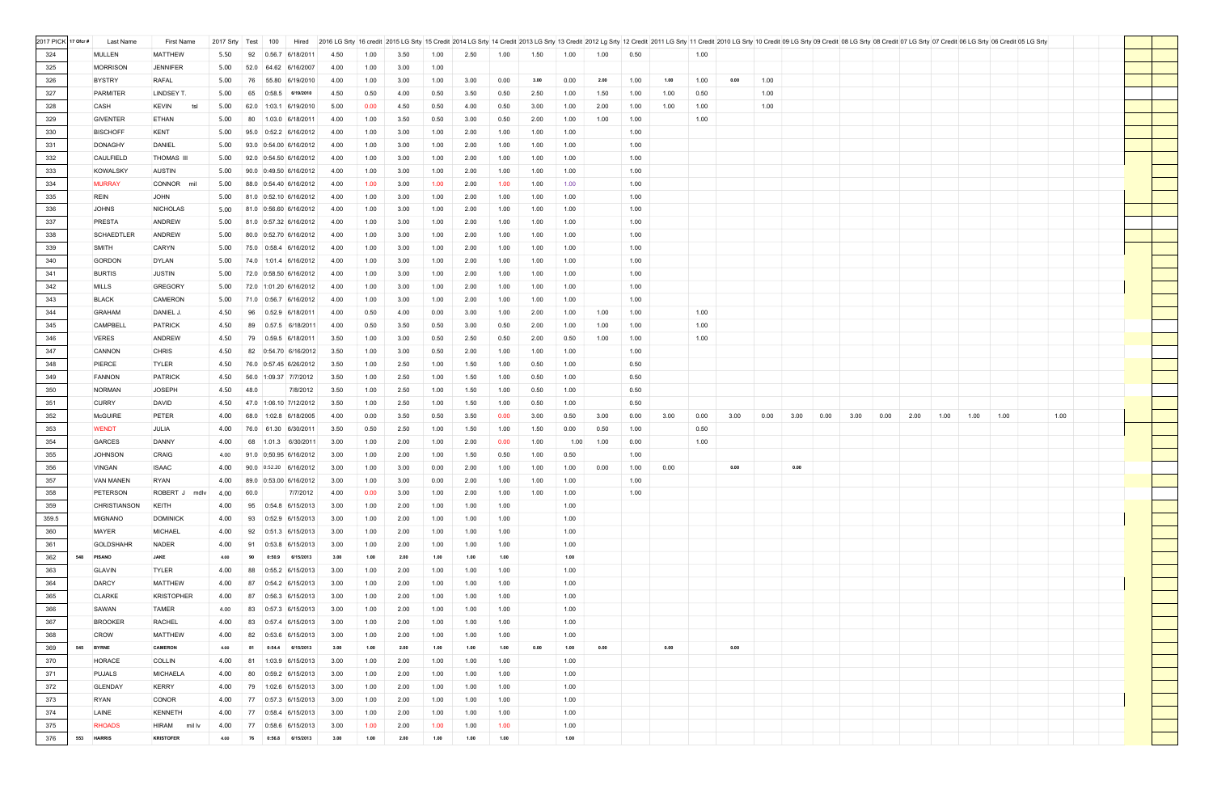| 2017 PICK | 17 Ofcr # | Last Name | First Name | 2017 Srty | Test | 100 | Hired | 2016 LG Srty | 16 credit | 2015 LG Srty | 15 Credit | 2014 LG Srty | 14 Credit | 2013 LG Srty | 13 Credit | 2012 Lg Srty | 12 Credit | 2011 LG Srty | 11 Credit | 2010 LG Srty | 10 Credit | 09 LG Srty | 09 Credit | 08 LG Srty | 08 Credit | 07 LG Srty | 07 Credit | 06 LG Srty | 06 Credit | 05 LG Srty |
|---|---|---|---|---|---|---|---|---|---|---|---|---|---|---|---|---|---|---|---|---|---|---|---|---|---|---|---|---|---|---|
| 324 | | MULLEN | MATTHEW | 5.50 | 92 | 0:56.7 | 6/18/2011 | 4.50 | 1.00 | 3.50 | 1.00 | 2.50 | 1.00 | 1.50 | 1.00 | 1.00 | 0.50 | | 1.00 | | | | | | | | | | | |
| 325 | | MORRISON | JENNIFER | 5.00 | 52.0 | 64.62 | 6/16/2007 | 4.00 | 1.00 | 3.00 | 1.00 | | | | | | | | | | | | | | | | | | | |
| 326 | | BYSTRY | RAFAL | 5.00 | 76 | 55.80 | 6/19/2010 | 4.00 | 1.00 | 3.00 | 1.00 | 3.00 | 0.00 | 3.00 | 0.00 | 2.00 | 1.00 | 1.00 | 1.00 | 0.00 | 1.00 | | | | | | | | | |
| 327 | | PARMITER | LINDSEY T. | 5.00 | 65 | 0:58.5 | 6/19/2010 | 4.50 | 0.50 | 4.00 | 0.50 | 3.50 | 0.50 | 2.50 | 1.00 | 1.50 | 1.00 | 1.00 | 0.50 | | 1.00 | | | | | | | | | |
| 328 | | CASH | KEVIN tsl | 5.00 | 62.0 | 1:03.1 | 6/19/2010 | 5.00 | 0.00 | 4.50 | 0.50 | 4.00 | 0.50 | 3.00 | 1.00 | 2.00 | 1.00 | 1.00 | 1.00 | | 1.00 | | | | | | | | | |
| 329 | | GIVENTER | ETHAN | 5.00 | 80 | 1.03.0 | 6/18/2011 | 4.00 | 1.00 | 3.50 | 0.50 | 3.00 | 0.50 | 2.00 | 1.00 | 1.00 | 1.00 | | 1.00 | | | | | | | | | | | |
| 330 | | BISCHOFF | KENT | 5.00 | 95.0 | 0:52.2 | 6/16/2012 | 4.00 | 1.00 | 3.00 | 1.00 | 2.00 | 1.00 | 1.00 | 1.00 | | 1.00 | | | | | | | | | | | | | |
| 331 | | DONAGHY | DANIEL | 5.00 | 93.0 | 0:54.00 | 6/16/2012 | 4.00 | 1.00 | 3.00 | 1.00 | 2.00 | 1.00 | 1.00 | 1.00 | | 1.00 | | | | | | | | | | | | | |
| 332 | | CAULFIELD | THOMAS III | 5.00 | 92.0 | 0:54.50 | 6/16/2012 | 4.00 | 1.00 | 3.00 | 1.00 | 2.00 | 1.00 | 1.00 | 1.00 | | 1.00 | | | | | | | | | | | | | |
| 333 | | KOWALSKY | AUSTIN | 5.00 | 90.0 | 0:49.50 | 6/16/2012 | 4.00 | 1.00 | 3.00 | 1.00 | 2.00 | 1.00 | 1.00 | 1.00 | | 1.00 | | | | | | | | | | | | | |
| 334 | | MURRAY | CONNOR mil | 5.00 | 88.0 | 0:54.40 | 6/16/2012 | 4.00 | 1.00 | 3.00 | 1.00 | 2.00 | 1.00 | 1.00 | 1.00 | | 1.00 | | | | | | | | | | | | | |
| 335 | | REIN | JOHN | 5.00 | 81.0 | 0:52.10 | 6/16/2012 | 4.00 | 1.00 | 3.00 | 1.00 | 2.00 | 1.00 | 1.00 | 1.00 | | 1.00 | | | | | | | | | | | | | |
| 336 | | JOHNS | NICHOLAS | 5.00 | 81.0 | 0:56.60 | 6/16/2012 | 4.00 | 1.00 | 3.00 | 1.00 | 2.00 | 1.00 | 1.00 | 1.00 | | 1.00 | | | | | | | | | | | | | |
| 337 | | PRESTA | ANDREW | 5.00 | 81.0 | 0:57.32 | 6/16/2012 | 4.00 | 1.00 | 3.00 | 1.00 | 2.00 | 1.00 | 1.00 | 1.00 | | 1.00 | | | | | | | | | | | | | |
| 338 | | SCHAEDTLER | ANDREW | 5.00 | 80.0 | 0:52.70 | 6/16/2012 | 4.00 | 1.00 | 3.00 | 1.00 | 2.00 | 1.00 | 1.00 | 1.00 | | 1.00 | | | | | | | | | | | | | |
| 339 | | SMITH | CARYN | 5.00 | 75.0 | 0:58.4 | 6/16/2012 | 4.00 | 1.00 | 3.00 | 1.00 | 2.00 | 1.00 | 1.00 | 1.00 | | 1.00 | | | | | | | | | | | | | |
| 340 | | GORDON | DYLAN | 5.00 | 74.0 | 1:01.4 | 6/16/2012 | 4.00 | 1.00 | 3.00 | 1.00 | 2.00 | 1.00 | 1.00 | 1.00 | | 1.00 | | | | | | | | | | | | | |
| 341 | | BURTIS | JUSTIN | 5.00 | 72.0 | 0:58.50 | 6/16/2012 | 4.00 | 1.00 | 3.00 | 1.00 | 2.00 | 1.00 | 1.00 | 1.00 | | 1.00 | | | | | | | | | | | | | |
| 342 | | MILLS | GREGORY | 5.00 | 72.0 | 1:01.20 | 6/16/2012 | 4.00 | 1.00 | 3.00 | 1.00 | 2.00 | 1.00 | 1.00 | 1.00 | | 1.00 | | | | | | | | | | | | | |
| 343 | | BLACK | CAMERON | 5.00 | 71.0 | 0:56.7 | 6/16/2012 | 4.00 | 1.00 | 3.00 | 1.00 | 2.00 | 1.00 | 1.00 | 1.00 | | 1.00 | | | | | | | | | | | | | |
| 344 | | GRAHAM | DANIEL J. | 4.50 | 96 | 0.52.9 | 6/18/2011 | 4.00 | 0.50 | 4.00 | 0.00 | 3.00 | 1.00 | 2.00 | 1.00 | 1.00 | 1.00 | | 1.00 | | | | | | | | | | | |
| 345 | | CAMPBELL | PATRICK | 4.50 | 89 | 0.57.5 | 6/18/2011 | 4.00 | 0.50 | 3.50 | 0.50 | 3.00 | 0.50 | 2.00 | 1.00 | 1.00 | 1.00 | | 1.00 | | | | | | | | | | | |
| 346 | | VERES | ANDREW | 4.50 | 79 | 0.59.5 | 6/18/2011 | 3.50 | 1.00 | 3.00 | 0.50 | 2.50 | 0.50 | 2.00 | 0.50 | 1.00 | 1.00 | | 1.00 | | | | | | | | | | | |
| 347 | | CANNON | CHRIS | 4.50 | 82 | 0:54.70 | 6/16/2012 | 3.50 | 1.00 | 3.00 | 0.50 | 2.00 | 1.00 | 1.00 | 1.00 | | 1.00 | | | | | | | | | | | | | |
| 348 | | PIERCE | TYLER | 4.50 | 76.0 | 0:57.45 | 6/28/2012 | 3.50 | 1.00 | 2.50 | 1.00 | 1.50 | 1.00 | 0.50 | 1.00 | | 0.50 | | | | | | | | | | | | | |
| 349 | | FANNON | PATRICK | 4.50 | 56.0 | 1:09.37 | 7/7/2012 | 3.50 | 1.00 | 2.50 | 1.00 | 1.50 | 1.00 | 0.50 | 1.00 | | 0.50 | | | | | | | | | | | | | |
| 350 | | NORMAN | JOSEPH | 4.50 | 48.0 | | 7/8/2012 | 3.50 | 1.00 | 2.50 | 1.00 | 1.50 | 1.00 | 0.50 | 1.00 | | 0.50 | | | | | | | | | | | | | |
| 351 | | CURRY | DAVID | 4.50 | 47.0 | 1:06.10 | 7/12/2012 | 3.50 | 1.00 | 2.50 | 1.00 | 1.50 | 1.00 | 0.50 | 1.00 | | 0.50 | | | | | | | | | | | | | |
| 352 | | McGUIRE | PETER | 4.00 | 68.0 | 1:02.8 | 6/18/2005 | 4.00 | 0.00 | 3.50 | 0.50 | 3.50 | 0.00 | 3.00 | 0.50 | 3.00 | 0.00 | 3.00 | 0.00 | 3.00 | 0.00 | 3.00 | 0.00 | 3.00 | 0.00 | 2.00 | 1.00 | 1.00 | 1.00 | 1.00 |
| 353 | | WENDT | JULIA | 4.00 | 76.0 | 61.30 | 6/30/2011 | 3.50 | 0.50 | 2.50 | 1.00 | 1.50 | 1.00 | 1.50 | 0.00 | 0.50 | 1.00 | | 0.50 | | | | | | | | | | | |
| 354 | | GARCES | DANNY | 4.00 | 68 | 1.01.3 | 6/30/2011 | 3.00 | 1.00 | 2.00 | 1.00 | 2.00 | 0.00 | 1.00 | 1.00 | 1.00 | 0.00 | | 1.00 | | | | | | | | | | | |
| 355 | | JOHNSON | CRAIG | 4.00 | 91.0 | 0:50.95 | 6/16/2012 | 3.00 | 1.00 | 2.00 | 1.00 | 1.50 | 0.50 | 1.00 | 0.50 | | 1.00 | | | | | | | | | | | | | |
| 356 | | VINGAN | ISAAC | 4.00 | 90.0 | 0:52.20 | 6/16/2012 | 3.00 | 1.00 | 3.00 | 0.00 | 2.00 | 1.00 | 1.00 | 1.00 | 0.00 | 1.00 | 0.00 | | 0.00 | | 0.00 | | | | | | | | |
| 357 | | VAN MANEN | RYAN | 4.00 | 89.0 | 0:53.00 | 6/16/2012 | 3.00 | 1.00 | 3.00 | 0.00 | 2.00 | 1.00 | 1.00 | 1.00 | | 1.00 | | | | | | | | | | | | | |
| 358 | | PETERSON | ROBERT J mdlv | 4.00 | 60.0 | | 7/7/2012 | 4.00 | 0.00 | 3.00 | 1.00 | 2.00 | 1.00 | 1.00 | 1.00 | | 1.00 | | | | | | | | | | | | | |
| 359 | | CHRISTIANSON | KEITH | 4.00 | 95 | 0:54.8 | 6/15/2013 | 3.00 | 1.00 | 2.00 | 1.00 | 1.00 | 1.00 | | 1.00 | | | | | | | | | | | | | | | |
| 359.5 | | MIGNANO | DOMINICK | 4.00 | 93 | 0:52.9 | 6/15/2013 | 3.00 | 1.00 | 2.00 | 1.00 | 1.00 | 1.00 | | 1.00 | | | | | | | | | | | | | | | |
| 360 | | MAYER | MICHAEL | 4.00 | 92 | 0:51.3 | 6/15/2013 | 3.00 | 1.00 | 2.00 | 1.00 | 1.00 | 1.00 | | 1.00 | | | | | | | | | | | | | | | |
| 361 | | GOLDSHAHR | NADER | 4.00 | 91 | 0:53.8 | 6/15/2013 | 3.00 | 1.00 | 2.00 | 1.00 | 1.00 | 1.00 | | 1.00 | | | | | | | | | | | | | | | |
| 362 | 548 | PISANO | JAKE | 4.00 | 90 | 0:50.9 | 6/15/2013 | 3.00 | 1.00 | 2.00 | 1.00 | 1.00 | 1.00 | | 1.00 | | | | | | | | | | | | | | | |
| 363 | | GLAVIN | TYLER | 4.00 | 88 | 0:55.2 | 6/15/2013 | 3.00 | 1.00 | 2.00 | 1.00 | 1.00 | 1.00 | | 1.00 | | | | | | | | | | | | | | | |
| 364 | | DARCY | MATTHEW | 4.00 | 87 | 0:54.2 | 6/15/2013 | 3.00 | 1.00 | 2.00 | 1.00 | 1.00 | 1.00 | | 1.00 | | | | | | | | | | | | | | | |
| 365 | | CLARKE | KRISTOPHER | 4.00 | 87 | 0:56.3 | 6/15/2013 | 3.00 | 1.00 | 2.00 | 1.00 | 1.00 | 1.00 | | 1.00 | | | | | | | | | | | | | | | |
| 366 | | SAWAN | TAMER | 4.00 | 83 | 0:57.3 | 6/15/2013 | 3.00 | 1.00 | 2.00 | 1.00 | 1.00 | 1.00 | | 1.00 | | | | | | | | | | | | | | | |
| 367 | | BROOKER | RACHEL | 4.00 | 83 | 0:57.4 | 6/15/2013 | 3.00 | 1.00 | 2.00 | 1.00 | 1.00 | 1.00 | | 1.00 | | | | | | | | | | | | | | | |
| 368 | | CROW | MATTHEW | 4.00 | 82 | 0:53.6 | 6/15/2013 | 3.00 | 1.00 | 2.00 | 1.00 | 1.00 | 1.00 | | 1.00 | | | | | | | | | | | | | | | |
| 369 | 545 | BYRNE | CAMERON | 4.00 | 81 | 0:54.4 | 6/15/2013 | 3.00 | 1.00 | 2.00 | 1.00 | 1.00 | 1.00 | 0.00 | 1.00 | 0.00 | | 0.00 | | 0.00 | | | | | | | | | | |
| 370 | | HORACE | COLLIN | 4.00 | 81 | 1:03.9 | 6/15/2013 | 3.00 | 1.00 | 2.00 | 1.00 | 1.00 | 1.00 | | 1.00 | | | | | | | | | | | | | | | |
| 371 | | PUJALS | MICHAELA | 4.00 | 80 | 0:59.2 | 6/15/2013 | 3.00 | 1.00 | 2.00 | 1.00 | 1.00 | 1.00 | | 1.00 | | | | | | | | | | | | | | | |
| 372 | | GLENDAY | KERRY | 4.00 | 79 | 1:02.6 | 6/15/2013 | 3.00 | 1.00 | 2.00 | 1.00 | 1.00 | 1.00 | | 1.00 | | | | | | | | | | | | | | | |
| 373 | | RYAN | CONOR | 4.00 | 77 | 0:57.3 | 6/15/2013 | 3.00 | 1.00 | 2.00 | 1.00 | 1.00 | 1.00 | | 1.00 | | | | | | | | | | | | | | | |
| 374 | | LAINE | KENNETH | 4.00 | 77 | 0:58.4 | 6/15/2013 | 3.00 | 1.00 | 2.00 | 1.00 | 1.00 | 1.00 | | 1.00 | | | | | | | | | | | | | | | |
| 375 | | RHOADS | HIRAM mil lv | 4.00 | 77 | 0:58.6 | 6/15/2013 | 3.00 | 1.00 | 2.00 | 1.00 | 1.00 | 1.00 | | 1.00 | | | | | | | | | | | | | | | |
| 376 | 553 | HARRIS | KRISTOFER | 4.00 | 76 | 0:56.6 | 6/15/2013 | 3.00 | 1.00 | 2.00 | 1.00 | 1.00 | 1.00 | | 1.00 | | | | | | | | | | | | | | | |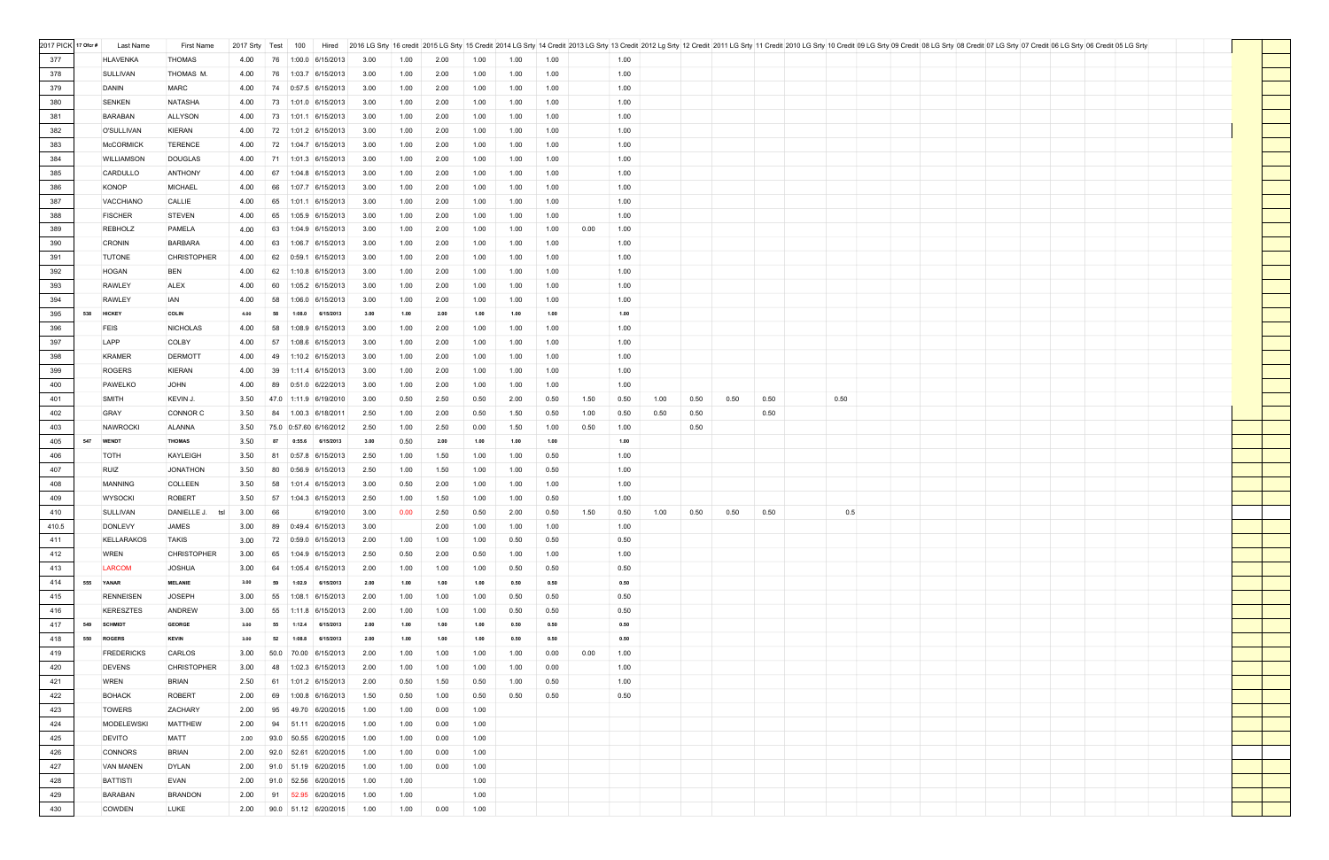| 2017 PICK | 17 Ofcr # | Last Name | First Name | 2017 Srty | Test | 100 | Hired | 2016 LG Srty | 16 credit | 2015 LG Srty | 15 Credit | 2014 LG Srty | 14 Credit | 2013 LG Srty | 13 Credit | 2012 Lg Srty | 12 Credit | 2011 LG Srty | 11 Credit | 2010 LG Srty | 10 Credit | 09 LG Srty | 09 Credit | 08 LG Srty | 08 Credit | 07 LG Srty | 07 Credit | 06 LG Srty | 06 Credit | 05 LG Srty |
|---|---|---|---|---|---|---|---|---|---|---|---|---|---|---|---|---|---|---|---|---|---|---|---|---|---|---|---|---|---|---|
| 377 | | HLAVENKA | THOMAS | 4.00 | 76 | 1:00.0 | 6/15/2013 | 3.00 | 1.00 | 2.00 | 1.00 | 1.00 | 1.00 | | 1.00 | | | | | | | | | | | | | | | |
| 378 | | SULLIVAN | THOMAS M. | 4.00 | 76 | 1:03.7 | 6/15/2013 | 3.00 | 1.00 | 2.00 | 1.00 | 1.00 | 1.00 | | 1.00 | | | | | | | | | | | | | | | |
| 379 | | DANIN | MARC | 4.00 | 74 | 0:57.5 | 6/15/2013 | 3.00 | 1.00 | 2.00 | 1.00 | 1.00 | 1.00 | | 1.00 | | | | | | | | | | | | | | | |
| 380 | | SENKEN | NATASHA | 4.00 | 73 | 1:01.0 | 6/15/2013 | 3.00 | 1.00 | 2.00 | 1.00 | 1.00 | 1.00 | | 1.00 | | | | | | | | | | | | | | | |
| 381 | | BARABAN | ALLYSON | 4.00 | 73 | 1:01.1 | 6/15/2013 | 3.00 | 1.00 | 2.00 | 1.00 | 1.00 | 1.00 | | 1.00 | | | | | | | | | | | | | | | |
| 382 | | O'SULLIVAN | KIERAN | 4.00 | 72 | 1:01.2 | 6/15/2013 | 3.00 | 1.00 | 2.00 | 1.00 | 1.00 | 1.00 | | 1.00 | | | | | | | | | | | | | | | |
| 383 | | McCORMICK | TERENCE | 4.00 | 72 | 1:04.7 | 6/15/2013 | 3.00 | 1.00 | 2.00 | 1.00 | 1.00 | 1.00 | | 1.00 | | | | | | | | | | | | | | | |
| 384 | | WILLIAMSON | DOUGLAS | 4.00 | 71 | 1:01.3 | 6/15/2013 | 3.00 | 1.00 | 2.00 | 1.00 | 1.00 | 1.00 | | 1.00 | | | | | | | | | | | | | | | |
| 385 | | CARDULLO | ANTHONY | 4.00 | 67 | 1:04.8 | 6/15/2013 | 3.00 | 1.00 | 2.00 | 1.00 | 1.00 | 1.00 | | 1.00 | | | | | | | | | | | | | | | |
| 386 | | KONOP | MICHAEL | 4.00 | 66 | 1:07.7 | 6/15/2013 | 3.00 | 1.00 | 2.00 | 1.00 | 1.00 | 1.00 | | 1.00 | | | | | | | | | | | | | | | |
| 387 | | VACCHIANO | CALLIE | 4.00 | 65 | 1:01.1 | 6/15/2013 | 3.00 | 1.00 | 2.00 | 1.00 | 1.00 | 1.00 | | 1.00 | | | | | | | | | | | | | | | |
| 388 | | FISCHER | STEVEN | 4.00 | 65 | 1:05.9 | 6/15/2013 | 3.00 | 1.00 | 2.00 | 1.00 | 1.00 | 1.00 | | 1.00 | | | | | | | | | | | | | | | |
| 389 | | REBHOLZ | PAMELA | 4.00 | 63 | 1:04.9 | 6/15/2013 | 3.00 | 1.00 | 2.00 | 1.00 | 1.00 | 1.00 | 0.00 | 1.00 | | | | | | | | | | | | | | | |
| 390 | | CRONIN | BARBARA | 4.00 | 63 | 1:06.7 | 6/15/2013 | 3.00 | 1.00 | 2.00 | 1.00 | 1.00 | 1.00 | | 1.00 | | | | | | | | | | | | | | | |
| 391 | | TUTONE | CHRISTOPHER | 4.00 | 62 | 0:59.1 | 6/15/2013 | 3.00 | 1.00 | 2.00 | 1.00 | 1.00 | 1.00 | | 1.00 | | | | | | | | | | | | | | | |
| 392 | | HOGAN | BEN | 4.00 | 62 | 1:10.8 | 6/15/2013 | 3.00 | 1.00 | 2.00 | 1.00 | 1.00 | 1.00 | | 1.00 | | | | | | | | | | | | | | | |
| 393 | | RAWLEY | ALEX | 4.00 | 60 | 1:05.2 | 6/15/2013 | 3.00 | 1.00 | 2.00 | 1.00 | 1.00 | 1.00 | | 1.00 | | | | | | | | | | | | | | | |
| 394 | | RAWLEY | IAN | 4.00 | 58 | 1:06.0 | 6/15/2013 | 3.00 | 1.00 | 2.00 | 1.00 | 1.00 | 1.00 | | 1.00 | | | | | | | | | | | | | | | |
| 395 | 538 | HICKEY | COLIN | 4.00 | 58 | 1:08.0 | 6/15/2013 | 3.00 | 1.00 | 2.00 | 1.00 | 1.00 | 1.00 | | 1.00 | | | | | | | | | | | | | | | |
| 396 | | FEIS | NICHOLAS | 4.00 | 58 | 1:08.9 | 6/15/2013 | 3.00 | 1.00 | 2.00 | 1.00 | 1.00 | 1.00 | | 1.00 | | | | | | | | | | | | | | | |
| 397 | | LAPP | COLBY | 4.00 | 57 | 1:08.6 | 6/15/2013 | 3.00 | 1.00 | 2.00 | 1.00 | 1.00 | 1.00 | | 1.00 | | | | | | | | | | | | | | | |
| 398 | | KRAMER | DERMOTT | 4.00 | 49 | 1:10.2 | 6/15/2013 | 3.00 | 1.00 | 2.00 | 1.00 | 1.00 | 1.00 | | 1.00 | | | | | | | | | | | | | | | |
| 399 | | ROGERS | KIERAN | 4.00 | 39 | 1:11.4 | 6/15/2013 | 3.00 | 1.00 | 2.00 | 1.00 | 1.00 | 1.00 | | 1.00 | | | | | | | | | | | | | | | |
| 400 | | PAWELKO | JOHN | 4.00 | 89 | 0:51.0 | 6/22/2013 | 3.00 | 1.00 | 2.00 | 1.00 | 1.00 | 1.00 | | 1.00 | | | | | | | | | | | | | | | |
| 401 | | SMITH | KEVIN J. | 3.50 | 47.0 | 1:11.9 | 6/19/2010 | 3.00 | 0.50 | 2.50 | 0.50 | 2.00 | 0.50 | 1.50 | 0.50 | 1.00 | 0.50 | 0.50 | 0.50 | | 0.50 | | | | | | | | | |
| 402 | | GRAY | CONNOR C | 3.50 | 84 | 1:00.3 | 6/18/2011 | 2.50 | 1.00 | 2.00 | 0.50 | 1.50 | 0.50 | 1.00 | 0.50 | 0.50 | 0.50 | | 0.50 | | | | | | | | | | | |
| 403 | | NAWROCKI | ALANNA | 3.50 | 75.0 | 0:57.60 | 6/16/2012 | 2.50 | 1.00 | 2.50 | 0.00 | 1.50 | 1.00 | 0.50 | 1.00 | | 0.50 | | | | | | | | | | | | | |
| 405 | 547 | WENDT | THOMAS | 3.50 | 87 | 0:55.6 | 6/15/2013 | 3.00 | 0.50 | 2.00 | 1.00 | 1.00 | 1.00 | | 1.00 | | | | | | | | | | | | | | | |
| 406 | | TOTH | KAYLEIGH | 3.50 | 81 | 0:57.8 | 6/15/2013 | 2.50 | 1.00 | 1.50 | 1.00 | 1.00 | 0.50 | | 1.00 | | | | | | | | | | | | | | | |
| 407 | | RUIZ | JONATHON | 3.50 | 80 | 0:56.9 | 6/15/2013 | 2.50 | 1.00 | 1.50 | 1.00 | 1.00 | 0.50 | | 1.00 | | | | | | | | | | | | | | | |
| 408 | | MANNING | COLLEEN | 3.50 | 58 | 1:01.4 | 6/15/2013 | 3.00 | 0.50 | 2.00 | 1.00 | 1.00 | 1.00 | | 1.00 | | | | | | | | | | | | | | | |
| 409 | | WYSOCKI | ROBERT | 3.50 | 57 | 1:04.3 | 6/15/2013 | 2.50 | 1.00 | 1.50 | 1.00 | 1.00 | 0.50 | | 1.00 | | | | | | | | | | | | | | | |
| 410 | | SULLIVAN | DANIELLE J. tsl | 3.00 | 66 | | 6/19/2010 | 3.00 | 0.00 | 2.50 | 0.50 | 2.00 | 0.50 | 1.50 | 0.50 | 1.00 | 0.50 | 0.50 | 0.50 | | 0.5 | | | | | | | | | |
| 410.5 | | DONLEVY | JAMES | 3.00 | 89 | 0:49.4 | 6/15/2013 | 3.00 | | 2.00 | 1.00 | 1.00 | 1.00 | | 1.00 | | | | | | | | | | | | | | | |
| 411 | | KELLARAKOS | TAKIS | 3.00 | 72 | 0:59.0 | 6/15/2013 | 2.00 | 1.00 | 1.00 | 1.00 | 0.50 | 0.50 | | 0.50 | | | | | | | | | | | | | | | |
| 412 | | WREN | CHRISTOPHER | 3.00 | 65 | 1:04.9 | 6/15/2013 | 2.50 | 0.50 | 2.00 | 0.50 | 1.00 | 1.00 | | 1.00 | | | | | | | | | | | | | | | |
| 413 | | LARCOM | JOSHUA | 3.00 | 64 | 1:05.4 | 6/15/2013 | 2.00 | 1.00 | 1.00 | 1.00 | 0.50 | 0.50 | | 0.50 | | | | | | | | | | | | | | | |
| 414 | 555 | YANAR | MELANIE | 3.00 | 59 | 1:02.9 | 6/15/2013 | 2.00 | 1.00 | 1.00 | 1.00 | 0.50 | 0.50 | | 0.50 | | | | | | | | | | | | | | | |
| 415 | | RENNEISEN | JOSEPH | 3.00 | 55 | 1:08.1 | 6/15/2013 | 2.00 | 1.00 | 1.00 | 1.00 | 0.50 | 0.50 | | 0.50 | | | | | | | | | | | | | | | |
| 416 | | KERESZTES | ANDREW | 3.00 | 55 | 1:11.8 | 6/15/2013 | 2.00 | 1.00 | 1.00 | 1.00 | 0.50 | 0.50 | | 0.50 | | | | | | | | | | | | | | | |
| 417 | 549 | SCHMIDT | GEORGE | 3.00 | 55 | 1:12.4 | 6/15/2013 | 2.00 | 1.00 | 1.00 | 1.00 | 0.50 | 0.50 | | 0.50 | | | | | | | | | | | | | | | |
| 418 | 550 | ROGERS | KEVIN | 3.00 | 52 | 1:08.0 | 6/15/2013 | 2.00 | 1.00 | 1.00 | 1.00 | 0.50 | 0.50 | | 0.50 | | | | | | | | | | | | | | | |
| 419 | | FREDERICKS | CARLOS | 3.00 | 50.0 | 70.00 | 6/15/2013 | 2.00 | 1.00 | 1.00 | 1.00 | 1.00 | 0.00 | 0.00 | 1.00 | | | | | | | | | | | | | | | |
| 420 | | DEVENS | CHRISTOPHER | 3.00 | 48 | 1:02.3 | 6/15/2013 | 2.00 | 1.00 | 1.00 | 1.00 | 1.00 | 0.00 | | 1.00 | | | | | | | | | | | | | | | |
| 421 | | WREN | BRIAN | 2.50 | 61 | 1:01.2 | 6/15/2013 | 2.00 | 0.50 | 1.50 | 0.50 | 1.00 | 0.50 | | 1.00 | | | | | | | | | | | | | | | |
| 422 | | BOHACK | ROBERT | 2.00 | 69 | 1:00.8 | 6/16/2013 | 1.50 | 0.50 | 1.00 | 0.50 | 0.50 | 0.50 | | 0.50 | | | | | | | | | | | | | | | |
| 423 | | TOWERS | ZACHARY | 2.00 | 95 | 49.70 | 6/20/2015 | 1.00 | 1.00 | 0.00 | 1.00 | | | | | | | | | | | | | | | | | | | |
| 424 | | MODELEWSKI | MATTHEW | 2.00 | 94 | 51.11 | 6/20/2015 | 1.00 | 1.00 | 0.00 | 1.00 | | | | | | | | | | | | | | | | | | | |
| 425 | | DEVITO | MATT | 2.00 | 93.0 | 50.55 | 6/20/2015 | 1.00 | 1.00 | 0.00 | 1.00 | | | | | | | | | | | | | | | | | | | |
| 426 | | CONNORS | BRIAN | 2.00 | 92.0 | 52.61 | 6/20/2015 | 1.00 | 1.00 | 0.00 | 1.00 | | | | | | | | | | | | | | | | | | | |
| 427 | | VAN MANEN | DYLAN | 2.00 | 91.0 | 51.19 | 6/20/2015 | 1.00 | 1.00 | 0.00 | 1.00 | | | | | | | | | | | | | | | | | | | |
| 428 | | BATTISTI | EVAN | 2.00 | 91.0 | 52.56 | 6/20/2015 | 1.00 | 1.00 | | 1.00 | | | | | | | | | | | | | | | | | | | |
| 429 | | BARABAN | BRANDON | 2.00 | 91 | 52.95 | 6/20/2015 | 1.00 | 1.00 | | 1.00 | | | | | | | | | | | | | | | | | | | |
| 430 | | COWDEN | LUKE | 2.00 | 90.0 | 51.12 | 6/20/2015 | 1.00 | 1.00 | 0.00 | 1.00 | | | | | | | | | | | | | | | | | | | |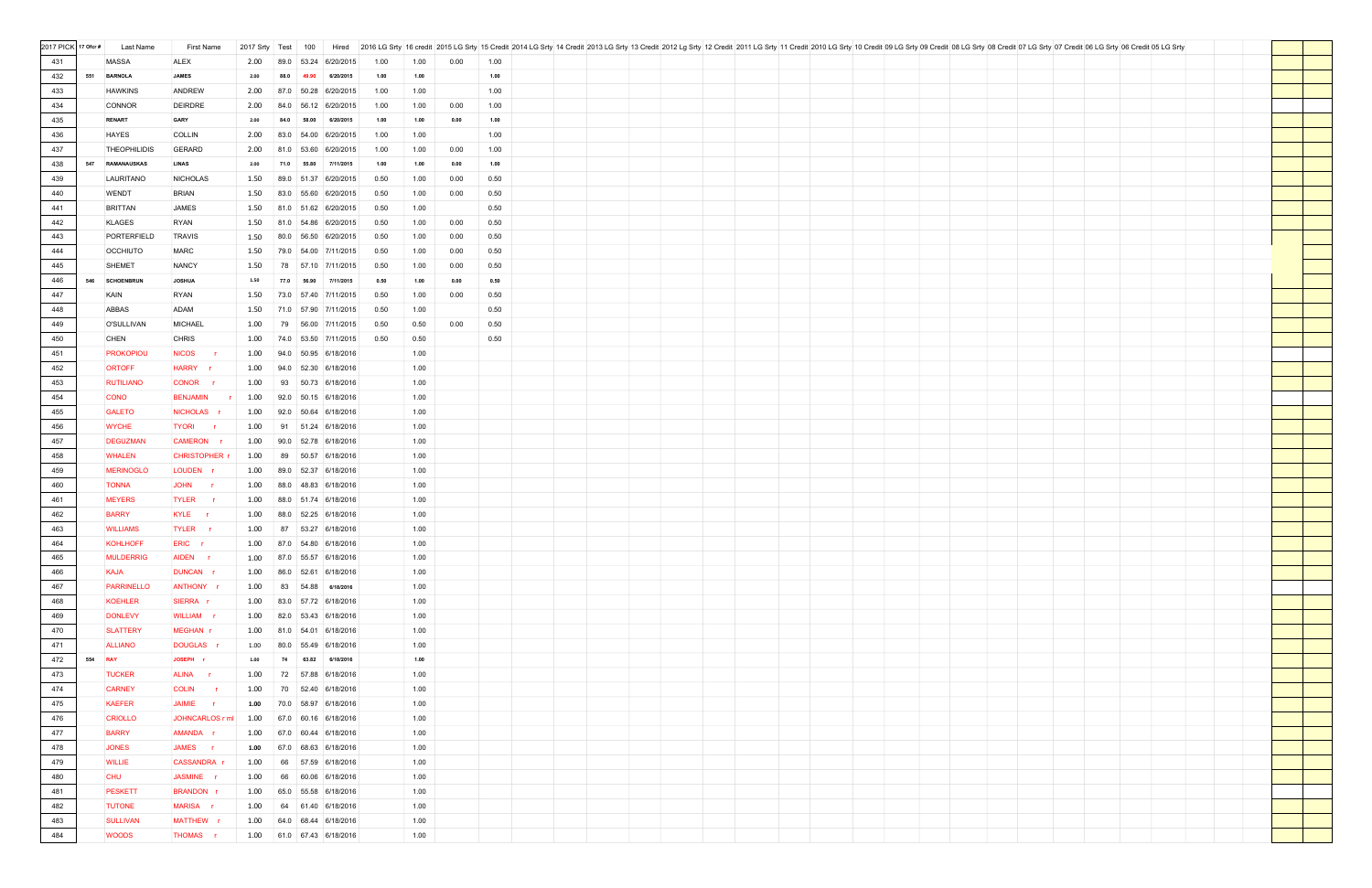| 2017 PICK | 17 Ofcr # | Last Name | First Name | 2017 Srty | Test | 100 | Hired | 2016 LG Srty | 16 credit | 2015 LG Srty | 15 Credit | 2014 LG Srty | 14 Credit | 2013 LG Srty | 13 Credit | 2012 Lg Srty | 12 Credit | 2011 LG Srty | 11 Credit | 2010 LG Srty | 10 Credit | 09 LG Srty | 09 Credit | 08 LG Srty | 08 Credit | 07 LG Srty | 07 Credit | 06 LG Srty | 06 Credit | 05 LG Srty |
|---|---|---|---|---|---|---|---|---|---|---|---|---|---|---|---|---|---|---|---|---|---|---|---|---|---|---|---|---|---|---|
| 431 | | MASSA | ALEX | 2.00 | 89.0 | 53.24 | 6/20/2015 | 1.00 | 1.00 | 0.00 | 1.00 | | | | | | | | | | | | | | | | | | | |
| 432 | 551 | BARNOLA | JAMES | 2.00 | 88.0 | 49.90 | 6/20/2015 | 1.00 | 1.00 | | 1.00 | | | | | | | | | | | | | | | | | | | |
| 433 | | HAWKINS | ANDREW | 2.00 | 87.0 | 50.28 | 6/20/2015 | 1.00 | 1.00 | | 1.00 | | | | | | | | | | | | | | | | | | | |
| 434 | | CONNOR | DEIRDRE | 2.00 | 84.0 | 56.12 | 6/20/2015 | 1.00 | 1.00 | 0.00 | 1.00 | | | | | | | | | | | | | | | | | | | |
| 435 | | RENART | GARY | 2.00 | 84.0 | 58.00 | 6/20/2015 | 1.00 | 1.00 | 0.00 | 1.00 | | | | | | | | | | | | | | | | | | | |
| 436 | | HAYES | COLLIN | 2.00 | 83.0 | 54.00 | 6/20/2015 | 1.00 | 1.00 | | 1.00 | | | | | | | | | | | | | | | | | | | |
| 437 | | THEOPHILIDIS | GERARD | 2.00 | 81.0 | 53.60 | 6/20/2015 | 1.00 | 1.00 | 0.00 | 1.00 | | | | | | | | | | | | | | | | | | | |
| 438 | 547 | RAMANAUSKAS | LINAS | 2.00 | 71.0 | 55.80 | 7/11/2015 | 1.00 | 1.00 | 0.00 | 1.00 | | | | | | | | | | | | | | | | | | | |
| 439 | | LAURITANO | NICHOLAS | 1.50 | 89.0 | 51.37 | 6/20/2015 | 0.50 | 1.00 | 0.00 | 0.50 | | | | | | | | | | | | | | | | | | | |
| 440 | | WENDT | BRIAN | 1.50 | 83.0 | 55.60 | 6/20/2015 | 0.50 | 1.00 | 0.00 | 0.50 | | | | | | | | | | | | | | | | | | | |
| 441 | | BRITTAN | JAMES | 1.50 | 81.0 | 51.62 | 6/20/2015 | 0.50 | 1.00 | | 0.50 | | | | | | | | | | | | | | | | | | | |
| 442 | | KLAGES | RYAN | 1.50 | 81.0 | 54.86 | 6/20/2015 | 0.50 | 1.00 | 0.00 | 0.50 | | | | | | | | | | | | | | | | | | | |
| 443 | | PORTERFIELD | TRAVIS | 1.50 | 80.0 | 56.50 | 6/20/2015 | 0.50 | 1.00 | 0.00 | 0.50 | | | | | | | | | | | | | | | | | | | |
| 444 | | OCCHIUTO | MARC | 1.50 | 79.0 | 54.00 | 7/11/2015 | 0.50 | 1.00 | 0.00 | 0.50 | | | | | | | | | | | | | | | | | | | |
| 445 | | SHEMET | NANCY | 1.50 | 78 | 57.10 | 7/11/2015 | 0.50 | 1.00 | 0.00 | 0.50 | | | | | | | | | | | | | | | | | | | |
| 446 | 546 | SCHOENBRUN | JOSHUA | 1.50 | 77.0 | 56.90 | 7/11/2015 | 0.50 | 1.00 | 0.00 | 0.50 | | | | | | | | | | | | | | | | | | | |
| 447 | | KAIN | RYAN | 1.50 | 73.0 | 57.40 | 7/11/2015 | 0.50 | 1.00 | 0.00 | 0.50 | | | | | | | | | | | | | | | | | | | |
| 448 | | ABBAS | ADAM | 1.50 | 71.0 | 57.90 | 7/11/2015 | 0.50 | 1.00 | | 0.50 | | | | | | | | | | | | | | | | | | | |
| 449 | | O'SULLIVAN | MICHAEL | 1.00 | 79 | 56.00 | 7/11/2015 | 0.50 | 0.50 | 0.00 | 0.50 | | | | | | | | | | | | | | | | | | | |
| 450 | | CHEN | CHRIS | 1.00 | 74.0 | 53.50 | 7/11/2015 | 0.50 | 0.50 | | 0.50 | | | | | | | | | | | | | | | | | | | |
| 451 | | PROKOPIOU | NICOS r | 1.00 | 94.0 | 50.95 | 6/18/2016 | | 1.00 | | | | | | | | | | | | | | | | | | | | | |
| 452 | | ORTOFF | HARRY r | 1.00 | 94.0 | 52.30 | 6/18/2016 | | 1.00 | | | | | | | | | | | | | | | | | | | | | |
| 453 | | RUTILIANO | CONOR r | 1.00 | 93 | 50.73 | 6/18/2016 | | 1.00 | | | | | | | | | | | | | | | | | | | | | |
| 454 | | CONO | BENJAMIN r | 1.00 | 92.0 | 50.15 | 6/18/2016 | | 1.00 | | | | | | | | | | | | | | | | | | | | | |
| 455 | | GALETO | NICHOLAS r | 1.00 | 92.0 | 50.64 | 6/18/2016 | | 1.00 | | | | | | | | | | | | | | | | | | | | | |
| 456 | | WYCHE | TYORI r | 1.00 | 91 | 51.24 | 6/18/2016 | | 1.00 | | | | | | | | | | | | | | | | | | | | | |
| 457 | | DEGUZMAN | CAMERON r | 1.00 | 90.0 | 52.78 | 6/18/2016 | | 1.00 | | | | | | | | | | | | | | | | | | | | | |
| 458 | | WHALEN | CHRISTOPHER r | 1.00 | 89 | 50.57 | 6/18/2016 | | 1.00 | | | | | | | | | | | | | | | | | | | | | |
| 459 | | MERINOGLO | LOUDEN r | 1.00 | 89.0 | 52.37 | 6/18/2016 | | 1.00 | | | | | | | | | | | | | | | | | | | | | |
| 460 | | TONNA | JOHN r | 1.00 | 88.0 | 48.83 | 6/18/2016 | | 1.00 | | | | | | | | | | | | | | | | | | | | | |
| 461 | | MEYERS | TYLER r | 1.00 | 88.0 | 51.74 | 6/18/2016 | | 1.00 | | | | | | | | | | | | | | | | | | | | | |
| 462 | | BARRY | KYLE r | 1.00 | 88.0 | 52.25 | 6/18/2016 | | 1.00 | | | | | | | | | | | | | | | | | | | | | |
| 463 | | WILLIAMS | TYLER r | 1.00 | 87 | 53.27 | 6/18/2016 | | 1.00 | | | | | | | | | | | | | | | | | | | | | |
| 464 | | KOHLHOFF | ERIC r | 1.00 | 87.0 | 54.80 | 6/18/2016 | | 1.00 | | | | | | | | | | | | | | | | | | | | | |
| 465 | | MULDERRIG | AIDEN r | 1.00 | 87.0 | 55.57 | 6/18/2016 | | 1.00 | | | | | | | | | | | | | | | | | | | | | |
| 466 | | KAJA | DUNCAN r | 1.00 | 86.0 | 52.61 | 6/18/2016 | | 1.00 | | | | | | | | | | | | | | | | | | | | | |
| 467 | | PARRINELLO | ANTHONY r | 1.00 | 83 | 54.88 | 6/18/2016 | | 1.00 | | | | | | | | | | | | | | | | | | | | | |
| 468 | | KOEHLER | SIERRA r | 1.00 | 83.0 | 57.72 | 6/18/2016 | | 1.00 | | | | | | | | | | | | | | | | | | | | | |
| 469 | | DONLEVY | WILLIAM r | 1.00 | 82.0 | 53.43 | 6/18/2016 | | 1.00 | | | | | | | | | | | | | | | | | | | | | |
| 470 | | SLATTERY | MEGHAN r | 1.00 | 81.0 | 54.01 | 6/18/2016 | | 1.00 | | | | | | | | | | | | | | | | | | | | | |
| 471 | | ALLIANO | DOUGLAS r | 1.00 | 80.0 | 55.49 | 6/18/2016 | | 1.00 | | | | | | | | | | | | | | | | | | | | | |
| 472 | 554 | RAY | JOSEPH r | 1.00 | 74 | 63.82 | 6/18/2016 | | 1.00 | | | | | | | | | | | | | | | | | | | | | |
| 473 | | TUCKER | ALINA r | 1.00 | 72 | 57.88 | 6/18/2016 | | 1.00 | | | | | | | | | | | | | | | | | | | | | |
| 474 | | CARNEY | COLIN r | 1.00 | 70 | 52.40 | 6/18/2016 | | 1.00 | | | | | | | | | | | | | | | | | | | | | |
| 475 | | KAEFER | JAIMIE r | 1.00 | 70.0 | 58.97 | 6/18/2016 | | 1.00 | | | | | | | | | | | | | | | | | | | | | |
| 476 | | CRIOLLO | JOHNCARLOS r ml | 1.00 | 67.0 | 60.16 | 6/18/2016 | | 1.00 | | | | | | | | | | | | | | | | | | | | | |
| 477 | | BARRY | AMANDA r | 1.00 | 67.0 | 60.44 | 6/18/2016 | | 1.00 | | | | | | | | | | | | | | | | | | | | | |
| 478 | | JONES | JAMES r | 1.00 | 67.0 | 68.63 | 6/18/2016 | | 1.00 | | | | | | | | | | | | | | | | | | | | | |
| 479 | | WILLIE | CASSANDRA r | 1.00 | 66 | 57.59 | 6/18/2016 | | 1.00 | | | | | | | | | | | | | | | | | | | | | |
| 480 | | CHU | JASMINE r | 1.00 | 66 | 60.06 | 6/18/2016 | | 1.00 | | | | | | | | | | | | | | | | | | | | | |
| 481 | | PESKETT | BRANDON r | 1.00 | 65.0 | 55.58 | 6/18/2016 | | 1.00 | | | | | | | | | | | | | | | | | | | | | |
| 482 | | TUTONE | MARISA r | 1.00 | 64 | 61.40 | 6/18/2016 | | 1.00 | | | | | | | | | | | | | | | | | | | | | |
| 483 | | SULLIVAN | MATTHEW r | 1.00 | 64.0 | 68.44 | 6/18/2016 | | 1.00 | | | | | | | | | | | | | | | | | | | | | |
| 484 | | WOODS | THOMAS r | 1.00 | 61.0 | 67.43 | 6/18/2016 | | 1.00 | | | | | | | | | | | | | | | | | | | | | |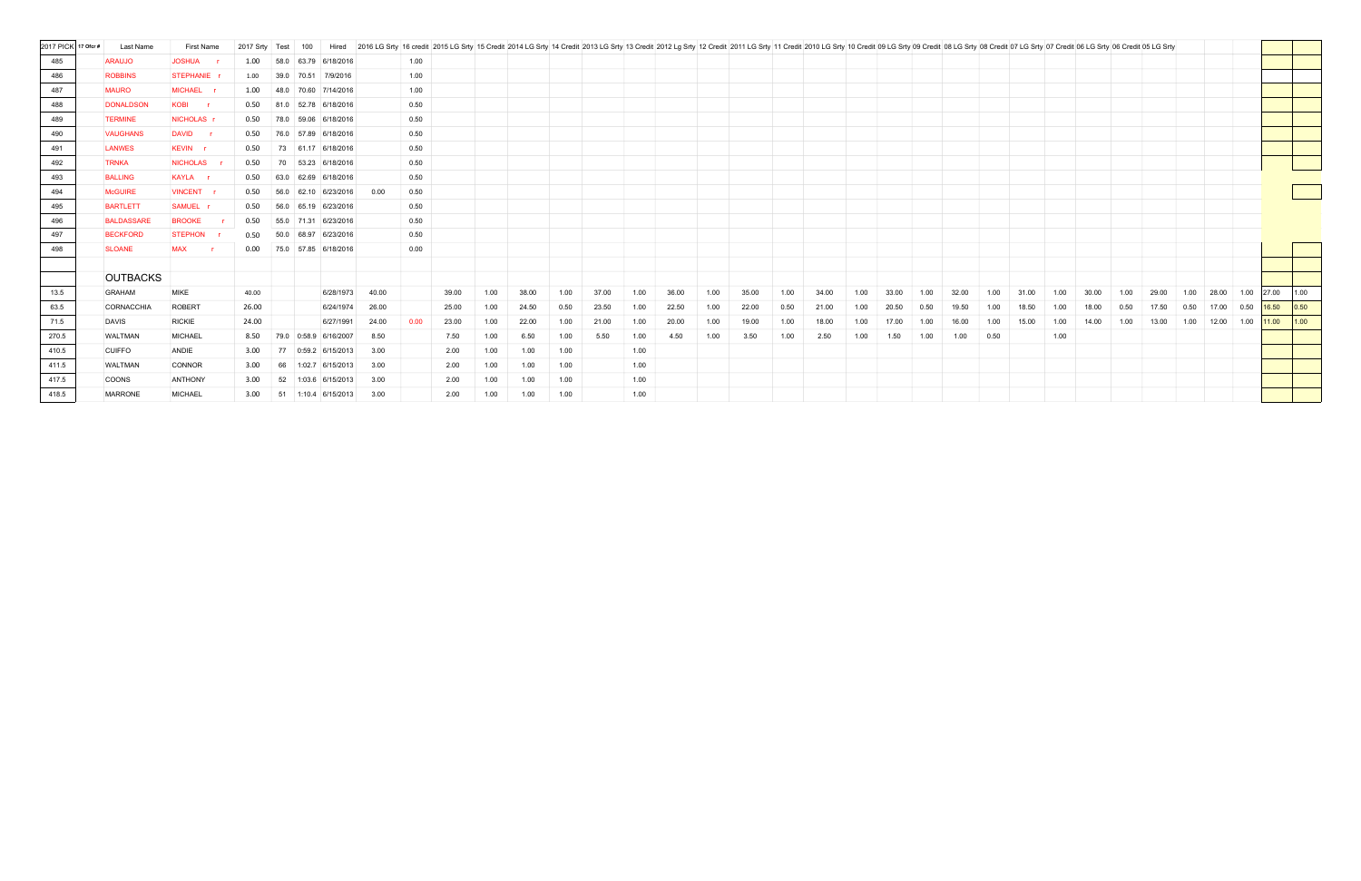| 2017 PICK | 17 Ofcr # | Last Name | First Name | 2017 Srty | Test | 100 | Hired | 2016 LG Srty | 16 credit | 2015 LG Srty | 15 Credit | 2014 LG Srty | 14 Credit | 2013 LG Srty | 13 Credit | 2012 Lg Srty | 12 Credit | 2011 LG Srty | 11 Credit | 2010 LG Srty | 10 Credit | 09 LG Srty | 09 Credit | 08 LG Srty | 08 Credit | 07 LG Srty | 07 Credit | 06 LG Srty | 06 Credit | 05 LG Srty | | | | | |
|---|---|---|---|---|---|---|---|---|---|---|---|---|---|---|---|---|---|---|---|---|---|---|---|---|---|---|---|---|---|---|---|---|---|---|---|
| 485 | | ARAUJO | JOSHUA r | 1.00 | 58.0 | 63.79 | 6/18/2016 | | 1.00 | | | | | | | | | | | | | | | | | | | | | | | | | | |
| 486 | | ROBBINS | STEPHANIE r | 1.00 | 39.0 | 70.51 | 7/9/2016 | | 1.00 | | | | | | | | | | | | | | | | | | | | | | | | | | |
| 487 | | MAURO | MICHAEL r | 1.00 | 48.0 | 70.60 | 7/14/2016 | | 1.00 | | | | | | | | | | | | | | | | | | | | | | | | | | |
| 488 | | DONALDSON | KOBI r | 0.50 | 81.0 | 52.78 | 6/18/2016 | | 0.50 | | | | | | | | | | | | | | | | | | | | | | | | | | |
| 489 | | TERMINE | NICHOLAS r | 0.50 | 78.0 | 59.06 | 6/18/2016 | | 0.50 | | | | | | | | | | | | | | | | | | | | | | | | | | |
| 490 | | VAUGHANS | DAVID r | 0.50 | 76.0 | 57.89 | 6/18/2016 | | 0.50 | | | | | | | | | | | | | | | | | | | | | | | | | | |
| 491 | | LANWES | KEVIN r | 0.50 | 73 | 61.17 | 6/18/2016 | | 0.50 | | | | | | | | | | | | | | | | | | | | | | | | | | |
| 492 | | TRNKA | NICHOLAS r | 0.50 | 70 | 53.23 | 6/18/2016 | | 0.50 | | | | | | | | | | | | | | | | | | | | | | | | | | |
| 493 | | BALLING | KAYLA r | 0.50 | 63.0 | 62.69 | 6/18/2016 | | 0.50 | | | | | | | | | | | | | | | | | | | | | | | | | | |
| 494 | | McGUIRE | VINCENT r | 0.50 | 56.0 | 62.10 | 6/23/2016 | 0.00 | 0.50 | | | | | | | | | | | | | | | | | | | | | | | | | | |
| 495 | | BARTLETT | SAMUEL r | 0.50 | 56.0 | 65.19 | 6/23/2016 | | 0.50 | | | | | | | | | | | | | | | | | | | | | | | | | | |
| 496 | | BALDASSARE | BROOKE r | 0.50 | 55.0 | 71.31 | 6/23/2016 | | 0.50 | | | | | | | | | | | | | | | | | | | | | | | | | | |
| 497 | | BECKFORD | STEPHON r | 0.50 | 50.0 | 68.97 | 6/23/2016 | | 0.50 | | | | | | | | | | | | | | | | | | | | | | | | | | |
| 498 | | SLOANE | MAX r | 0.00 | 75.0 | 57.85 | 6/18/2016 | | 0.00 | | | | | | | | | | | | | | | | | | | | | | | | | | |
| | | | | | | | | | | | | | | | | | | | | | | | | | | | | | | | | | | | |
| | | OUTBACKS | | | | | | | | | | | | | | | | | | | | | | | | | | | | | | | | | |
| 13.5 | | GRAHAM | MIKE | 40.00 | | | 6/28/1973 | 40.00 | | 39.00 | 1.00 | 38.00 | 1.00 | 37.00 | 1.00 | 36.00 | 1.00 | 35.00 | 1.00 | 34.00 | 1.00 | 33.00 | 1.00 | 32.00 | 1.00 | 31.00 | 1.00 | 30.00 | 1.00 | 29.00 | 1.00 | 28.00 | 1.00 | 27.00 | 1.00 |
| 63.5 | | CORNACCHIA | ROBERT | 26.00 | | | 6/24/1974 | 26.00 | | 25.00 | 1.00 | 24.50 | 0.50 | 23.50 | 1.00 | 22.50 | 1.00 | 22.00 | 0.50 | 21.00 | 1.00 | 20.50 | 0.50 | 19.50 | 1.00 | 18.50 | 1.00 | 18.00 | 0.50 | 17.50 | 0.50 | 17.00 | 0.50 | 16.50 | 0.50 |
| 71.5 | | DAVIS | RICKIE | 24.00 | | | 6/27/1991 | 24.00 | 0.00 | 23.00 | 1.00 | 22.00 | 1.00 | 21.00 | 1.00 | 20.00 | 1.00 | 19.00 | 1.00 | 18.00 | 1.00 | 17.00 | 1.00 | 16.00 | 1.00 | 15.00 | 1.00 | 14.00 | 1.00 | 13.00 | 1.00 | 12.00 | 1.00 | 11.00 | 1.00 |
| 270.5 | | WALTMAN | MICHAEL | 8.50 | 79.0 | 0:58.9 | 6/16/2007 | 8.50 | | 7.50 | 1.00 | 6.50 | 1.00 | 5.50 | 1.00 | 4.50 | 1.00 | 3.50 | 1.00 | 2.50 | 1.00 | 1.50 | 1.00 | 1.00 | 0.50 | | 1.00 | | | | | | | | |
| 410.5 | | CUIFFO | ANDIE | 3.00 | 77 | 0:59.2 | 6/15/2013 | 3.00 | | 2.00 | 1.00 | 1.00 | 1.00 | | 1.00 | | | | | | | | | | | | | | | | | | | | |
| 411.5 | | WALTMAN | CONNOR | 3.00 | 66 | 1:02.7 | 6/15/2013 | 3.00 | | 2.00 | 1.00 | 1.00 | 1.00 | | 1.00 | | | | | | | | | | | | | | | | | | | | |
| 417.5 | | COONS | ANTHONY | 3.00 | 52 | 1:03.6 | 6/15/2013 | 3.00 | | 2.00 | 1.00 | 1.00 | 1.00 | | 1.00 | | | | | | | | | | | | | | | | | | | | |
| 418.5 | | MARRONE | MICHAEL | 3.00 | 51 | 1:10.4 | 6/15/2013 | 3.00 | | 2.00 | 1.00 | 1.00 | 1.00 | | 1.00 | | | | | | | | | | | | | | | | | | | | |